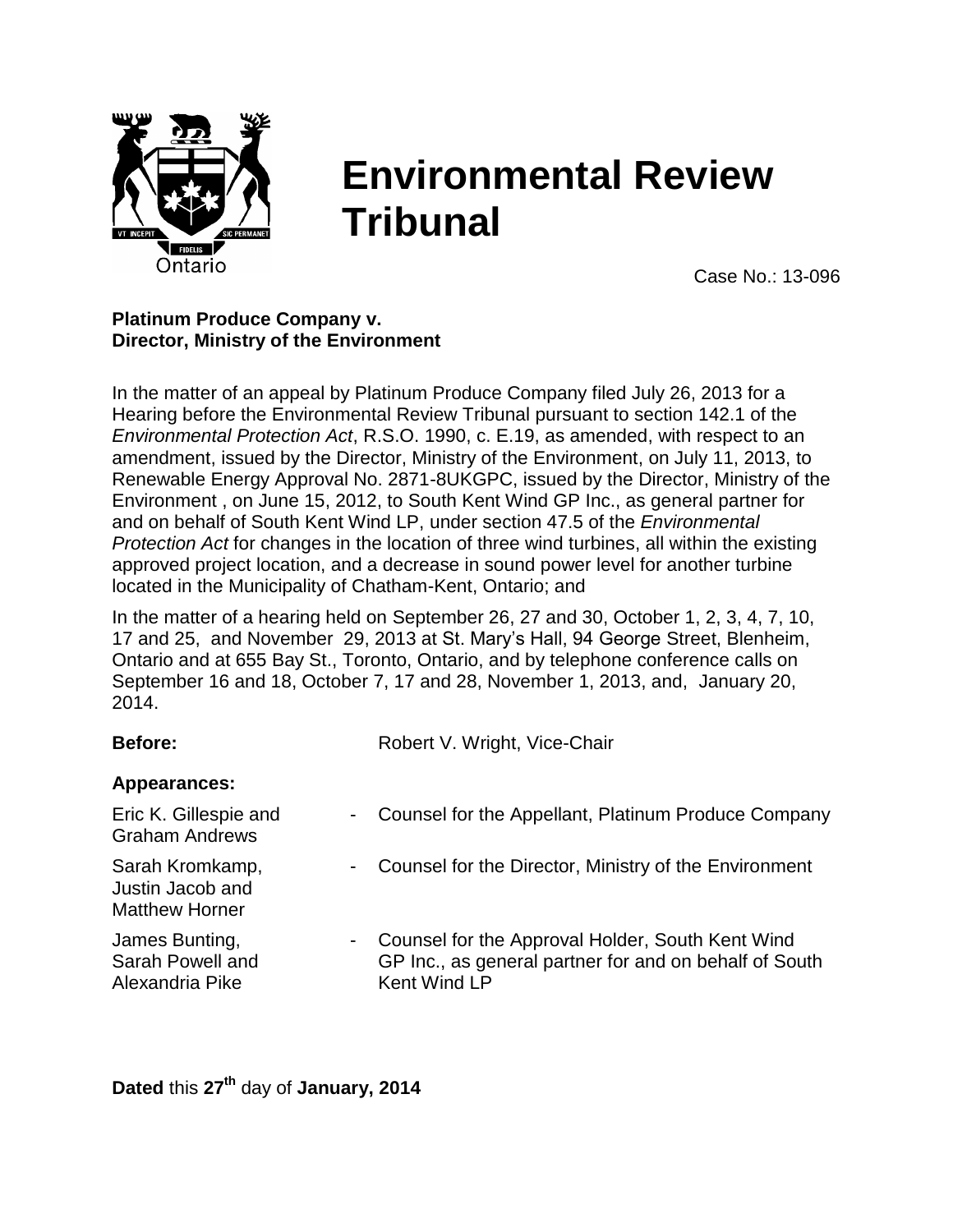# Environmental Review Tribunal

Case No.: 13-096

**Platinum Produce Company v.**
**Director, Ministry of the Environment**

In the matter of an appeal by Platinum Produce Company filed July 26, 2013 for a Hearing before the Environmental Review Tribunal pursuant to section 142.1 of the *Environmental Protection Act*, R.S.O. 1990, c. E.19, as amended, with respect to an amendment, issued by the Director, Ministry of the Environment, on July 11, 2013, to Renewable Energy Approval No. 2871-8UKGPC, issued by the Director, Ministry of the Environment , on June 15, 2012, to South Kent Wind GP Inc., as general partner for and on behalf of South Kent Wind LP, under section 47.5 of the *Environmental Protection Act* for changes in the location of three wind turbines, all within the existing approved project location, and a decrease in sound power level for another turbine located in the Municipality of Chatham-Kent, Ontario; and

In the matter of a hearing held on September 26, 27 and 30, October 1, 2, 3, 4, 7, 10, 17 and 25, and November 29, 2013 at St. Mary's Hall, 94 George Street, Blenheim, Ontario and at 655 Bay St., Toronto, Ontario, and by telephone conference calls on September 16 and 18, October 7, 17 and 28, November 1, 2013, and, January 20, 2014.

**Before:** Robert V. Wright, Vice-Chair

**Appearances:**

| | | |
|---|---|---|
| Eric K. Gillespie and Graham Andrews | - | Counsel for the Appellant, Platinum Produce Company |
| Sarah Kromkamp, Justin Jacob and Matthew Horner | - | Counsel for the Director, Ministry of the Environment |
| James Bunting, Sarah Powell and Alexandria Pike | - | Counsel for the Approval Holder, South Kent Wind GP Inc., as general partner for and on behalf of South Kent Wind LP |

**Dated** this **27th** day of **January, 2014**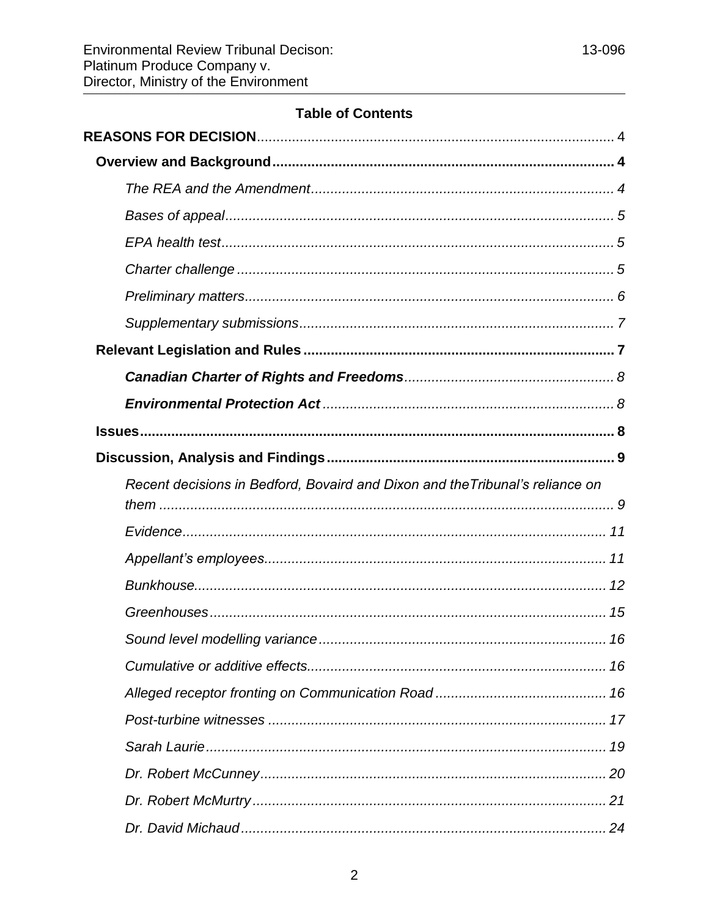## Table of Contents

**REASONS FOR DECISION** ........ 4

- **Overview and Background** ........ 4
  - *The REA and the Amendment* ........ 4
  - *Bases of appeal* ........ 5
  - *EPA health test* ........ 5
  - *Charter challenge* ........ 5
  - *Preliminary matters* ........ 6
  - *Supplementary submissions* ........ 7
- **Relevant Legislation and Rules** ........ 7
  - ***Canadian Charter of Rights and Freedoms*** ........ 8
  - ***Environmental Protection Act*** ........ 8
- **Issues** ........ 8
- **Discussion, Analysis and Findings** ........ 9
  - *Recent decisions in Bedford, Bovaird and Dixon and theTribunal's reliance on them* ........ 9
  - *Evidence* ........ 11
  - *Appellant's employees* ........ 11
  - *Bunkhouse* ........ 12
  - *Greenhouses* ........ 15
  - *Sound level modelling variance* ........ 16
  - *Cumulative or additive effects* ........ 16
  - *Alleged receptor fronting on Communication Road* ........ 16
  - *Post-turbine witnesses* ........ 17
  - *Sarah Laurie* ........ 19
  - *Dr. Robert McCunney* ........ 20
  - *Dr. Robert McMurtry* ........ 21
  - *Dr. David Michaud* ........ 24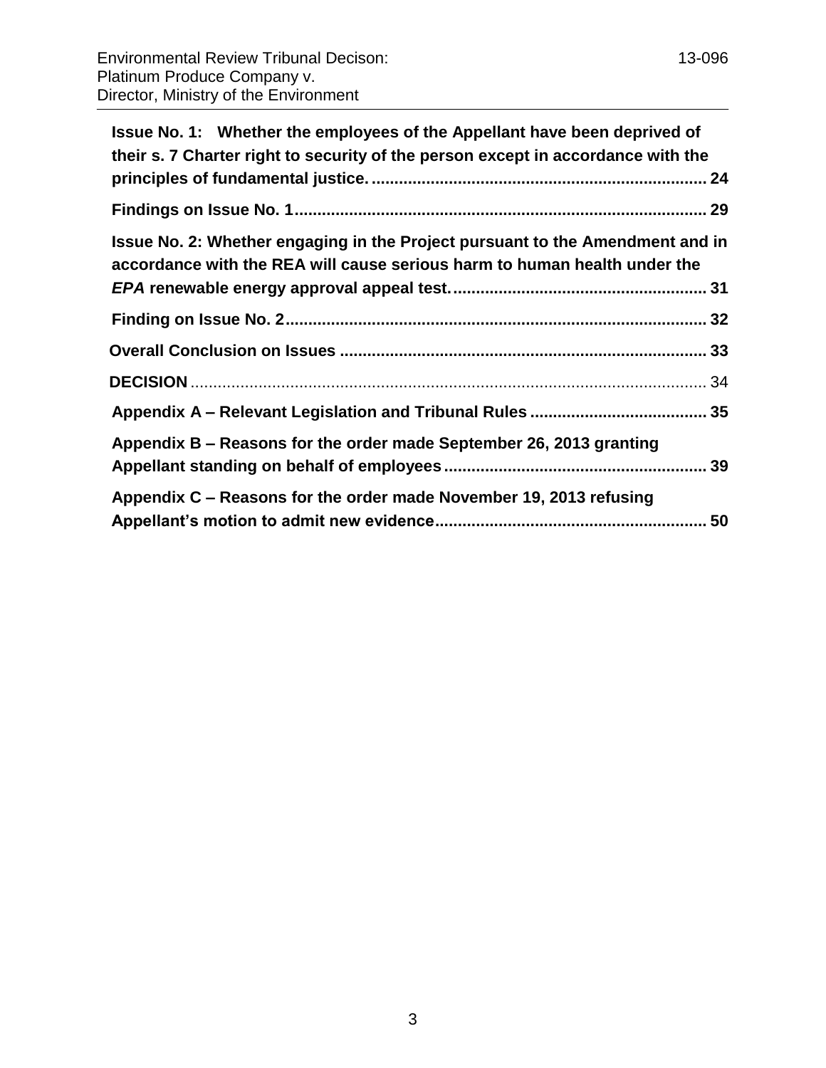**Issue No. 1: Whether the employees of the Appellant have been deprived of their s. 7 Charter right to security of the person except in accordance with the principles of fundamental justice. ........................................................................ 24**

**Findings on Issue No. 1......................................................................................... 29**

**Issue No. 2: Whether engaging in the Project pursuant to the Amendment and in accordance with the REA will cause serious harm to human health under the *EPA* renewable energy approval appeal test. ...................................................... 31**

**Finding on Issue No. 2........................................................................................... 32**

**Overall Conclusion on Issues ............................................................................... 33**

**DECISION** ................................................................................................................ 34

**Appendix A – Relevant Legislation and Tribunal Rules ...................................... 35**

**Appendix B – Reasons for the order made September 26, 2013 granting Appellant standing on behalf of employees ......................................................... 39**

**Appendix C – Reasons for the order made November 19, 2013 refusing Appellant's motion to admit new evidence........................................................... 50**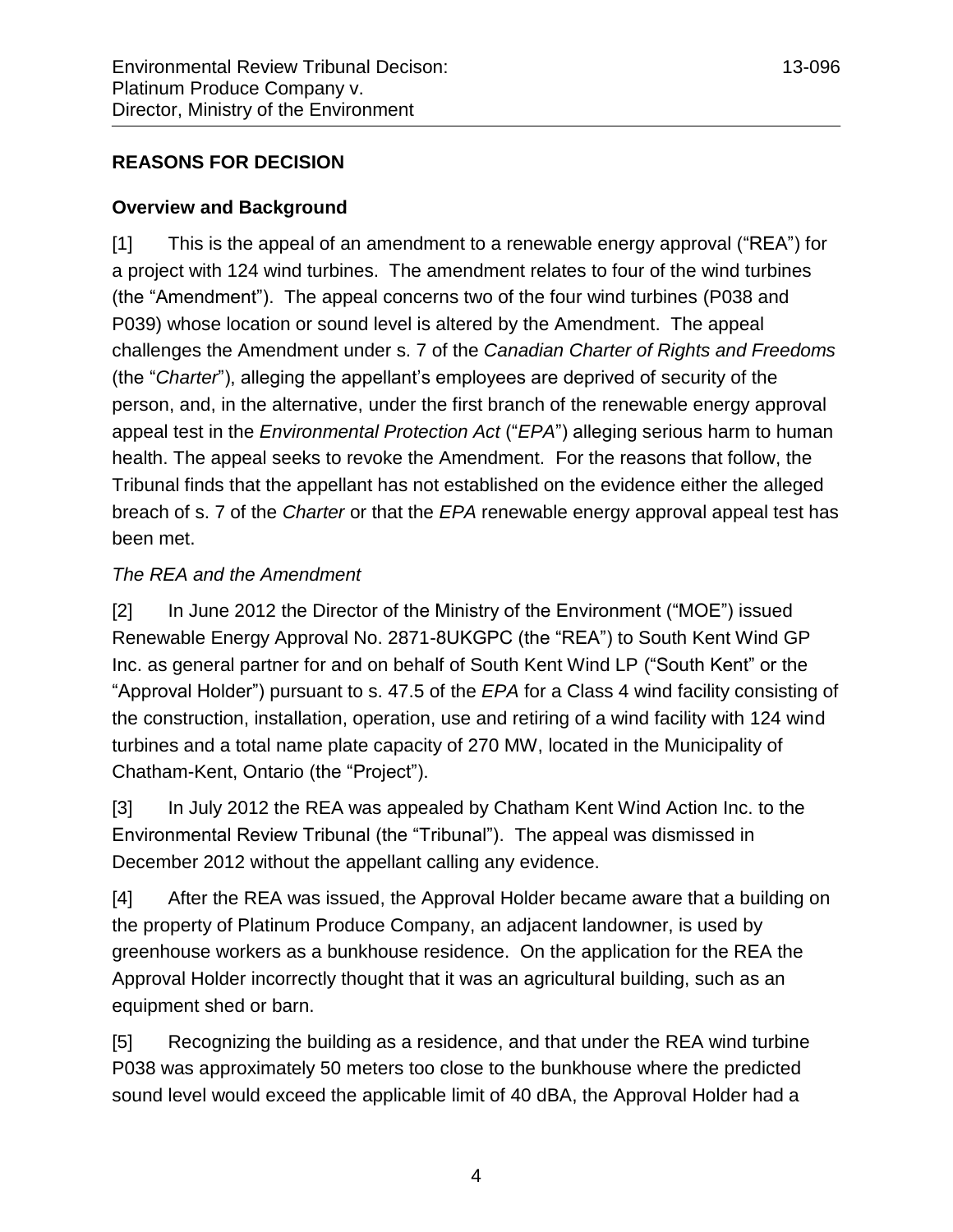## REASONS FOR DECISION

### Overview and Background

[1] This is the appeal of an amendment to a renewable energy approval ("REA") for a project with 124 wind turbines. The amendment relates to four of the wind turbines (the "Amendment"). The appeal concerns two of the four wind turbines (P038 and P039) whose location or sound level is altered by the Amendment. The appeal challenges the Amendment under s. 7 of the *Canadian Charter of Rights and Freedoms* (the "*Charter*"), alleging the appellant's employees are deprived of security of the person, and, in the alternative, under the first branch of the renewable energy approval appeal test in the *Environmental Protection Act* ("*EPA*") alleging serious harm to human health. The appeal seeks to revoke the Amendment. For the reasons that follow, the Tribunal finds that the appellant has not established on the evidence either the alleged breach of s. 7 of the *Charter* or that the *EPA* renewable energy approval appeal test has been met.

*The REA and the Amendment*

[2] In June 2012 the Director of the Ministry of the Environment ("MOE") issued Renewable Energy Approval No. 2871-8UKGPC (the "REA") to South Kent Wind GP Inc. as general partner for and on behalf of South Kent Wind LP ("South Kent" or the "Approval Holder") pursuant to s. 47.5 of the *EPA* for a Class 4 wind facility consisting of the construction, installation, operation, use and retiring of a wind facility with 124 wind turbines and a total name plate capacity of 270 MW, located in the Municipality of Chatham-Kent, Ontario (the "Project").

[3] In July 2012 the REA was appealed by Chatham Kent Wind Action Inc. to the Environmental Review Tribunal (the "Tribunal"). The appeal was dismissed in December 2012 without the appellant calling any evidence.

[4] After the REA was issued, the Approval Holder became aware that a building on the property of Platinum Produce Company, an adjacent landowner, is used by greenhouse workers as a bunkhouse residence. On the application for the REA the Approval Holder incorrectly thought that it was an agricultural building, such as an equipment shed or barn.

[5] Recognizing the building as a residence, and that under the REA wind turbine P038 was approximately 50 meters too close to the bunkhouse where the predicted sound level would exceed the applicable limit of 40 dBA, the Approval Holder had a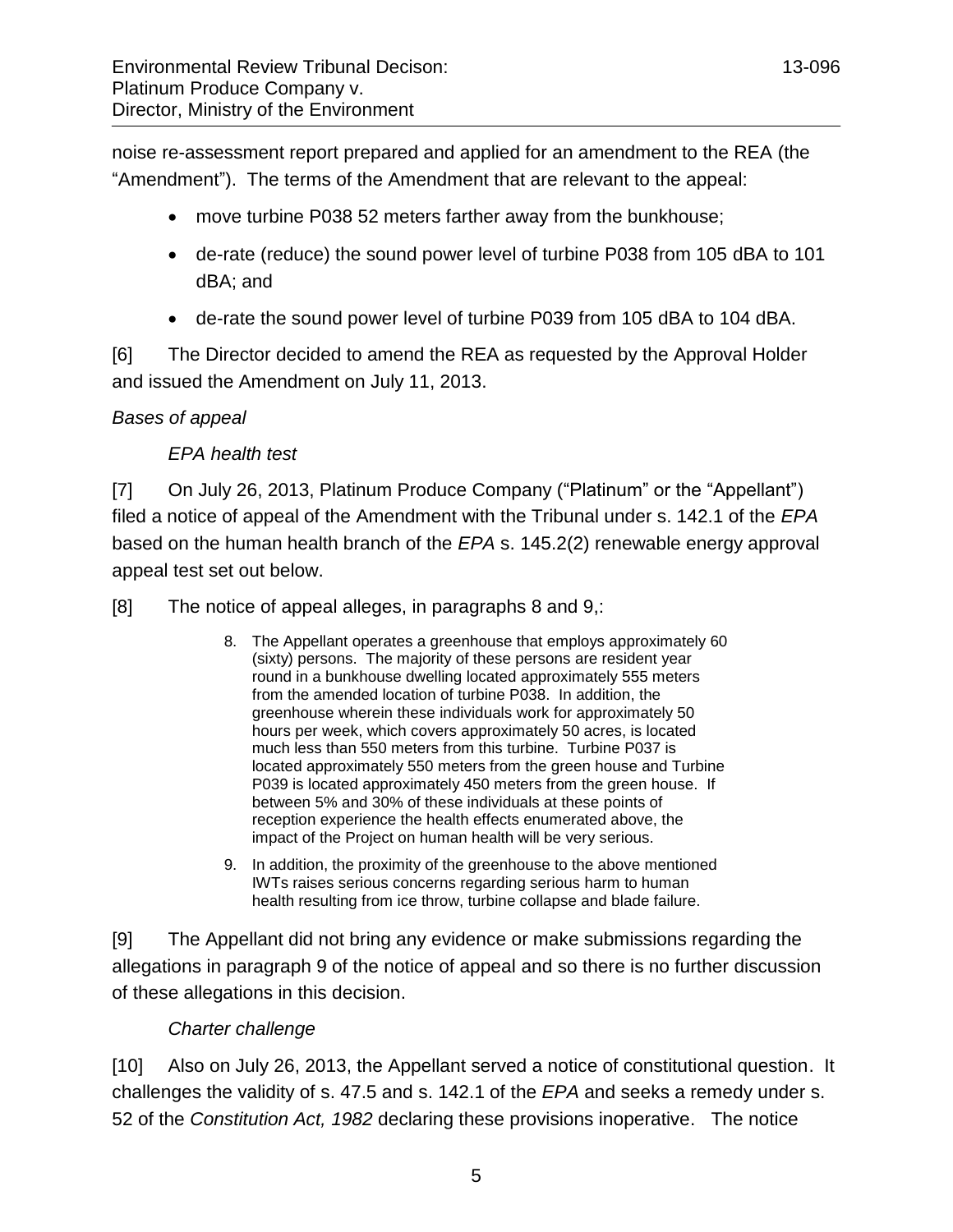noise re-assessment report prepared and applied for an amendment to the REA (the "Amendment"). The terms of the Amendment that are relevant to the appeal:

- move turbine P038 52 meters farther away from the bunkhouse;
- de-rate (reduce) the sound power level of turbine P038 from 105 dBA to 101 dBA; and
- de-rate the sound power level of turbine P039 from 105 dBA to 104 dBA.

[6] The Director decided to amend the REA as requested by the Approval Holder and issued the Amendment on July 11, 2013.

*Bases of appeal*

*EPA health test*

[7] On July 26, 2013, Platinum Produce Company ("Platinum" or the "Appellant") filed a notice of appeal of the Amendment with the Tribunal under s. 142.1 of the *EPA* based on the human health branch of the *EPA* s. 145.2(2) renewable energy approval appeal test set out below.

[8] The notice of appeal alleges, in paragraphs 8 and 9,:

> 8. The Appellant operates a greenhouse that employs approximately 60 (sixty) persons. The majority of these persons are resident year round in a bunkhouse dwelling located approximately 555 meters from the amended location of turbine P038. In addition, the greenhouse wherein these individuals work for approximately 50 hours per week, which covers approximately 50 acres, is located much less than 550 meters from this turbine. Turbine P037 is located approximately 550 meters from the green house and Turbine P039 is located approximately 450 meters from the green house. If between 5% and 30% of these individuals at these points of reception experience the health effects enumerated above, the impact of the Project on human health will be very serious.
>
> 9. In addition, the proximity of the greenhouse to the above mentioned IWTs raises serious concerns regarding serious harm to human health resulting from ice throw, turbine collapse and blade failure.

[9] The Appellant did not bring any evidence or make submissions regarding the allegations in paragraph 9 of the notice of appeal and so there is no further discussion of these allegations in this decision.

*Charter challenge*

[10] Also on July 26, 2013, the Appellant served a notice of constitutional question. It challenges the validity of s. 47.5 and s. 142.1 of the *EPA* and seeks a remedy under s. 52 of the *Constitution Act, 1982* declaring these provisions inoperative. The notice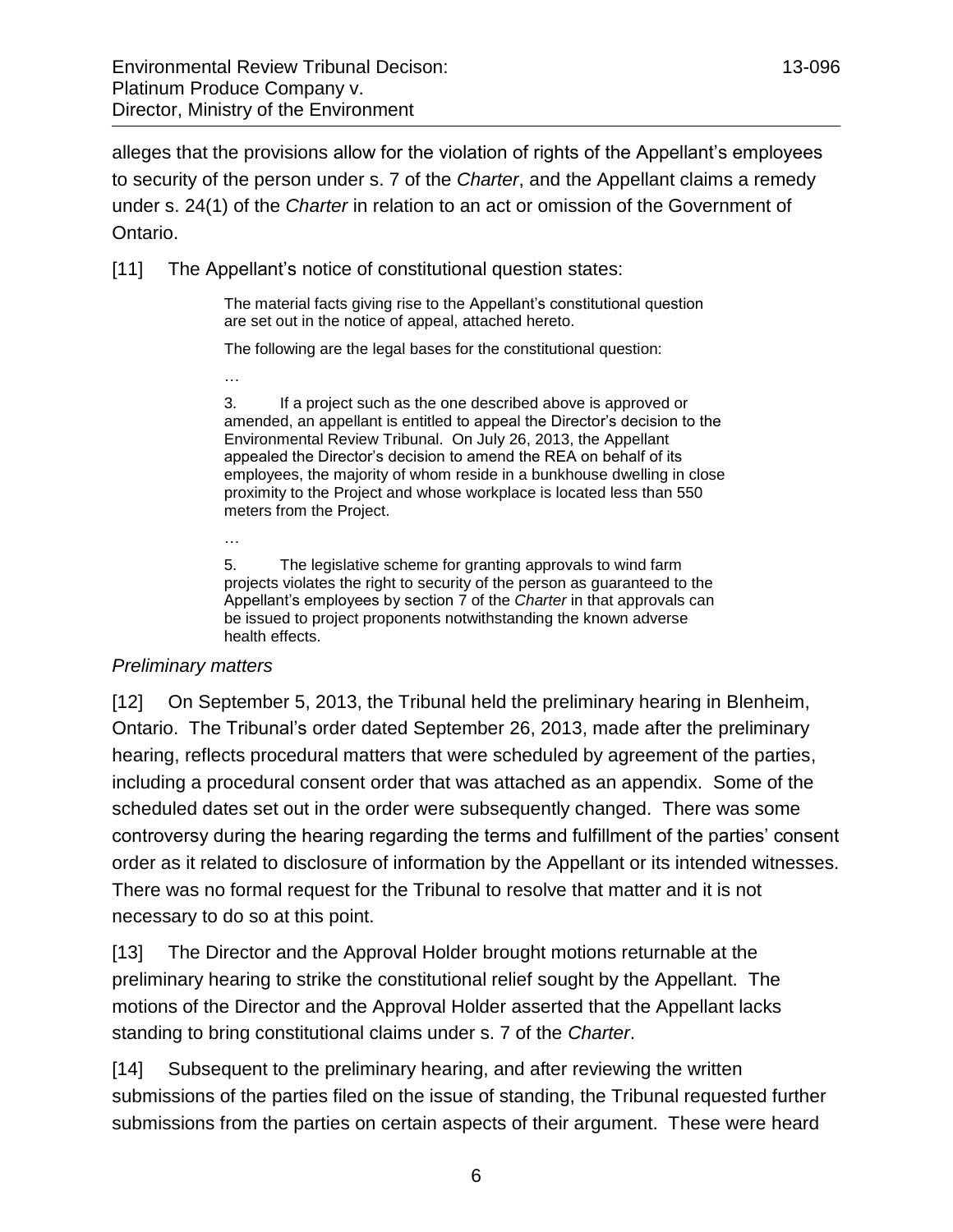alleges that the provisions allow for the violation of rights of the Appellant's employees to security of the person under s. 7 of the *Charter*, and the Appellant claims a remedy under s. 24(1) of the *Charter* in relation to an act or omission of the Government of Ontario.

[11] The Appellant's notice of constitutional question states:

> The material facts giving rise to the Appellant's constitutional question are set out in the notice of appeal, attached hereto.
>
> The following are the legal bases for the constitutional question:
>
> …
>
> 3. If a project such as the one described above is approved or amended, an appellant is entitled to appeal the Director's decision to the Environmental Review Tribunal. On July 26, 2013, the Appellant appealed the Director's decision to amend the REA on behalf of its employees, the majority of whom reside in a bunkhouse dwelling in close proximity to the Project and whose workplace is located less than 550 meters from the Project.
>
> …
>
> 5. The legislative scheme for granting approvals to wind farm projects violates the right to security of the person as guaranteed to the Appellant's employees by section 7 of the *Charter* in that approvals can be issued to project proponents notwithstanding the known adverse health effects.

*Preliminary matters*

[12] On September 5, 2013, the Tribunal held the preliminary hearing in Blenheim, Ontario. The Tribunal's order dated September 26, 2013, made after the preliminary hearing, reflects procedural matters that were scheduled by agreement of the parties, including a procedural consent order that was attached as an appendix. Some of the scheduled dates set out in the order were subsequently changed. There was some controversy during the hearing regarding the terms and fulfillment of the parties' consent order as it related to disclosure of information by the Appellant or its intended witnesses. There was no formal request for the Tribunal to resolve that matter and it is not necessary to do so at this point.

[13] The Director and the Approval Holder brought motions returnable at the preliminary hearing to strike the constitutional relief sought by the Appellant. The motions of the Director and the Approval Holder asserted that the Appellant lacks standing to bring constitutional claims under s. 7 of the *Charter*.

[14] Subsequent to the preliminary hearing, and after reviewing the written submissions of the parties filed on the issue of standing, the Tribunal requested further submissions from the parties on certain aspects of their argument. These were heard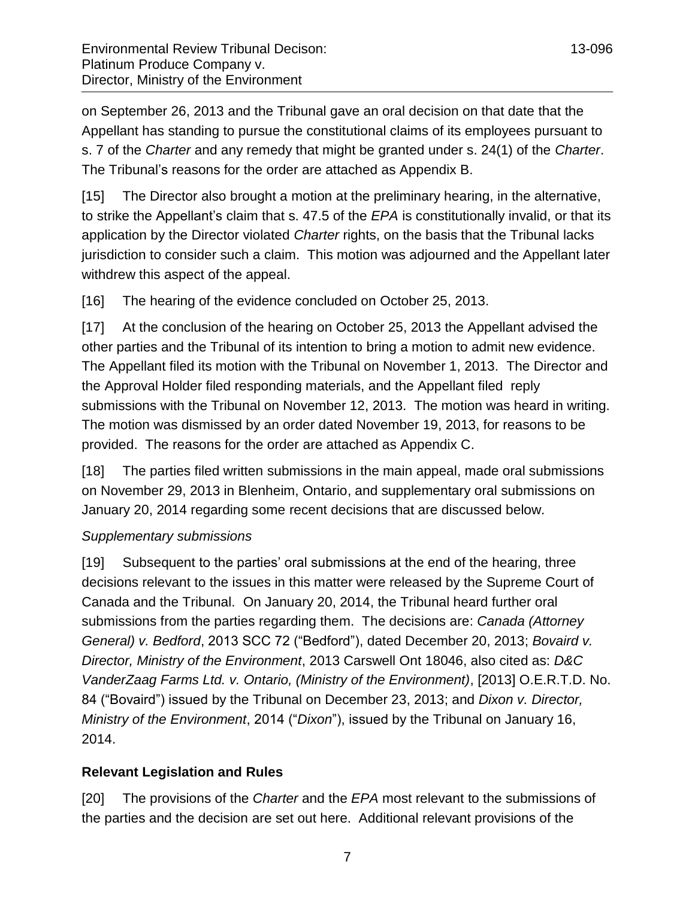on September 26, 2013 and the Tribunal gave an oral decision on that date that the Appellant has standing to pursue the constitutional claims of its employees pursuant to s. 7 of the *Charter* and any remedy that might be granted under s. 24(1) of the *Charter*. The Tribunal's reasons for the order are attached as Appendix B.

[15] The Director also brought a motion at the preliminary hearing, in the alternative, to strike the Appellant's claim that s. 47.5 of the *EPA* is constitutionally invalid, or that its application by the Director violated *Charter* rights, on the basis that the Tribunal lacks jurisdiction to consider such a claim. This motion was adjourned and the Appellant later withdrew this aspect of the appeal.

[16] The hearing of the evidence concluded on October 25, 2013.

[17] At the conclusion of the hearing on October 25, 2013 the Appellant advised the other parties and the Tribunal of its intention to bring a motion to admit new evidence. The Appellant filed its motion with the Tribunal on November 1, 2013. The Director and the Approval Holder filed responding materials, and the Appellant filed reply submissions with the Tribunal on November 12, 2013. The motion was heard in writing. The motion was dismissed by an order dated November 19, 2013, for reasons to be provided. The reasons for the order are attached as Appendix C.

[18] The parties filed written submissions in the main appeal, made oral submissions on November 29, 2013 in Blenheim, Ontario, and supplementary oral submissions on January 20, 2014 regarding some recent decisions that are discussed below.

*Supplementary submissions*

[19] Subsequent to the parties' oral submissions at the end of the hearing, three decisions relevant to the issues in this matter were released by the Supreme Court of Canada and the Tribunal. On January 20, 2014, the Tribunal heard further oral submissions from the parties regarding them. The decisions are: *Canada (Attorney General) v. Bedford*, 2013 SCC 72 ("Bedford"), dated December 20, 2013; *Bovaird v. Director, Ministry of the Environment*, 2013 Carswell Ont 18046, also cited as: *D&C VanderZaag Farms Ltd. v. Ontario, (Ministry of the Environment)*, [2013] O.E.R.T.D. No. 84 ("Bovaird") issued by the Tribunal on December 23, 2013; and *Dixon v. Director, Ministry of the Environment*, 2014 ("*Dixon*"), issued by the Tribunal on January 16, 2014.

## Relevant Legislation and Rules

[20] The provisions of the *Charter* and the *EPA* most relevant to the submissions of the parties and the decision are set out here. Additional relevant provisions of the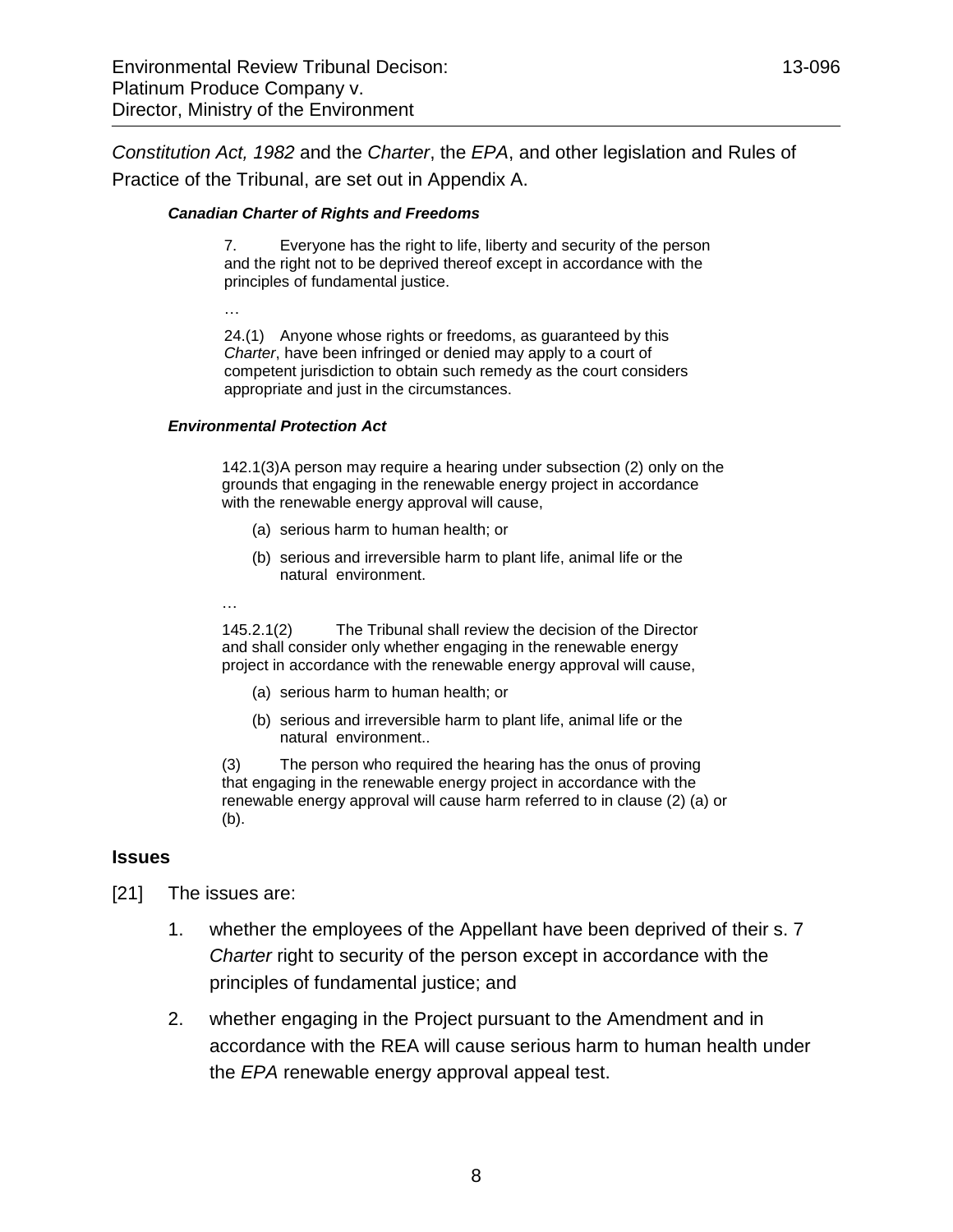*Constitution Act, 1982* and the *Charter*, the *EPA*, and other legislation and Rules of Practice of the Tribunal, are set out in Appendix A.

***Canadian Charter of Rights and Freedoms***

> 7. Everyone has the right to life, liberty and security of the person and the right not to be deprived thereof except in accordance with the principles of fundamental justice.
>
> …
>
> 24.(1) Anyone whose rights or freedoms, as guaranteed by this *Charter*, have been infringed or denied may apply to a court of competent jurisdiction to obtain such remedy as the court considers appropriate and just in the circumstances.

***Environmental Protection Act***

> 142.1(3)A person may require a hearing under subsection (2) only on the grounds that engaging in the renewable energy project in accordance with the renewable energy approval will cause,
>
> (a) serious harm to human health; or
>
> (b) serious and irreversible harm to plant life, animal life or the natural environment.
>
> …
>
> 145.2.1(2) The Tribunal shall review the decision of the Director and shall consider only whether engaging in the renewable energy project in accordance with the renewable energy approval will cause,
>
> (a) serious harm to human health; or
>
> (b) serious and irreversible harm to plant life, animal life or the natural environment..
>
> (3) The person who required the hearing has the onus of proving that engaging in the renewable energy project in accordance with the renewable energy approval will cause harm referred to in clause (2) (a) or (b).

## Issues

[21] The issues are:

1. whether the employees of the Appellant have been deprived of their s. 7 *Charter* right to security of the person except in accordance with the principles of fundamental justice; and
2. whether engaging in the Project pursuant to the Amendment and in accordance with the REA will cause serious harm to human health under the *EPA* renewable energy approval appeal test.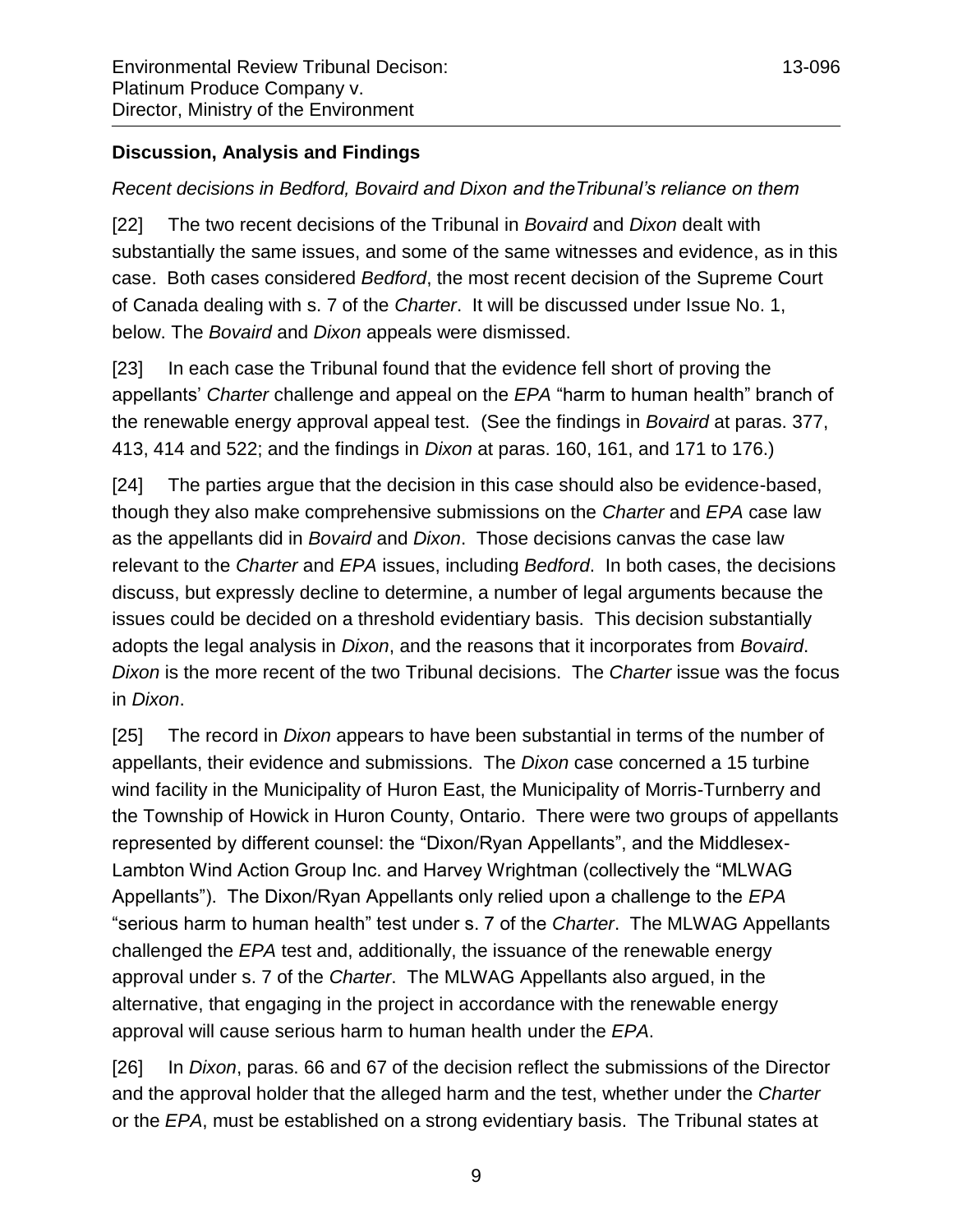## Discussion, Analysis and Findings

*Recent decisions in Bedford, Bovaird and Dixon and theTribunal's reliance on them*

[22] The two recent decisions of the Tribunal in *Bovaird* and *Dixon* dealt with substantially the same issues, and some of the same witnesses and evidence, as in this case. Both cases considered *Bedford*, the most recent decision of the Supreme Court of Canada dealing with s. 7 of the *Charter*. It will be discussed under Issue No. 1, below. The *Bovaird* and *Dixon* appeals were dismissed.

[23] In each case the Tribunal found that the evidence fell short of proving the appellants' *Charter* challenge and appeal on the *EPA* "harm to human health" branch of the renewable energy approval appeal test. (See the findings in *Bovaird* at paras. 377, 413, 414 and 522; and the findings in *Dixon* at paras. 160, 161, and 171 to 176.)

[24] The parties argue that the decision in this case should also be evidence-based, though they also make comprehensive submissions on the *Charter* and *EPA* case law as the appellants did in *Bovaird* and *Dixon*. Those decisions canvas the case law relevant to the *Charter* and *EPA* issues, including *Bedford*. In both cases, the decisions discuss, but expressly decline to determine, a number of legal arguments because the issues could be decided on a threshold evidentiary basis. This decision substantially adopts the legal analysis in *Dixon*, and the reasons that it incorporates from *Bovaird*. *Dixon* is the more recent of the two Tribunal decisions. The *Charter* issue was the focus in *Dixon*.

[25] The record in *Dixon* appears to have been substantial in terms of the number of appellants, their evidence and submissions. The *Dixon* case concerned a 15 turbine wind facility in the Municipality of Huron East, the Municipality of Morris-Turnberry and the Township of Howick in Huron County, Ontario. There were two groups of appellants represented by different counsel: the "Dixon/Ryan Appellants", and the Middlesex-Lambton Wind Action Group Inc. and Harvey Wrightman (collectively the "MLWAG Appellants"). The Dixon/Ryan Appellants only relied upon a challenge to the *EPA* "serious harm to human health" test under s. 7 of the *Charter*. The MLWAG Appellants challenged the *EPA* test and, additionally, the issuance of the renewable energy approval under s. 7 of the *Charter*. The MLWAG Appellants also argued, in the alternative, that engaging in the project in accordance with the renewable energy approval will cause serious harm to human health under the *EPA*.

[26] In *Dixon*, paras. 66 and 67 of the decision reflect the submissions of the Director and the approval holder that the alleged harm and the test, whether under the *Charter* or the *EPA*, must be established on a strong evidentiary basis. The Tribunal states at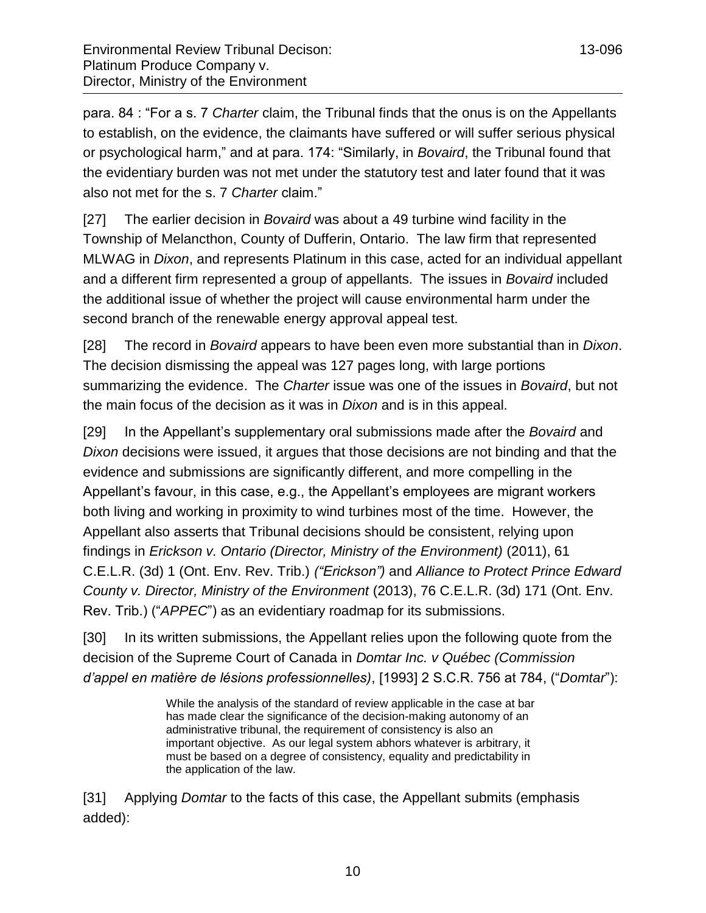para. 84 : "For a s. 7 *Charter* claim, the Tribunal finds that the onus is on the Appellants to establish, on the evidence, the claimants have suffered or will suffer serious physical or psychological harm," and at para. 174: "Similarly, in *Bovaird*, the Tribunal found that the evidentiary burden was not met under the statutory test and later found that it was also not met for the s. 7 *Charter* claim."

[27] The earlier decision in *Bovaird* was about a 49 turbine wind facility in the Township of Melancthon, County of Dufferin, Ontario. The law firm that represented MLWAG in *Dixon*, and represents Platinum in this case, acted for an individual appellant and a different firm represented a group of appellants. The issues in *Bovaird* included the additional issue of whether the project will cause environmental harm under the second branch of the renewable energy approval appeal test.

[28] The record in *Bovaird* appears to have been even more substantial than in *Dixon*. The decision dismissing the appeal was 127 pages long, with large portions summarizing the evidence. The *Charter* issue was one of the issues in *Bovaird*, but not the main focus of the decision as it was in *Dixon* and is in this appeal.

[29] In the Appellant's supplementary oral submissions made after the *Bovaird* and *Dixon* decisions were issued, it argues that those decisions are not binding and that the evidence and submissions are significantly different, and more compelling in the Appellant's favour, in this case, e.g., the Appellant's employees are migrant workers both living and working in proximity to wind turbines most of the time. However, the Appellant also asserts that Tribunal decisions should be consistent, relying upon findings in *Erickson v. Ontario (Director, Ministry of the Environment)* (2011), 61 C.E.L.R. (3d) 1 (Ont. Env. Rev. Trib.) *("Erickson")* and *Alliance to Protect Prince Edward County v. Director, Ministry of the Environment* (2013), 76 C.E.L.R. (3d) 171 (Ont. Env. Rev. Trib.) ("*APPEC*") as an evidentiary roadmap for its submissions.

[30] In its written submissions, the Appellant relies upon the following quote from the decision of the Supreme Court of Canada in *Domtar Inc. v Québec (Commission d'appel en matière de lésions professionnelles)*, [1993] 2 S.C.R. 756 at 784, ("*Domtar*"):

> While the analysis of the standard of review applicable in the case at bar has made clear the significance of the decision-making autonomy of an administrative tribunal, the requirement of consistency is also an important objective. As our legal system abhors whatever is arbitrary, it must be based on a degree of consistency, equality and predictability in the application of the law.

[31] Applying *Domtar* to the facts of this case, the Appellant submits (emphasis added):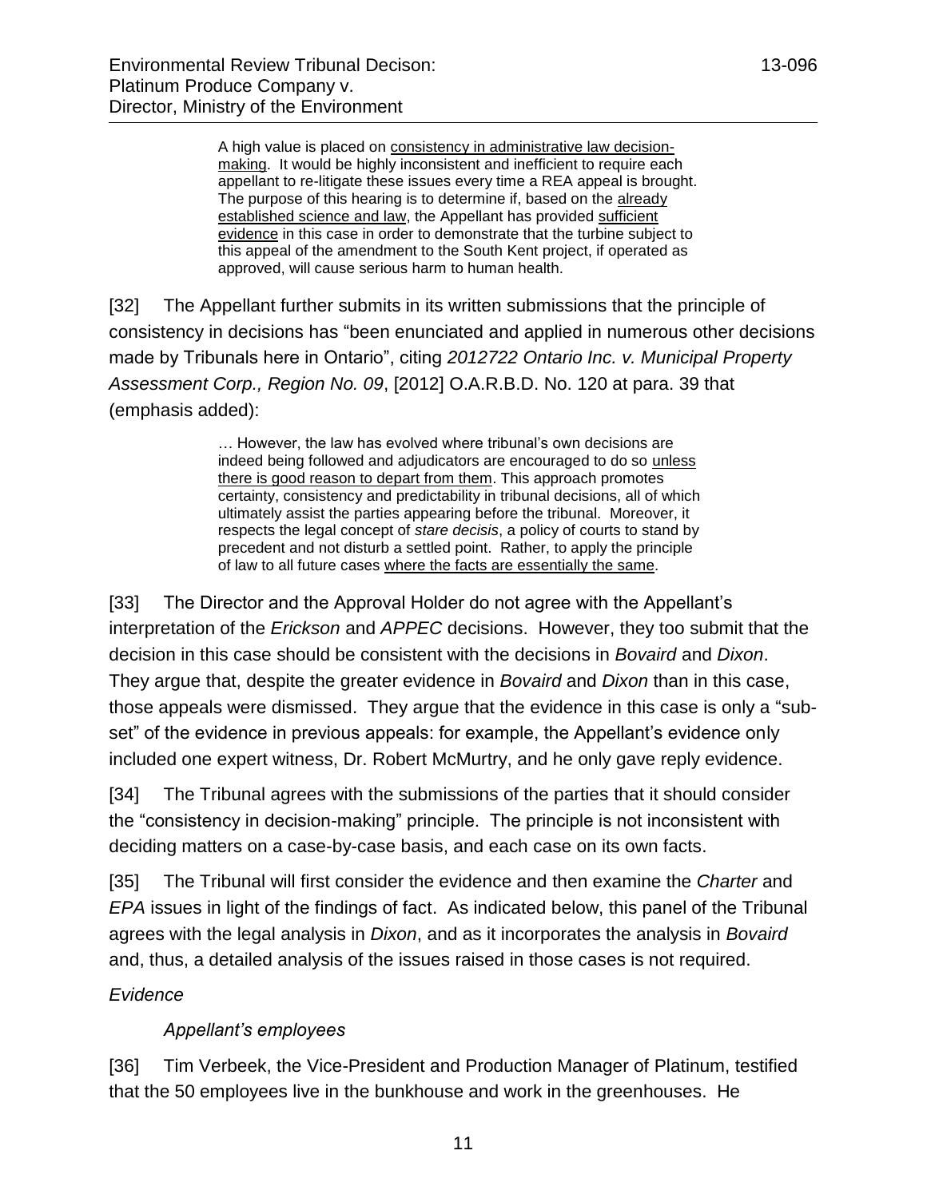> A high value is placed on <u>consistency in administrative law decision-making</u>. It would be highly inconsistent and inefficient to require each appellant to re-litigate these issues every time a REA appeal is brought. The purpose of this hearing is to determine if, based on the <u>already established science and law</u>, the Appellant has provided <u>sufficient evidence</u> in this case in order to demonstrate that the turbine subject to this appeal of the amendment to the South Kent project, if operated as approved, will cause serious harm to human health.

[32] The Appellant further submits in its written submissions that the principle of consistency in decisions has "been enunciated and applied in numerous other decisions made by Tribunals here in Ontario", citing *2012722 Ontario Inc. v. Municipal Property Assessment Corp., Region No. 09*, [2012] O.A.R.B.D. No. 120 at para. 39 that (emphasis added):

> … However, the law has evolved where tribunal's own decisions are indeed being followed and adjudicators are encouraged to do so <u>unless there is good reason to depart from them</u>. This approach promotes certainty, consistency and predictability in tribunal decisions, all of which ultimately assist the parties appearing before the tribunal. Moreover, it respects the legal concept of *stare decisis*, a policy of courts to stand by precedent and not disturb a settled point. Rather, to apply the principle of law to all future cases <u>where the facts are essentially the same</u>.

[33] The Director and the Approval Holder do not agree with the Appellant's interpretation of the *Erickson* and *APPEC* decisions. However, they too submit that the decision in this case should be consistent with the decisions in *Bovaird* and *Dixon*. They argue that, despite the greater evidence in *Bovaird* and *Dixon* than in this case, those appeals were dismissed. They argue that the evidence in this case is only a "sub-set" of the evidence in previous appeals: for example, the Appellant's evidence only included one expert witness, Dr. Robert McMurtry, and he only gave reply evidence.

[34] The Tribunal agrees with the submissions of the parties that it should consider the "consistency in decision-making" principle. The principle is not inconsistent with deciding matters on a case-by-case basis, and each case on its own facts.

[35] The Tribunal will first consider the evidence and then examine the *Charter* and *EPA* issues in light of the findings of fact. As indicated below, this panel of the Tribunal agrees with the legal analysis in *Dixon*, and as it incorporates the analysis in *Bovaird* and, thus, a detailed analysis of the issues raised in those cases is not required.

*Evidence*

*Appellant's employees*

[36] Tim Verbeek, the Vice-President and Production Manager of Platinum, testified that the 50 employees live in the bunkhouse and work in the greenhouses. He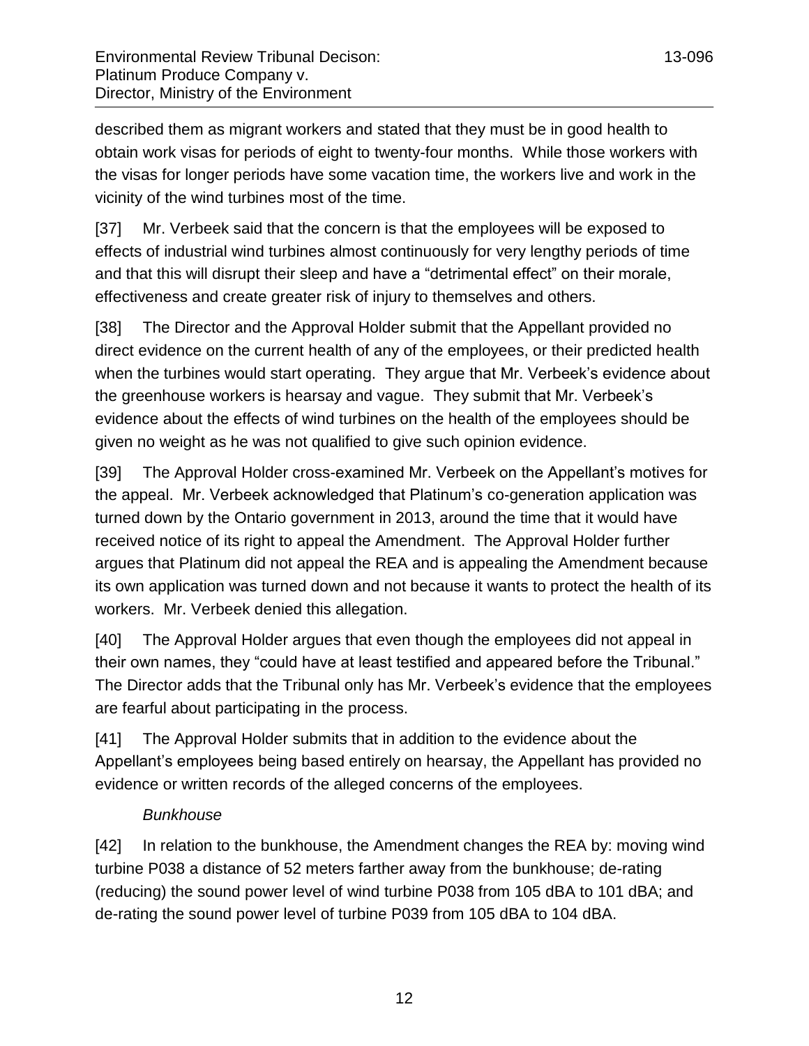described them as migrant workers and stated that they must be in good health to obtain work visas for periods of eight to twenty-four months. While those workers with the visas for longer periods have some vacation time, the workers live and work in the vicinity of the wind turbines most of the time.

[37] Mr. Verbeek said that the concern is that the employees will be exposed to effects of industrial wind turbines almost continuously for very lengthy periods of time and that this will disrupt their sleep and have a "detrimental effect" on their morale, effectiveness and create greater risk of injury to themselves and others.

[38] The Director and the Approval Holder submit that the Appellant provided no direct evidence on the current health of any of the employees, or their predicted health when the turbines would start operating. They argue that Mr. Verbeek's evidence about the greenhouse workers is hearsay and vague. They submit that Mr. Verbeek's evidence about the effects of wind turbines on the health of the employees should be given no weight as he was not qualified to give such opinion evidence.

[39] The Approval Holder cross-examined Mr. Verbeek on the Appellant's motives for the appeal. Mr. Verbeek acknowledged that Platinum's co-generation application was turned down by the Ontario government in 2013, around the time that it would have received notice of its right to appeal the Amendment. The Approval Holder further argues that Platinum did not appeal the REA and is appealing the Amendment because its own application was turned down and not because it wants to protect the health of its workers. Mr. Verbeek denied this allegation.

[40] The Approval Holder argues that even though the employees did not appeal in their own names, they "could have at least testified and appeared before the Tribunal." The Director adds that the Tribunal only has Mr. Verbeek's evidence that the employees are fearful about participating in the process.

[41] The Approval Holder submits that in addition to the evidence about the Appellant's employees being based entirely on hearsay, the Appellant has provided no evidence or written records of the alleged concerns of the employees.

*Bunkhouse*

[42] In relation to the bunkhouse, the Amendment changes the REA by: moving wind turbine P038 a distance of 52 meters farther away from the bunkhouse; de-rating (reducing) the sound power level of wind turbine P038 from 105 dBA to 101 dBA; and de-rating the sound power level of turbine P039 from 105 dBA to 104 dBA.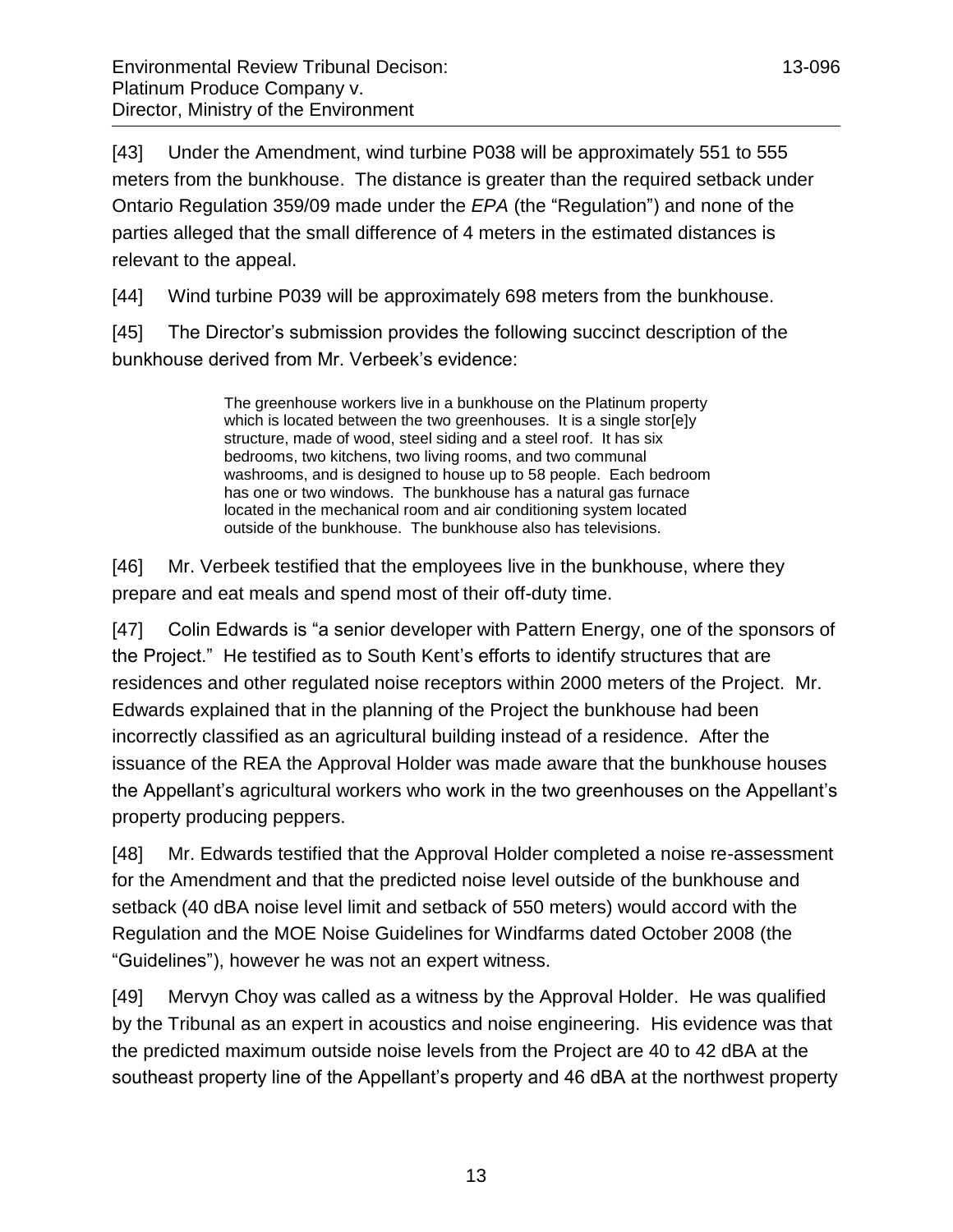[43] Under the Amendment, wind turbine P038 will be approximately 551 to 555 meters from the bunkhouse. The distance is greater than the required setback under Ontario Regulation 359/09 made under the *EPA* (the "Regulation") and none of the parties alleged that the small difference of 4 meters in the estimated distances is relevant to the appeal.

[44] Wind turbine P039 will be approximately 698 meters from the bunkhouse.

[45] The Director's submission provides the following succinct description of the bunkhouse derived from Mr. Verbeek's evidence:

> The greenhouse workers live in a bunkhouse on the Platinum property which is located between the two greenhouses. It is a single stor[e]y structure, made of wood, steel siding and a steel roof. It has six bedrooms, two kitchens, two living rooms, and two communal washrooms, and is designed to house up to 58 people. Each bedroom has one or two windows. The bunkhouse has a natural gas furnace located in the mechanical room and air conditioning system located outside of the bunkhouse. The bunkhouse also has televisions.

[46] Mr. Verbeek testified that the employees live in the bunkhouse, where they prepare and eat meals and spend most of their off-duty time.

[47] Colin Edwards is "a senior developer with Pattern Energy, one of the sponsors of the Project." He testified as to South Kent's efforts to identify structures that are residences and other regulated noise receptors within 2000 meters of the Project. Mr. Edwards explained that in the planning of the Project the bunkhouse had been incorrectly classified as an agricultural building instead of a residence. After the issuance of the REA the Approval Holder was made aware that the bunkhouse houses the Appellant's agricultural workers who work in the two greenhouses on the Appellant's property producing peppers.

[48] Mr. Edwards testified that the Approval Holder completed a noise re-assessment for the Amendment and that the predicted noise level outside of the bunkhouse and setback (40 dBA noise level limit and setback of 550 meters) would accord with the Regulation and the MOE Noise Guidelines for Windfarms dated October 2008 (the "Guidelines"), however he was not an expert witness.

[49] Mervyn Choy was called as a witness by the Approval Holder. He was qualified by the Tribunal as an expert in acoustics and noise engineering. His evidence was that the predicted maximum outside noise levels from the Project are 40 to 42 dBA at the southeast property line of the Appellant's property and 46 dBA at the northwest property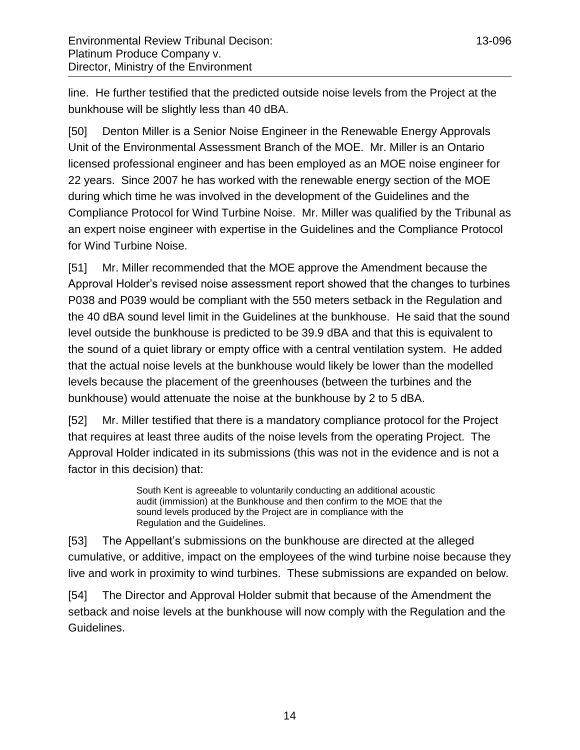line. He further testified that the predicted outside noise levels from the Project at the bunkhouse will be slightly less than 40 dBA.

[50] Denton Miller is a Senior Noise Engineer in the Renewable Energy Approvals Unit of the Environmental Assessment Branch of the MOE. Mr. Miller is an Ontario licensed professional engineer and has been employed as an MOE noise engineer for 22 years. Since 2007 he has worked with the renewable energy section of the MOE during which time he was involved in the development of the Guidelines and the Compliance Protocol for Wind Turbine Noise. Mr. Miller was qualified by the Tribunal as an expert noise engineer with expertise in the Guidelines and the Compliance Protocol for Wind Turbine Noise.

[51] Mr. Miller recommended that the MOE approve the Amendment because the Approval Holder's revised noise assessment report showed that the changes to turbines P038 and P039 would be compliant with the 550 meters setback in the Regulation and the 40 dBA sound level limit in the Guidelines at the bunkhouse. He said that the sound level outside the bunkhouse is predicted to be 39.9 dBA and that this is equivalent to the sound of a quiet library or empty office with a central ventilation system. He added that the actual noise levels at the bunkhouse would likely be lower than the modelled levels because the placement of the greenhouses (between the turbines and the bunkhouse) would attenuate the noise at the bunkhouse by 2 to 5 dBA.

[52] Mr. Miller testified that there is a mandatory compliance protocol for the Project that requires at least three audits of the noise levels from the operating Project. The Approval Holder indicated in its submissions (this was not in the evidence and is not a factor in this decision) that:

> South Kent is agreeable to voluntarily conducting an additional acoustic audit (immission) at the Bunkhouse and then confirm to the MOE that the sound levels produced by the Project are in compliance with the Regulation and the Guidelines.

[53] The Appellant's submissions on the bunkhouse are directed at the alleged cumulative, or additive, impact on the employees of the wind turbine noise because they live and work in proximity to wind turbines. These submissions are expanded on below.

[54] The Director and Approval Holder submit that because of the Amendment the setback and noise levels at the bunkhouse will now comply with the Regulation and the Guidelines.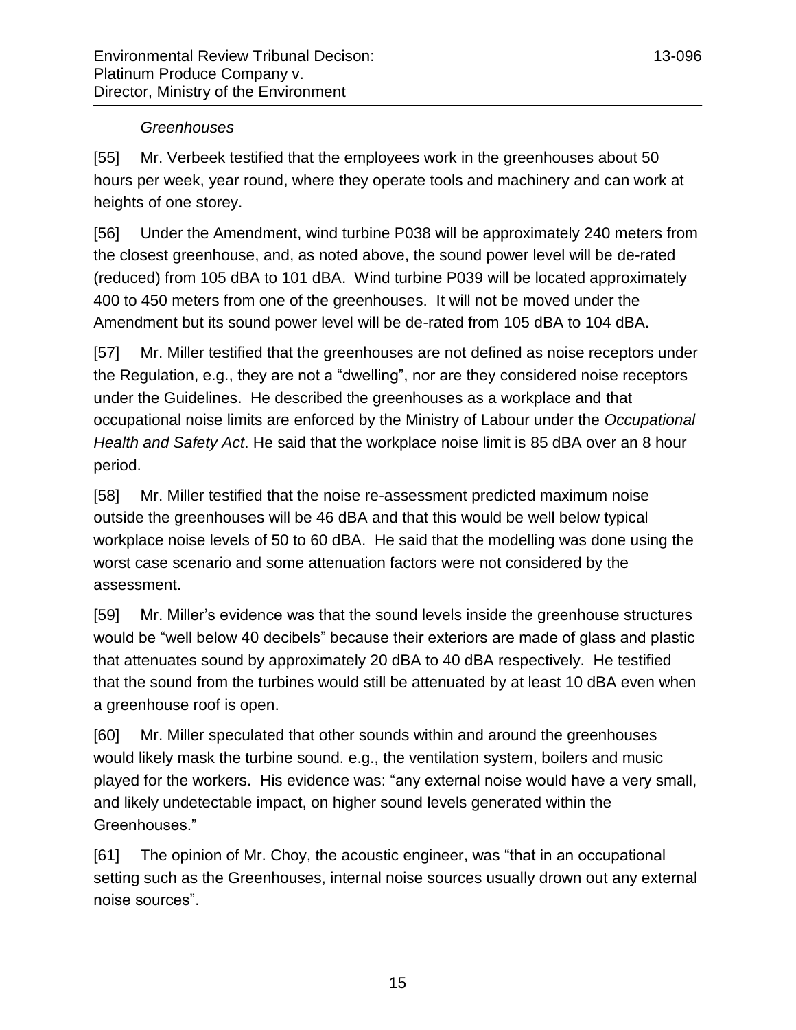*Greenhouses*

[55] Mr. Verbeek testified that the employees work in the greenhouses about 50 hours per week, year round, where they operate tools and machinery and can work at heights of one storey.

[56] Under the Amendment, wind turbine P038 will be approximately 240 meters from the closest greenhouse, and, as noted above, the sound power level will be de-rated (reduced) from 105 dBA to 101 dBA. Wind turbine P039 will be located approximately 400 to 450 meters from one of the greenhouses. It will not be moved under the Amendment but its sound power level will be de-rated from 105 dBA to 104 dBA.

[57] Mr. Miller testified that the greenhouses are not defined as noise receptors under the Regulation, e.g., they are not a "dwelling", nor are they considered noise receptors under the Guidelines. He described the greenhouses as a workplace and that occupational noise limits are enforced by the Ministry of Labour under the *Occupational Health and Safety Act*. He said that the workplace noise limit is 85 dBA over an 8 hour period.

[58] Mr. Miller testified that the noise re-assessment predicted maximum noise outside the greenhouses will be 46 dBA and that this would be well below typical workplace noise levels of 50 to 60 dBA. He said that the modelling was done using the worst case scenario and some attenuation factors were not considered by the assessment.

[59] Mr. Miller's evidence was that the sound levels inside the greenhouse structures would be "well below 40 decibels" because their exteriors are made of glass and plastic that attenuates sound by approximately 20 dBA to 40 dBA respectively. He testified that the sound from the turbines would still be attenuated by at least 10 dBA even when a greenhouse roof is open.

[60] Mr. Miller speculated that other sounds within and around the greenhouses would likely mask the turbine sound. e.g., the ventilation system, boilers and music played for the workers. His evidence was: "any external noise would have a very small, and likely undetectable impact, on higher sound levels generated within the Greenhouses."

[61] The opinion of Mr. Choy, the acoustic engineer, was "that in an occupational setting such as the Greenhouses, internal noise sources usually drown out any external noise sources".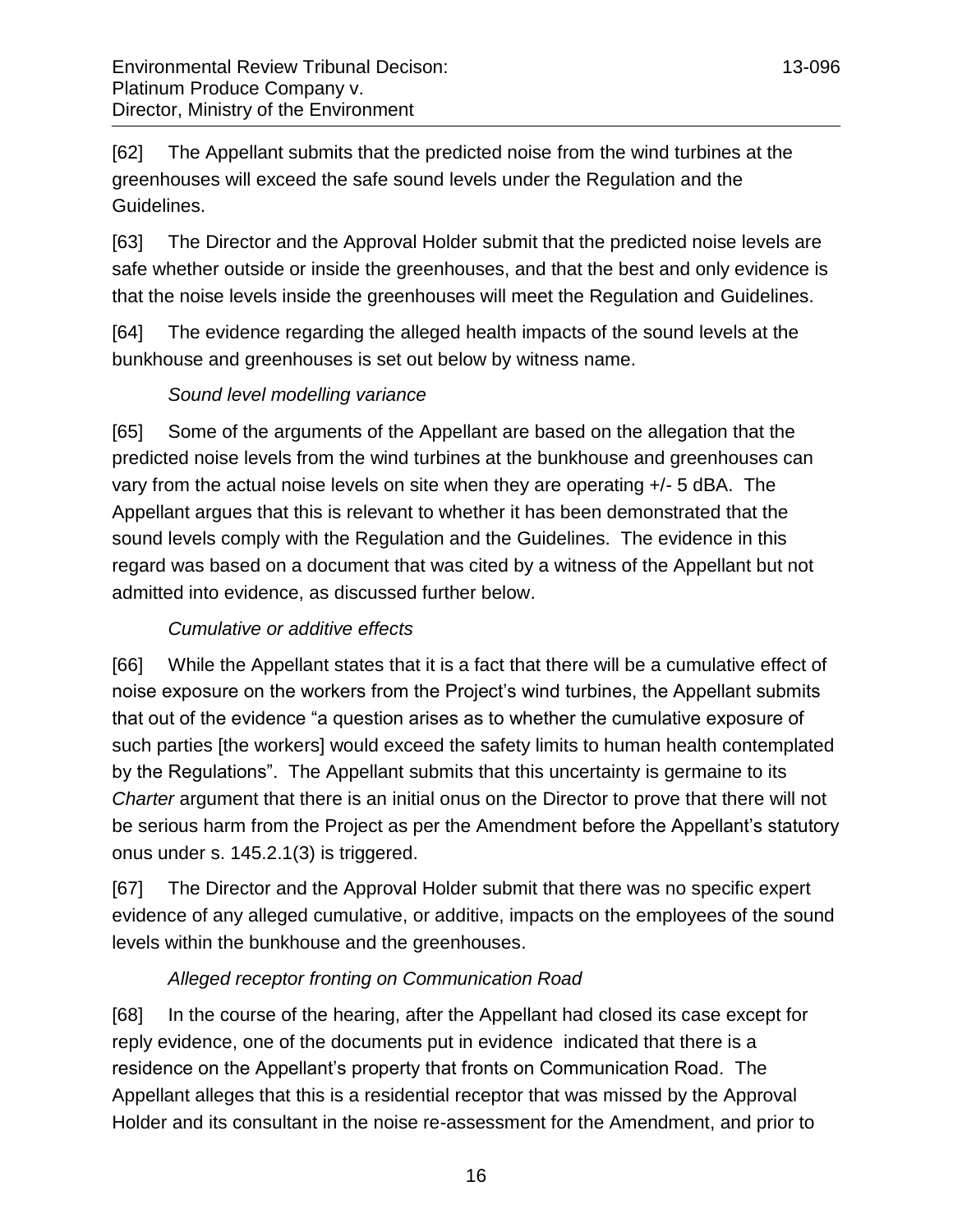[62] The Appellant submits that the predicted noise from the wind turbines at the greenhouses will exceed the safe sound levels under the Regulation and the Guidelines.

[63] The Director and the Approval Holder submit that the predicted noise levels are safe whether outside or inside the greenhouses, and that the best and only evidence is that the noise levels inside the greenhouses will meet the Regulation and Guidelines.

[64] The evidence regarding the alleged health impacts of the sound levels at the bunkhouse and greenhouses is set out below by witness name.

*Sound level modelling variance*

[65] Some of the arguments of the Appellant are based on the allegation that the predicted noise levels from the wind turbines at the bunkhouse and greenhouses can vary from the actual noise levels on site when they are operating +/- 5 dBA. The Appellant argues that this is relevant to whether it has been demonstrated that the sound levels comply with the Regulation and the Guidelines. The evidence in this regard was based on a document that was cited by a witness of the Appellant but not admitted into evidence, as discussed further below.

*Cumulative or additive effects*

[66] While the Appellant states that it is a fact that there will be a cumulative effect of noise exposure on the workers from the Project's wind turbines, the Appellant submits that out of the evidence "a question arises as to whether the cumulative exposure of such parties [the workers] would exceed the safety limits to human health contemplated by the Regulations". The Appellant submits that this uncertainty is germaine to its *Charter* argument that there is an initial onus on the Director to prove that there will not be serious harm from the Project as per the Amendment before the Appellant's statutory onus under s. 145.2.1(3) is triggered.

[67] The Director and the Approval Holder submit that there was no specific expert evidence of any alleged cumulative, or additive, impacts on the employees of the sound levels within the bunkhouse and the greenhouses.

*Alleged receptor fronting on Communication Road*

[68] In the course of the hearing, after the Appellant had closed its case except for reply evidence, one of the documents put in evidence indicated that there is a residence on the Appellant's property that fronts on Communication Road. The Appellant alleges that this is a residential receptor that was missed by the Approval Holder and its consultant in the noise re-assessment for the Amendment, and prior to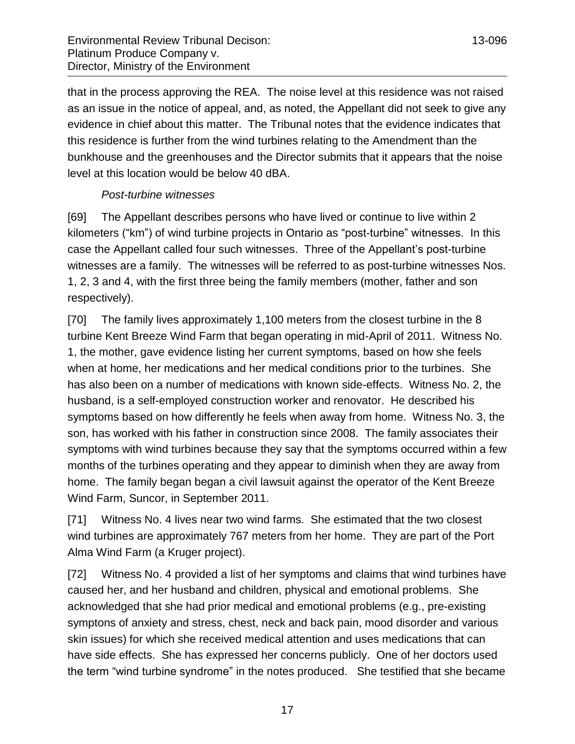that in the process approving the REA. The noise level at this residence was not raised as an issue in the notice of appeal, and, as noted, the Appellant did not seek to give any evidence in chief about this matter. The Tribunal notes that the evidence indicates that this residence is further from the wind turbines relating to the Amendment than the bunkhouse and the greenhouses and the Director submits that it appears that the noise level at this location would be below 40 dBA.

*Post-turbine witnesses*

[69] The Appellant describes persons who have lived or continue to live within 2 kilometers ("km") of wind turbine projects in Ontario as "post-turbine" witnesses. In this case the Appellant called four such witnesses. Three of the Appellant's post-turbine witnesses are a family. The witnesses will be referred to as post-turbine witnesses Nos. 1, 2, 3 and 4, with the first three being the family members (mother, father and son respectively).

[70] The family lives approximately 1,100 meters from the closest turbine in the 8 turbine Kent Breeze Wind Farm that began operating in mid-April of 2011. Witness No. 1, the mother, gave evidence listing her current symptoms, based on how she feels when at home, her medications and her medical conditions prior to the turbines. She has also been on a number of medications with known side-effects. Witness No. 2, the husband, is a self-employed construction worker and renovator. He described his symptoms based on how differently he feels when away from home. Witness No. 3, the son, has worked with his father in construction since 2008. The family associates their symptoms with wind turbines because they say that the symptoms occurred within a few months of the turbines operating and they appear to diminish when they are away from home. The family began began a civil lawsuit against the operator of the Kent Breeze Wind Farm, Suncor, in September 2011.

[71] Witness No. 4 lives near two wind farms. She estimated that the two closest wind turbines are approximately 767 meters from her home. They are part of the Port Alma Wind Farm (a Kruger project).

[72] Witness No. 4 provided a list of her symptoms and claims that wind turbines have caused her, and her husband and children, physical and emotional problems. She acknowledged that she had prior medical and emotional problems (e.g., pre-existing symptons of anxiety and stress, chest, neck and back pain, mood disorder and various skin issues) for which she received medical attention and uses medications that can have side effects. She has expressed her concerns publicly. One of her doctors used the term "wind turbine syndrome" in the notes produced. She testified that she became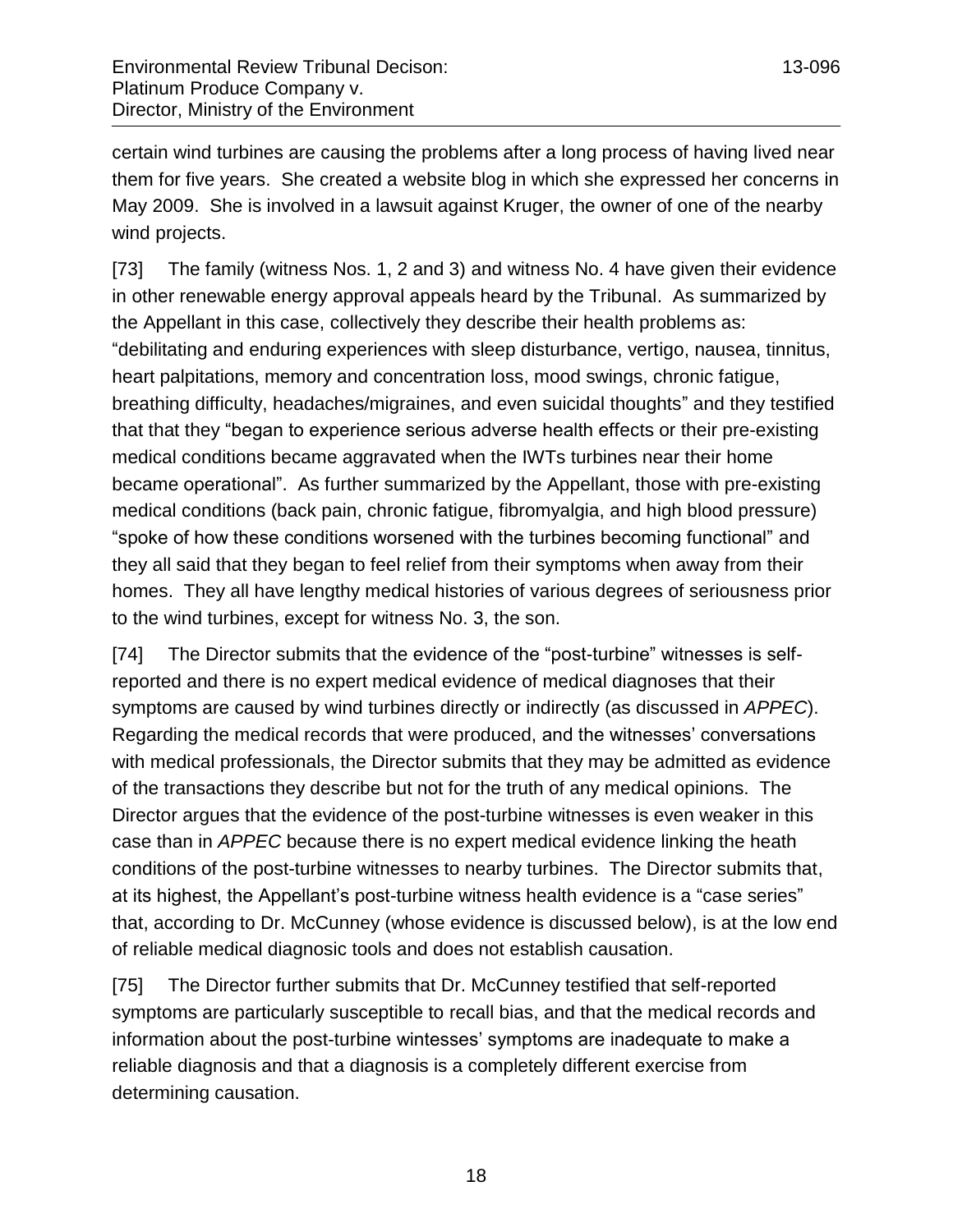certain wind turbines are causing the problems after a long process of having lived near them for five years. She created a website blog in which she expressed her concerns in May 2009. She is involved in a lawsuit against Kruger, the owner of one of the nearby wind projects.

[73] The family (witness Nos. 1, 2 and 3) and witness No. 4 have given their evidence in other renewable energy approval appeals heard by the Tribunal. As summarized by the Appellant in this case, collectively they describe their health problems as: "debilitating and enduring experiences with sleep disturbance, vertigo, nausea, tinnitus, heart palpitations, memory and concentration loss, mood swings, chronic fatigue, breathing difficulty, headaches/migraines, and even suicidal thoughts" and they testified that that they "began to experience serious adverse health effects or their pre-existing medical conditions became aggravated when the IWTs turbines near their home became operational". As further summarized by the Appellant, those with pre-existing medical conditions (back pain, chronic fatigue, fibromyalgia, and high blood pressure) "spoke of how these conditions worsened with the turbines becoming functional" and they all said that they began to feel relief from their symptoms when away from their homes. They all have lengthy medical histories of various degrees of seriousness prior to the wind turbines, except for witness No. 3, the son.

[74] The Director submits that the evidence of the "post-turbine" witnesses is self-reported and there is no expert medical evidence of medical diagnoses that their symptoms are caused by wind turbines directly or indirectly (as discussed in *APPEC*). Regarding the medical records that were produced, and the witnesses' conversations with medical professionals, the Director submits that they may be admitted as evidence of the transactions they describe but not for the truth of any medical opinions. The Director argues that the evidence of the post-turbine witnesses is even weaker in this case than in *APPEC* because there is no expert medical evidence linking the heath conditions of the post-turbine witnesses to nearby turbines. The Director submits that, at its highest, the Appellant's post-turbine witness health evidence is a "case series" that, according to Dr. McCunney (whose evidence is discussed below), is at the low end of reliable medical diagnosic tools and does not establish causation.

[75] The Director further submits that Dr. McCunney testified that self-reported symptoms are particularly susceptible to recall bias, and that the medical records and information about the post-turbine wintesses' symptoms are inadequate to make a reliable diagnosis and that a diagnosis is a completely different exercise from determining causation.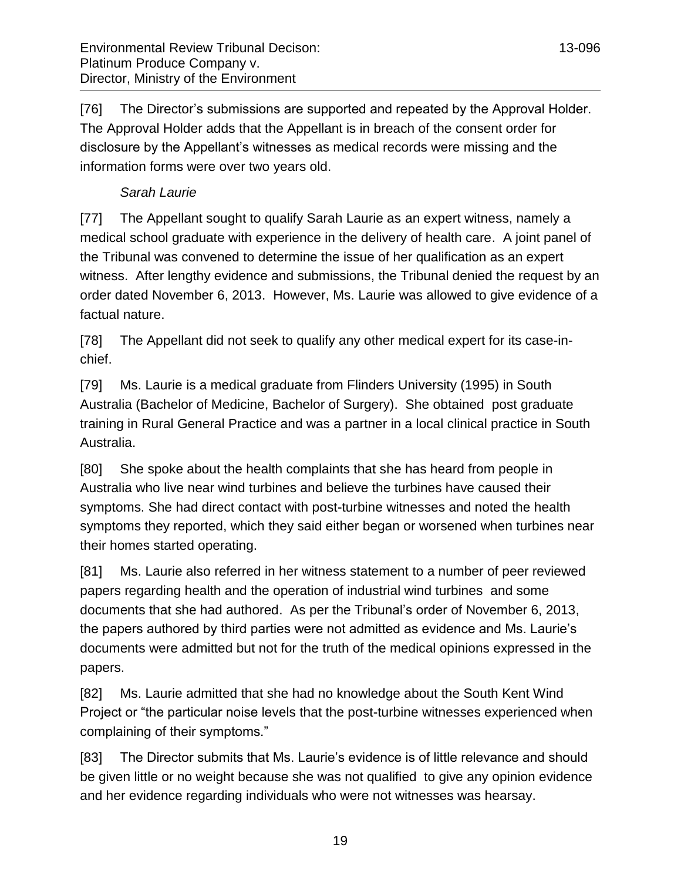[76] The Director's submissions are supported and repeated by the Approval Holder. The Approval Holder adds that the Appellant is in breach of the consent order for disclosure by the Appellant's witnesses as medical records were missing and the information forms were over two years old.

*Sarah Laurie*

[77] The Appellant sought to qualify Sarah Laurie as an expert witness, namely a medical school graduate with experience in the delivery of health care. A joint panel of the Tribunal was convened to determine the issue of her qualification as an expert witness. After lengthy evidence and submissions, the Tribunal denied the request by an order dated November 6, 2013. However, Ms. Laurie was allowed to give evidence of a factual nature.

[78] The Appellant did not seek to qualify any other medical expert for its case-in-chief.

[79] Ms. Laurie is a medical graduate from Flinders University (1995) in South Australia (Bachelor of Medicine, Bachelor of Surgery). She obtained post graduate training in Rural General Practice and was a partner in a local clinical practice in South Australia.

[80] She spoke about the health complaints that she has heard from people in Australia who live near wind turbines and believe the turbines have caused their symptoms. She had direct contact with post-turbine witnesses and noted the health symptoms they reported, which they said either began or worsened when turbines near their homes started operating.

[81] Ms. Laurie also referred in her witness statement to a number of peer reviewed papers regarding health and the operation of industrial wind turbines and some documents that she had authored. As per the Tribunal's order of November 6, 2013, the papers authored by third parties were not admitted as evidence and Ms. Laurie's documents were admitted but not for the truth of the medical opinions expressed in the papers.

[82] Ms. Laurie admitted that she had no knowledge about the South Kent Wind Project or "the particular noise levels that the post-turbine witnesses experienced when complaining of their symptoms."

[83] The Director submits that Ms. Laurie's evidence is of little relevance and should be given little or no weight because she was not qualified to give any opinion evidence and her evidence regarding individuals who were not witnesses was hearsay.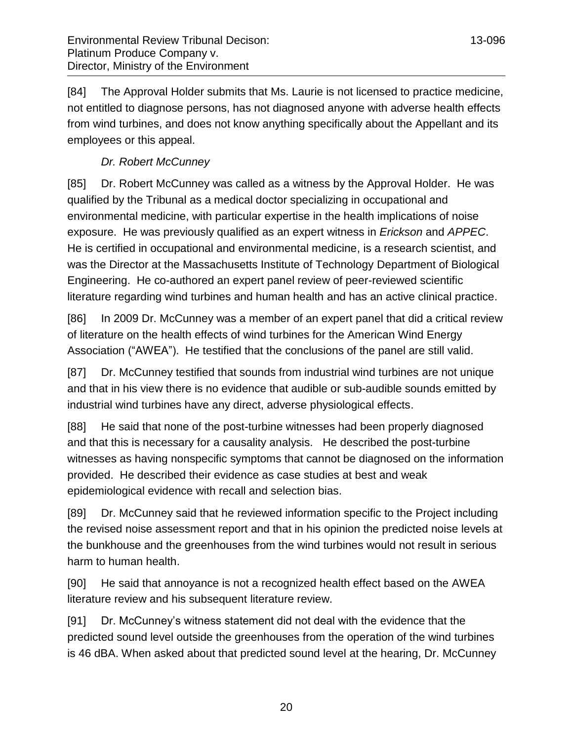[84] The Approval Holder submits that Ms. Laurie is not licensed to practice medicine, not entitled to diagnose persons, has not diagnosed anyone with adverse health effects from wind turbines, and does not know anything specifically about the Appellant and its employees or this appeal.

*Dr. Robert McCunney*

[85] Dr. Robert McCunney was called as a witness by the Approval Holder. He was qualified by the Tribunal as a medical doctor specializing in occupational and environmental medicine, with particular expertise in the health implications of noise exposure. He was previously qualified as an expert witness in *Erickson* and *APPEC*. He is certified in occupational and environmental medicine, is a research scientist, and was the Director at the Massachusetts Institute of Technology Department of Biological Engineering. He co-authored an expert panel review of peer-reviewed scientific literature regarding wind turbines and human health and has an active clinical practice.

[86] In 2009 Dr. McCunney was a member of an expert panel that did a critical review of literature on the health effects of wind turbines for the American Wind Energy Association ("AWEA"). He testified that the conclusions of the panel are still valid.

[87] Dr. McCunney testified that sounds from industrial wind turbines are not unique and that in his view there is no evidence that audible or sub-audible sounds emitted by industrial wind turbines have any direct, adverse physiological effects.

[88] He said that none of the post-turbine witnesses had been properly diagnosed and that this is necessary for a causality analysis. He described the post-turbine witnesses as having nonspecific symptoms that cannot be diagnosed on the information provided. He described their evidence as case studies at best and weak epidemiological evidence with recall and selection bias.

[89] Dr. McCunney said that he reviewed information specific to the Project including the revised noise assessment report and that in his opinion the predicted noise levels at the bunkhouse and the greenhouses from the wind turbines would not result in serious harm to human health.

[90] He said that annoyance is not a recognized health effect based on the AWEA literature review and his subsequent literature review.

[91] Dr. McCunney's witness statement did not deal with the evidence that the predicted sound level outside the greenhouses from the operation of the wind turbines is 46 dBA. When asked about that predicted sound level at the hearing, Dr. McCunney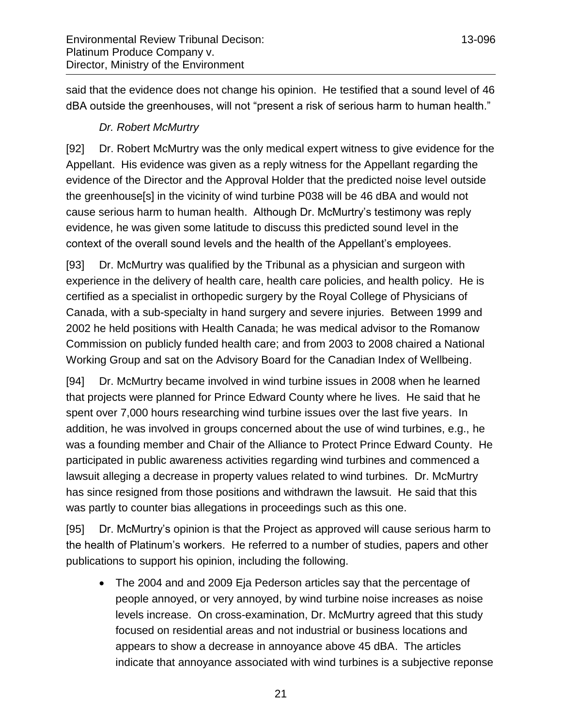said that the evidence does not change his opinion. He testified that a sound level of 46 dBA outside the greenhouses, will not "present a risk of serious harm to human health."

*Dr. Robert McMurtry*

[92] Dr. Robert McMurtry was the only medical expert witness to give evidence for the Appellant. His evidence was given as a reply witness for the Appellant regarding the evidence of the Director and the Approval Holder that the predicted noise level outside the greenhouse[s] in the vicinity of wind turbine P038 will be 46 dBA and would not cause serious harm to human health. Although Dr. McMurtry's testimony was reply evidence, he was given some latitude to discuss this predicted sound level in the context of the overall sound levels and the health of the Appellant's employees.

[93] Dr. McMurtry was qualified by the Tribunal as a physician and surgeon with experience in the delivery of health care, health care policies, and health policy. He is certified as a specialist in orthopedic surgery by the Royal College of Physicians of Canada, with a sub-specialty in hand surgery and severe injuries. Between 1999 and 2002 he held positions with Health Canada; he was medical advisor to the Romanow Commission on publicly funded health care; and from 2003 to 2008 chaired a National Working Group and sat on the Advisory Board for the Canadian Index of Wellbeing.

[94] Dr. McMurtry became involved in wind turbine issues in 2008 when he learned that projects were planned for Prince Edward County where he lives. He said that he spent over 7,000 hours researching wind turbine issues over the last five years. In addition, he was involved in groups concerned about the use of wind turbines, e.g., he was a founding member and Chair of the Alliance to Protect Prince Edward County. He participated in public awareness activities regarding wind turbines and commenced a lawsuit alleging a decrease in property values related to wind turbines. Dr. McMurtry has since resigned from those positions and withdrawn the lawsuit. He said that this was partly to counter bias allegations in proceedings such as this one.

[95] Dr. McMurtry's opinion is that the Project as approved will cause serious harm to the health of Platinum's workers. He referred to a number of studies, papers and other publications to support his opinion, including the following.

- The 2004 and and 2009 Eja Pederson articles say that the percentage of people annoyed, or very annoyed, by wind turbine noise increases as noise levels increase. On cross-examination, Dr. McMurtry agreed that this study focused on residential areas and not industrial or business locations and appears to show a decrease in annoyance above 45 dBA. The articles indicate that annoyance associated with wind turbines is a subjective reponse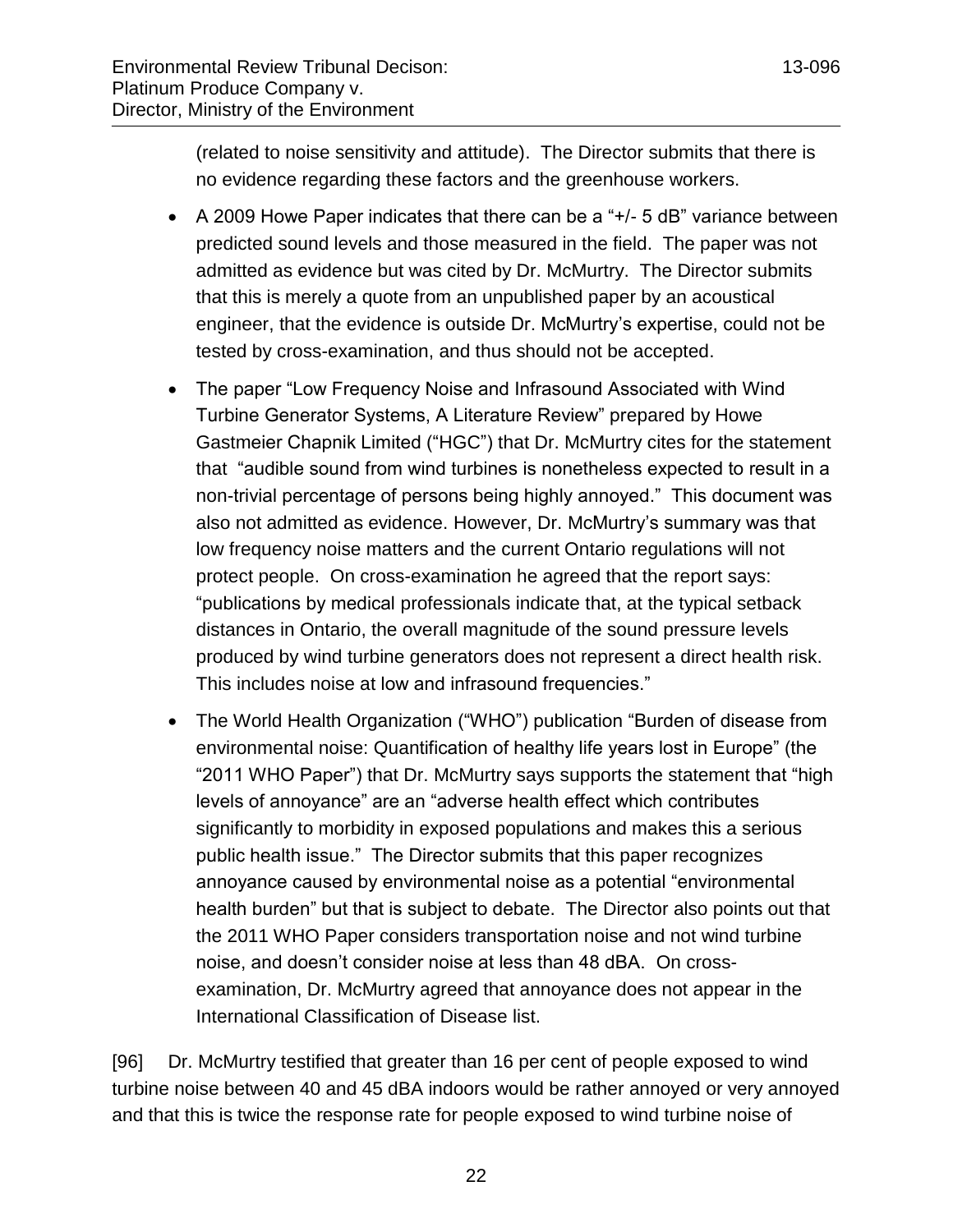(related to noise sensitivity and attitude). The Director submits that there is no evidence regarding these factors and the greenhouse workers.

- A 2009 Howe Paper indicates that there can be a "+/- 5 dB" variance between predicted sound levels and those measured in the field. The paper was not admitted as evidence but was cited by Dr. McMurtry. The Director submits that this is merely a quote from an unpublished paper by an acoustical engineer, that the evidence is outside Dr. McMurtry's expertise, could not be tested by cross-examination, and thus should not be accepted.
- The paper "Low Frequency Noise and Infrasound Associated with Wind Turbine Generator Systems, A Literature Review" prepared by Howe Gastmeier Chapnik Limited ("HGC") that Dr. McMurtry cites for the statement that "audible sound from wind turbines is nonetheless expected to result in a non-trivial percentage of persons being highly annoyed." This document was also not admitted as evidence. However, Dr. McMurtry's summary was that low frequency noise matters and the current Ontario regulations will not protect people. On cross-examination he agreed that the report says: "publications by medical professionals indicate that, at the typical setback distances in Ontario, the overall magnitude of the sound pressure levels produced by wind turbine generators does not represent a direct health risk. This includes noise at low and infrasound frequencies."
- The World Health Organization ("WHO") publication "Burden of disease from environmental noise: Quantification of healthy life years lost in Europe" (the "2011 WHO Paper") that Dr. McMurtry says supports the statement that "high levels of annoyance" are an "adverse health effect which contributes significantly to morbidity in exposed populations and makes this a serious public health issue." The Director submits that this paper recognizes annoyance caused by environmental noise as a potential "environmental health burden" but that is subject to debate. The Director also points out that the 2011 WHO Paper considers transportation noise and not wind turbine noise, and doesn't consider noise at less than 48 dBA. On cross-examination, Dr. McMurtry agreed that annoyance does not appear in the International Classification of Disease list.

[96] Dr. McMurtry testified that greater than 16 per cent of people exposed to wind turbine noise between 40 and 45 dBA indoors would be rather annoyed or very annoyed and that this is twice the response rate for people exposed to wind turbine noise of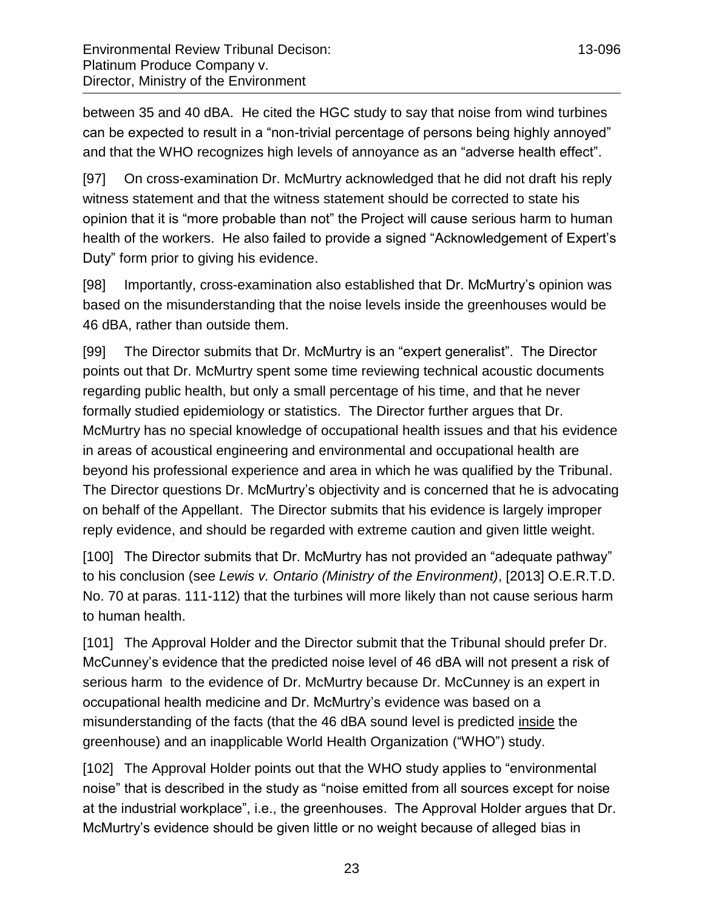between 35 and 40 dBA. He cited the HGC study to say that noise from wind turbines can be expected to result in a "non-trivial percentage of persons being highly annoyed" and that the WHO recognizes high levels of annoyance as an "adverse health effect".

[97] On cross-examination Dr. McMurtry acknowledged that he did not draft his reply witness statement and that the witness statement should be corrected to state his opinion that it is "more probable than not" the Project will cause serious harm to human health of the workers. He also failed to provide a signed "Acknowledgement of Expert's Duty" form prior to giving his evidence.

[98] Importantly, cross-examination also established that Dr. McMurtry's opinion was based on the misunderstanding that the noise levels inside the greenhouses would be 46 dBA, rather than outside them.

[99] The Director submits that Dr. McMurtry is an "expert generalist". The Director points out that Dr. McMurtry spent some time reviewing technical acoustic documents regarding public health, but only a small percentage of his time, and that he never formally studied epidemiology or statistics. The Director further argues that Dr. McMurtry has no special knowledge of occupational health issues and that his evidence in areas of acoustical engineering and environmental and occupational health are beyond his professional experience and area in which he was qualified by the Tribunal. The Director questions Dr. McMurtry's objectivity and is concerned that he is advocating on behalf of the Appellant. The Director submits that his evidence is largely improper reply evidence, and should be regarded with extreme caution and given little weight.

[100] The Director submits that Dr. McMurtry has not provided an "adequate pathway" to his conclusion (see *Lewis v. Ontario (Ministry of the Environment)*, [2013] O.E.R.T.D. No. 70 at paras. 111-112) that the turbines will more likely than not cause serious harm to human health.

[101] The Approval Holder and the Director submit that the Tribunal should prefer Dr. McCunney's evidence that the predicted noise level of 46 dBA will not present a risk of serious harm to the evidence of Dr. McMurtry because Dr. McCunney is an expert in occupational health medicine and Dr. McMurtry's evidence was based on a misunderstanding of the facts (that the 46 dBA sound level is predicted <u>inside</u> the greenhouse) and an inapplicable World Health Organization ("WHO") study.

[102] The Approval Holder points out that the WHO study applies to "environmental noise" that is described in the study as "noise emitted from all sources except for noise at the industrial workplace", i.e., the greenhouses. The Approval Holder argues that Dr. McMurtry's evidence should be given little or no weight because of alleged bias in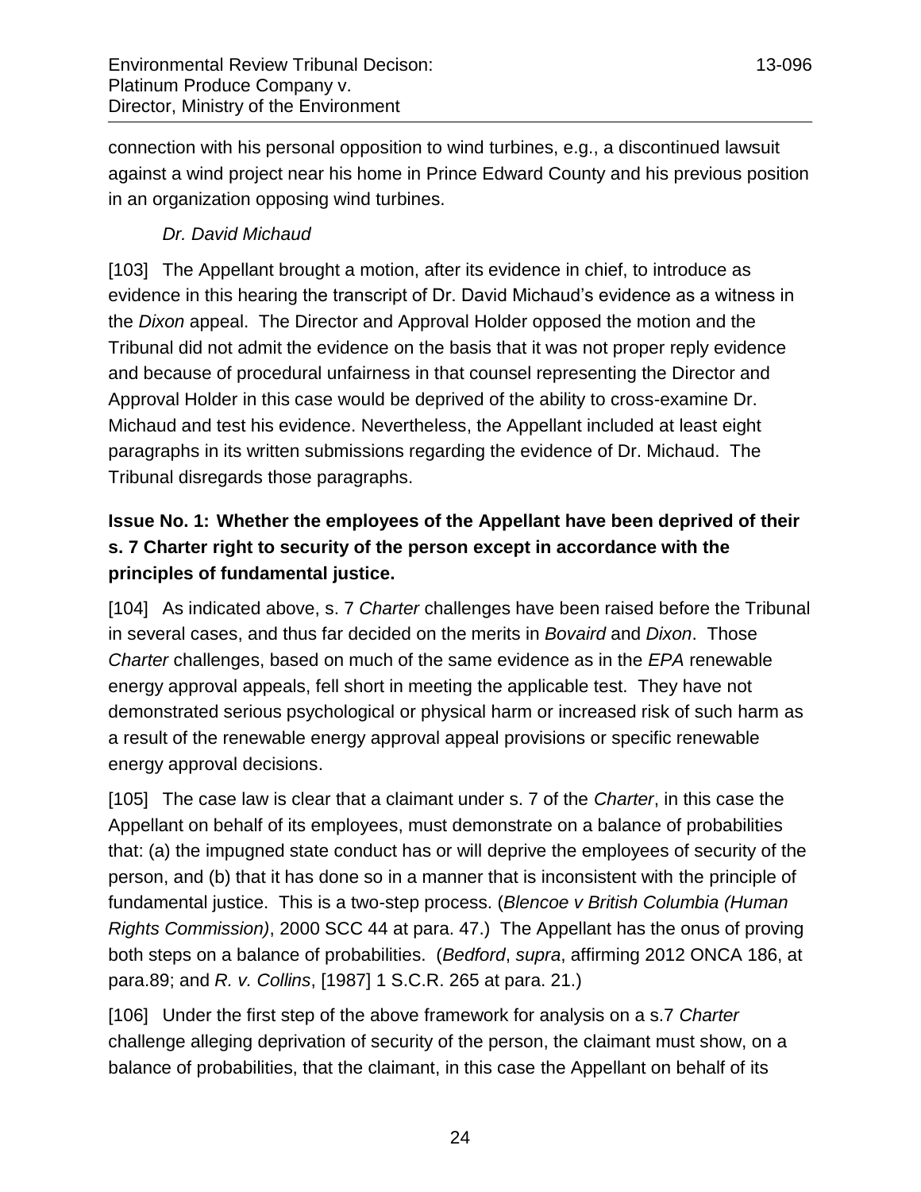connection with his personal opposition to wind turbines, e.g., a discontinued lawsuit against a wind project near his home in Prince Edward County and his previous position in an organization opposing wind turbines.

*Dr. David Michaud*

[103] The Appellant brought a motion, after its evidence in chief, to introduce as evidence in this hearing the transcript of Dr. David Michaud's evidence as a witness in the *Dixon* appeal. The Director and Approval Holder opposed the motion and the Tribunal did not admit the evidence on the basis that it was not proper reply evidence and because of procedural unfairness in that counsel representing the Director and Approval Holder in this case would be deprived of the ability to cross-examine Dr. Michaud and test his evidence. Nevertheless, the Appellant included at least eight paragraphs in its written submissions regarding the evidence of Dr. Michaud. The Tribunal disregards those paragraphs.

**Issue No. 1: Whether the employees of the Appellant have been deprived of their s. 7 Charter right to security of the person except in accordance with the principles of fundamental justice.**

[104] As indicated above, s. 7 *Charter* challenges have been raised before the Tribunal in several cases, and thus far decided on the merits in *Bovaird* and *Dixon*. Those *Charter* challenges, based on much of the same evidence as in the *EPA* renewable energy approval appeals, fell short in meeting the applicable test. They have not demonstrated serious psychological or physical harm or increased risk of such harm as a result of the renewable energy approval appeal provisions or specific renewable energy approval decisions.

[105] The case law is clear that a claimant under s. 7 of the *Charter*, in this case the Appellant on behalf of its employees, must demonstrate on a balance of probabilities that: (a) the impugned state conduct has or will deprive the employees of security of the person, and (b) that it has done so in a manner that is inconsistent with the principle of fundamental justice. This is a two-step process. (*Blencoe v British Columbia (Human Rights Commission)*, 2000 SCC 44 at para. 47.) The Appellant has the onus of proving both steps on a balance of probabilities. (*Bedford*, *supra*, affirming 2012 ONCA 186, at para.89; and *R. v. Collins*, [1987] 1 S.C.R. 265 at para. 21.)

[106] Under the first step of the above framework for analysis on a s.7 *Charter* challenge alleging deprivation of security of the person, the claimant must show, on a balance of probabilities, that the claimant, in this case the Appellant on behalf of its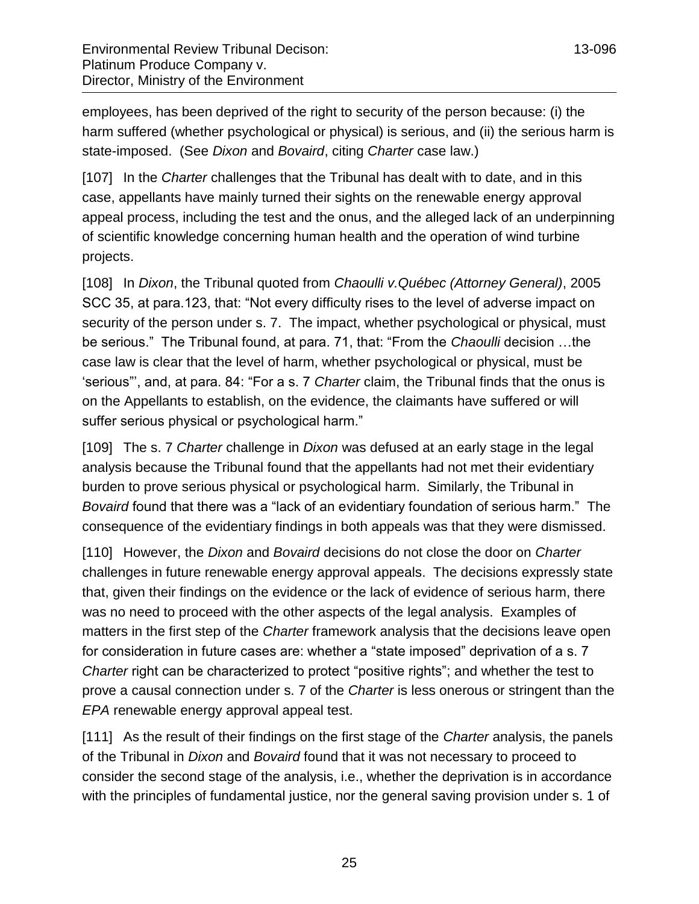employees, has been deprived of the right to security of the person because: (i) the harm suffered (whether psychological or physical) is serious, and (ii) the serious harm is state-imposed. (See *Dixon* and *Bovaird*, citing *Charter* case law.)

[107] In the *Charter* challenges that the Tribunal has dealt with to date, and in this case, appellants have mainly turned their sights on the renewable energy approval appeal process, including the test and the onus, and the alleged lack of an underpinning of scientific knowledge concerning human health and the operation of wind turbine projects.

[108] In *Dixon*, the Tribunal quoted from *Chaoulli v.Québec (Attorney General)*, 2005 SCC 35, at para.123, that: "Not every difficulty rises to the level of adverse impact on security of the person under s. 7. The impact, whether psychological or physical, must be serious." The Tribunal found, at para. 71, that: "From the *Chaoulli* decision …the case law is clear that the level of harm, whether psychological or physical, must be 'serious"', and, at para. 84: "For a s. 7 *Charter* claim, the Tribunal finds that the onus is on the Appellants to establish, on the evidence, the claimants have suffered or will suffer serious physical or psychological harm."

[109] The s. 7 *Charter* challenge in *Dixon* was defused at an early stage in the legal analysis because the Tribunal found that the appellants had not met their evidentiary burden to prove serious physical or psychological harm. Similarly, the Tribunal in *Bovaird* found that there was a "lack of an evidentiary foundation of serious harm." The consequence of the evidentiary findings in both appeals was that they were dismissed.

[110] However, the *Dixon* and *Bovaird* decisions do not close the door on *Charter* challenges in future renewable energy approval appeals. The decisions expressly state that, given their findings on the evidence or the lack of evidence of serious harm, there was no need to proceed with the other aspects of the legal analysis. Examples of matters in the first step of the *Charter* framework analysis that the decisions leave open for consideration in future cases are: whether a "state imposed" deprivation of a s. 7 *Charter* right can be characterized to protect "positive rights"; and whether the test to prove a causal connection under s. 7 of the *Charter* is less onerous or stringent than the *EPA* renewable energy approval appeal test.

[111] As the result of their findings on the first stage of the *Charter* analysis, the panels of the Tribunal in *Dixon* and *Bovaird* found that it was not necessary to proceed to consider the second stage of the analysis, i.e., whether the deprivation is in accordance with the principles of fundamental justice, nor the general saving provision under s. 1 of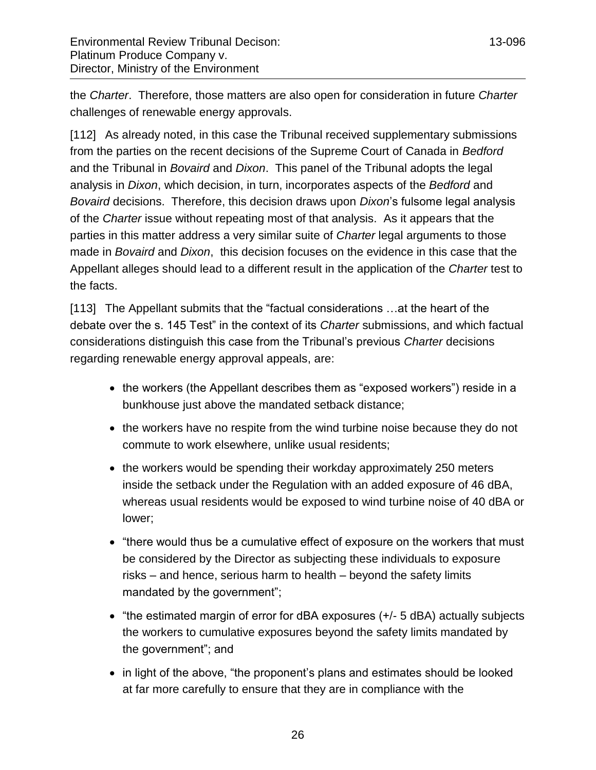the *Charter*. Therefore, those matters are also open for consideration in future *Charter* challenges of renewable energy approvals.

[112] As already noted, in this case the Tribunal received supplementary submissions from the parties on the recent decisions of the Supreme Court of Canada in *Bedford* and the Tribunal in *Bovaird* and *Dixon*. This panel of the Tribunal adopts the legal analysis in *Dixon*, which decision, in turn, incorporates aspects of the *Bedford* and *Bovaird* decisions. Therefore, this decision draws upon *Dixon*'s fulsome legal analysis of the *Charter* issue without repeating most of that analysis. As it appears that the parties in this matter address a very similar suite of *Charter* legal arguments to those made in *Bovaird* and *Dixon*, this decision focuses on the evidence in this case that the Appellant alleges should lead to a different result in the application of the *Charter* test to the facts.

[113] The Appellant submits that the "factual considerations …at the heart of the debate over the s. 145 Test" in the context of its *Charter* submissions, and which factual considerations distinguish this case from the Tribunal's previous *Charter* decisions regarding renewable energy approval appeals, are:

- the workers (the Appellant describes them as "exposed workers") reside in a bunkhouse just above the mandated setback distance;
- the workers have no respite from the wind turbine noise because they do not commute to work elsewhere, unlike usual residents;
- the workers would be spending their workday approximately 250 meters inside the setback under the Regulation with an added exposure of 46 dBA, whereas usual residents would be exposed to wind turbine noise of 40 dBA or lower;
- "there would thus be a cumulative effect of exposure on the workers that must be considered by the Director as subjecting these individuals to exposure risks – and hence, serious harm to health – beyond the safety limits mandated by the government";
- "the estimated margin of error for dBA exposures (+/- 5 dBA) actually subjects the workers to cumulative exposures beyond the safety limits mandated by the government"; and
- in light of the above, "the proponent's plans and estimates should be looked at far more carefully to ensure that they are in compliance with the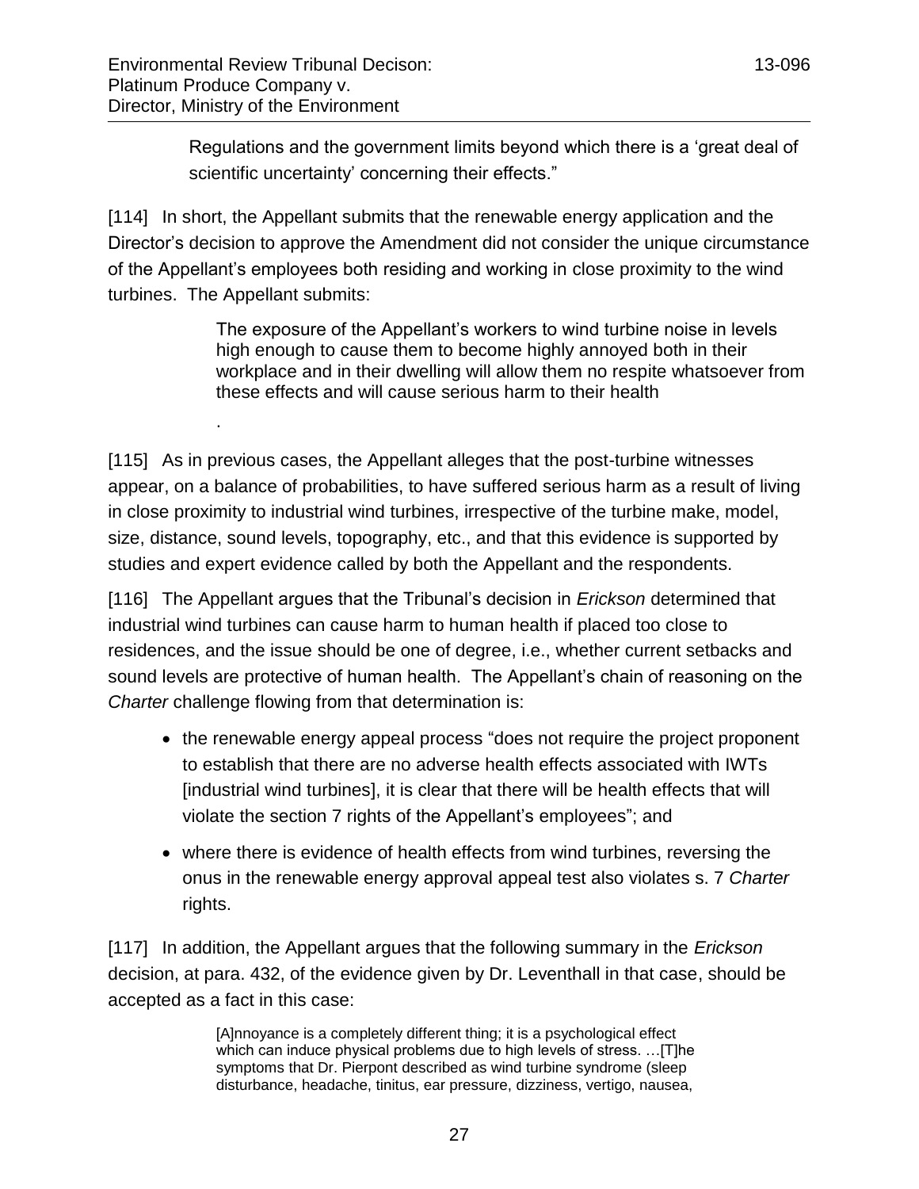Regulations and the government limits beyond which there is a 'great deal of scientific uncertainty' concerning their effects."

[114] In short, the Appellant submits that the renewable energy application and the Director's decision to approve the Amendment did not consider the unique circumstance of the Appellant's employees both residing and working in close proximity to the wind turbines. The Appellant submits:

> The exposure of the Appellant's workers to wind turbine noise in levels high enough to cause them to become highly annoyed both in their workplace and in their dwelling will allow them no respite whatsoever from these effects and will cause serious harm to their health
>
> .

[115] As in previous cases, the Appellant alleges that the post-turbine witnesses appear, on a balance of probabilities, to have suffered serious harm as a result of living in close proximity to industrial wind turbines, irrespective of the turbine make, model, size, distance, sound levels, topography, etc., and that this evidence is supported by studies and expert evidence called by both the Appellant and the respondents.

[116] The Appellant argues that the Tribunal's decision in *Erickson* determined that industrial wind turbines can cause harm to human health if placed too close to residences, and the issue should be one of degree, i.e., whether current setbacks and sound levels are protective of human health. The Appellant's chain of reasoning on the *Charter* challenge flowing from that determination is:

- the renewable energy appeal process "does not require the project proponent to establish that there are no adverse health effects associated with IWTs [industrial wind turbines], it is clear that there will be health effects that will violate the section 7 rights of the Appellant's employees"; and
- where there is evidence of health effects from wind turbines, reversing the onus in the renewable energy approval appeal test also violates s. 7 *Charter* rights.

[117] In addition, the Appellant argues that the following summary in the *Erickson* decision, at para. 432, of the evidence given by Dr. Leventhall in that case, should be accepted as a fact in this case:

> [A]nnoyance is a completely different thing; it is a psychological effect which can induce physical problems due to high levels of stress. …[T]he symptoms that Dr. Pierpont described as wind turbine syndrome (sleep disturbance, headache, tinitus, ear pressure, dizziness, vertigo, nausea,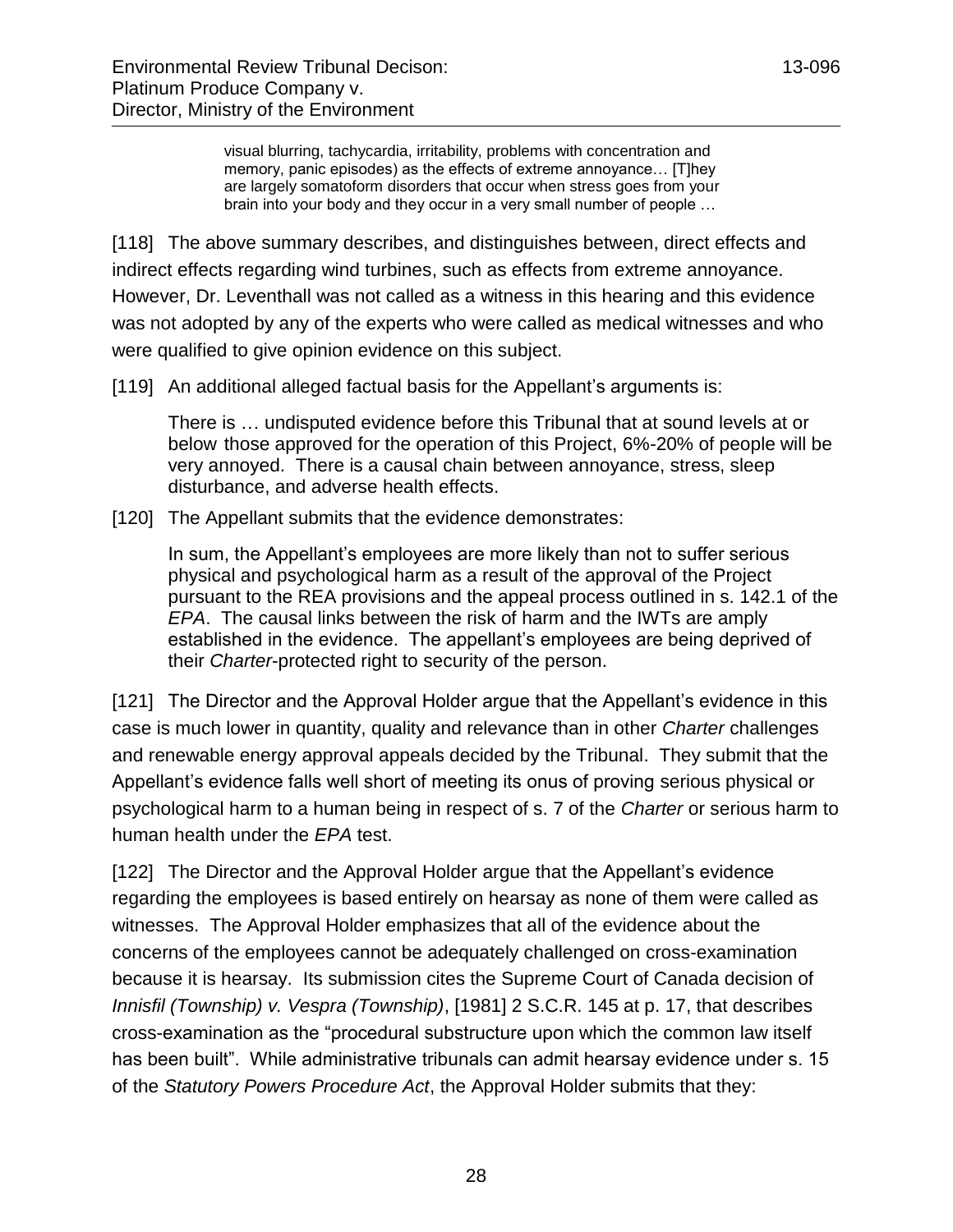> visual blurring, tachycardia, irritability, problems with concentration and memory, panic episodes) as the effects of extreme annoyance… [T]hey are largely somatoform disorders that occur when stress goes from your brain into your body and they occur in a very small number of people …

[118] The above summary describes, and distinguishes between, direct effects and indirect effects regarding wind turbines, such as effects from extreme annoyance. However, Dr. Leventhall was not called as a witness in this hearing and this evidence was not adopted by any of the experts who were called as medical witnesses and who were qualified to give opinion evidence on this subject.

[119] An additional alleged factual basis for the Appellant's arguments is:

> There is … undisputed evidence before this Tribunal that at sound levels at or below those approved for the operation of this Project, 6%-20% of people will be very annoyed. There is a causal chain between annoyance, stress, sleep disturbance, and adverse health effects.

[120] The Appellant submits that the evidence demonstrates:

> In sum, the Appellant's employees are more likely than not to suffer serious physical and psychological harm as a result of the approval of the Project pursuant to the REA provisions and the appeal process outlined in s. 142.1 of the *EPA*. The causal links between the risk of harm and the IWTs are amply established in the evidence. The appellant's employees are being deprived of their *Charter*-protected right to security of the person.

[121] The Director and the Approval Holder argue that the Appellant's evidence in this case is much lower in quantity, quality and relevance than in other *Charter* challenges and renewable energy approval appeals decided by the Tribunal. They submit that the Appellant's evidence falls well short of meeting its onus of proving serious physical or psychological harm to a human being in respect of s. 7 of the *Charter* or serious harm to human health under the *EPA* test.

[122] The Director and the Approval Holder argue that the Appellant's evidence regarding the employees is based entirely on hearsay as none of them were called as witnesses. The Approval Holder emphasizes that all of the evidence about the concerns of the employees cannot be adequately challenged on cross-examination because it is hearsay. Its submission cites the Supreme Court of Canada decision of *Innisfil (Township) v. Vespra (Township)*, [1981] 2 S.C.R. 145 at p. 17, that describes cross-examination as the "procedural substructure upon which the common law itself has been built". While administrative tribunals can admit hearsay evidence under s. 15 of the *Statutory Powers Procedure Act*, the Approval Holder submits that they: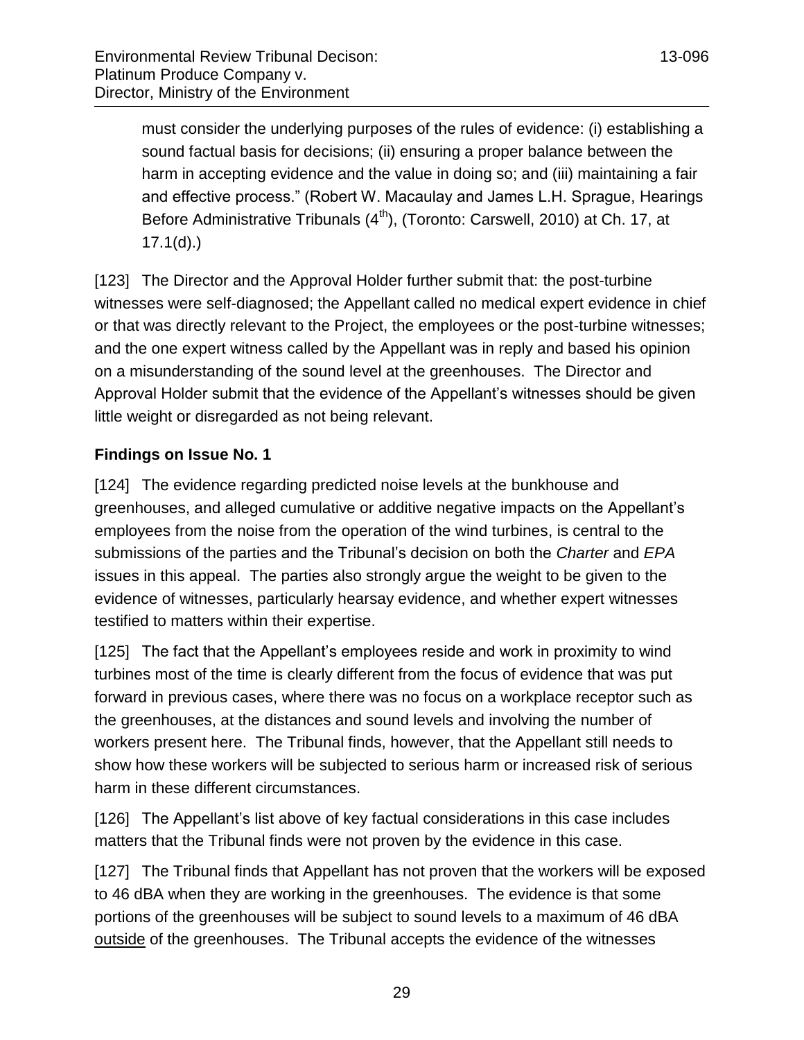must consider the underlying purposes of the rules of evidence: (i) establishing a sound factual basis for decisions; (ii) ensuring a proper balance between the harm in accepting evidence and the value in doing so; and (iii) maintaining a fair and effective process." (Robert W. Macaulay and James L.H. Sprague, Hearings Before Administrative Tribunals (4th), (Toronto: Carswell, 2010) at Ch. 17, at 17.1(d).)

[123] The Director and the Approval Holder further submit that: the post-turbine witnesses were self-diagnosed; the Appellant called no medical expert evidence in chief or that was directly relevant to the Project, the employees or the post-turbine witnesses; and the one expert witness called by the Appellant was in reply and based his opinion on a misunderstanding of the sound level at the greenhouses. The Director and Approval Holder submit that the evidence of the Appellant's witnesses should be given little weight or disregarded as not being relevant.

**Findings on Issue No. 1**

[124] The evidence regarding predicted noise levels at the bunkhouse and greenhouses, and alleged cumulative or additive negative impacts on the Appellant's employees from the noise from the operation of the wind turbines, is central to the submissions of the parties and the Tribunal's decision on both the *Charter* and *EPA* issues in this appeal. The parties also strongly argue the weight to be given to the evidence of witnesses, particularly hearsay evidence, and whether expert witnesses testified to matters within their expertise.

[125] The fact that the Appellant's employees reside and work in proximity to wind turbines most of the time is clearly different from the focus of evidence that was put forward in previous cases, where there was no focus on a workplace receptor such as the greenhouses, at the distances and sound levels and involving the number of workers present here. The Tribunal finds, however, that the Appellant still needs to show how these workers will be subjected to serious harm or increased risk of serious harm in these different circumstances.

[126] The Appellant's list above of key factual considerations in this case includes matters that the Tribunal finds were not proven by the evidence in this case.

[127] The Tribunal finds that Appellant has not proven that the workers will be exposed to 46 dBA when they are working in the greenhouses. The evidence is that some portions of the greenhouses will be subject to sound levels to a maximum of 46 dBA <u>outside</u> of the greenhouses. The Tribunal accepts the evidence of the witnesses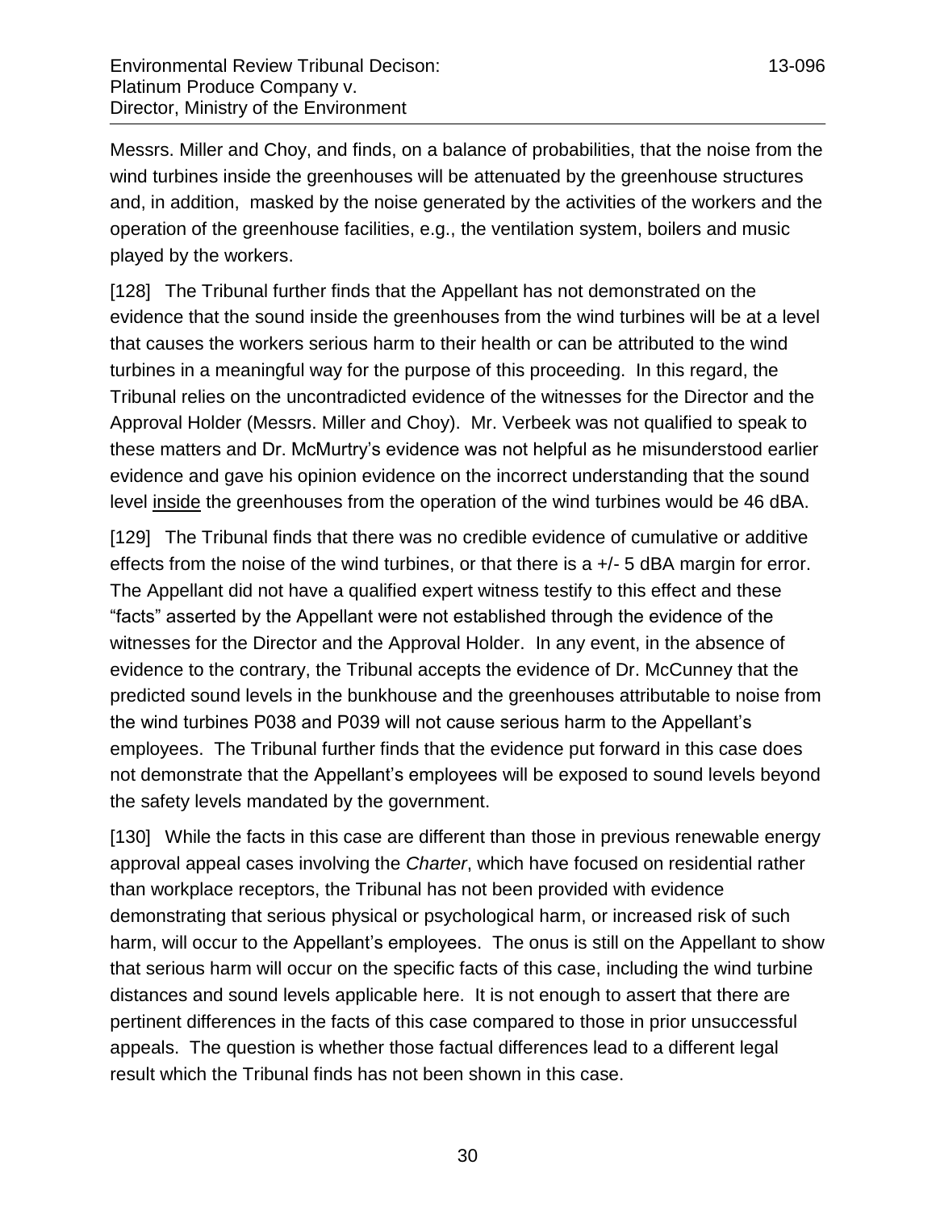Messrs. Miller and Choy, and finds, on a balance of probabilities, that the noise from the wind turbines inside the greenhouses will be attenuated by the greenhouse structures and, in addition, masked by the noise generated by the activities of the workers and the operation of the greenhouse facilities, e.g., the ventilation system, boilers and music played by the workers.

[128] The Tribunal further finds that the Appellant has not demonstrated on the evidence that the sound inside the greenhouses from the wind turbines will be at a level that causes the workers serious harm to their health or can be attributed to the wind turbines in a meaningful way for the purpose of this proceeding. In this regard, the Tribunal relies on the uncontradicted evidence of the witnesses for the Director and the Approval Holder (Messrs. Miller and Choy). Mr. Verbeek was not qualified to speak to these matters and Dr. McMurtry's evidence was not helpful as he misunderstood earlier evidence and gave his opinion evidence on the incorrect understanding that the sound level <u>inside</u> the greenhouses from the operation of the wind turbines would be 46 dBA.

[129] The Tribunal finds that there was no credible evidence of cumulative or additive effects from the noise of the wind turbines, or that there is a +/- 5 dBA margin for error. The Appellant did not have a qualified expert witness testify to this effect and these "facts" asserted by the Appellant were not established through the evidence of the witnesses for the Director and the Approval Holder. In any event, in the absence of evidence to the contrary, the Tribunal accepts the evidence of Dr. McCunney that the predicted sound levels in the bunkhouse and the greenhouses attributable to noise from the wind turbines P038 and P039 will not cause serious harm to the Appellant's employees. The Tribunal further finds that the evidence put forward in this case does not demonstrate that the Appellant's employees will be exposed to sound levels beyond the safety levels mandated by the government.

[130] While the facts in this case are different than those in previous renewable energy approval appeal cases involving the *Charter*, which have focused on residential rather than workplace receptors, the Tribunal has not been provided with evidence demonstrating that serious physical or psychological harm, or increased risk of such harm, will occur to the Appellant's employees. The onus is still on the Appellant to show that serious harm will occur on the specific facts of this case, including the wind turbine distances and sound levels applicable here. It is not enough to assert that there are pertinent differences in the facts of this case compared to those in prior unsuccessful appeals. The question is whether those factual differences lead to a different legal result which the Tribunal finds has not been shown in this case.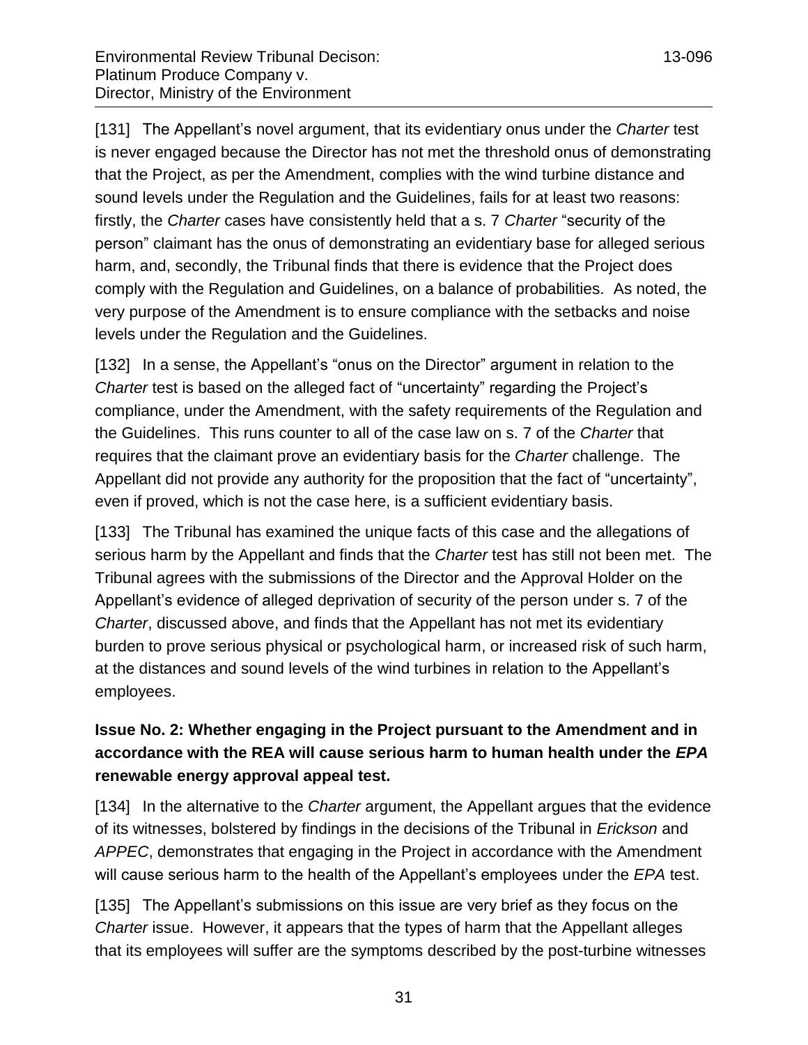[131] The Appellant's novel argument, that its evidentiary onus under the *Charter* test is never engaged because the Director has not met the threshold onus of demonstrating that the Project, as per the Amendment, complies with the wind turbine distance and sound levels under the Regulation and the Guidelines, fails for at least two reasons: firstly, the *Charter* cases have consistently held that a s. 7 *Charter* "security of the person" claimant has the onus of demonstrating an evidentiary base for alleged serious harm, and, secondly, the Tribunal finds that there is evidence that the Project does comply with the Regulation and Guidelines, on a balance of probabilities. As noted, the very purpose of the Amendment is to ensure compliance with the setbacks and noise levels under the Regulation and the Guidelines.

[132] In a sense, the Appellant's "onus on the Director" argument in relation to the *Charter* test is based on the alleged fact of "uncertainty" regarding the Project's compliance, under the Amendment, with the safety requirements of the Regulation and the Guidelines. This runs counter to all of the case law on s. 7 of the *Charter* that requires that the claimant prove an evidentiary basis for the *Charter* challenge. The Appellant did not provide any authority for the proposition that the fact of "uncertainty", even if proved, which is not the case here, is a sufficient evidentiary basis.

[133] The Tribunal has examined the unique facts of this case and the allegations of serious harm by the Appellant and finds that the *Charter* test has still not been met. The Tribunal agrees with the submissions of the Director and the Approval Holder on the Appellant's evidence of alleged deprivation of security of the person under s. 7 of the *Charter*, discussed above, and finds that the Appellant has not met its evidentiary burden to prove serious physical or psychological harm, or increased risk of such harm, at the distances and sound levels of the wind turbines in relation to the Appellant's employees.

### Issue No. 2: Whether engaging in the Project pursuant to the Amendment and in accordance with the REA will cause serious harm to human health under the *EPA* renewable energy approval appeal test.

[134] In the alternative to the *Charter* argument, the Appellant argues that the evidence of its witnesses, bolstered by findings in the decisions of the Tribunal in *Erickson* and *APPEC*, demonstrates that engaging in the Project in accordance with the Amendment will cause serious harm to the health of the Appellant's employees under the *EPA* test.

[135] The Appellant's submissions on this issue are very brief as they focus on the *Charter* issue. However, it appears that the types of harm that the Appellant alleges that its employees will suffer are the symptoms described by the post-turbine witnesses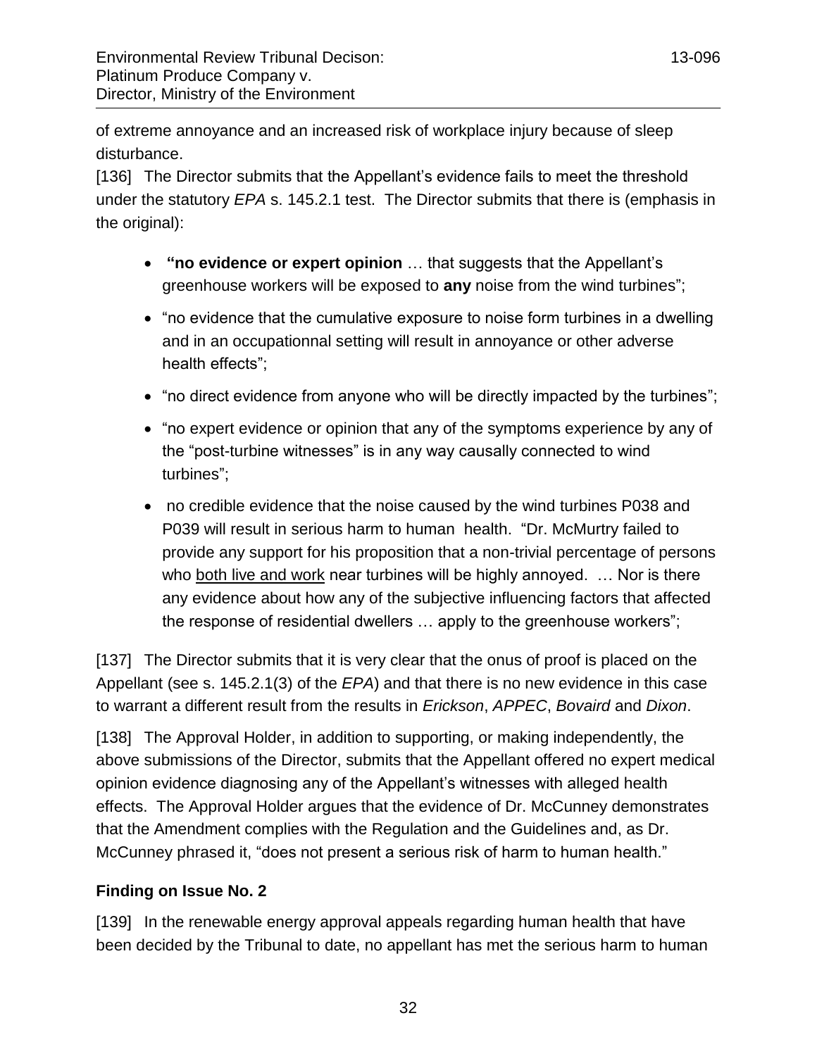of extreme annoyance and an increased risk of workplace injury because of sleep disturbance.

[136] The Director submits that the Appellant's evidence fails to meet the threshold under the statutory *EPA* s. 145.2.1 test. The Director submits that there is (emphasis in the original):

- **"no evidence or expert opinion** … that suggests that the Appellant's greenhouse workers will be exposed to **any** noise from the wind turbines";
- "no evidence that the cumulative exposure to noise form turbines in a dwelling and in an occupationnal setting will result in annoyance or other adverse health effects";
- "no direct evidence from anyone who will be directly impacted by the turbines";
- "no expert evidence or opinion that any of the symptoms experience by any of the "post-turbine witnesses" is in any way causally connected to wind turbines";
- no credible evidence that the noise caused by the wind turbines P038 and P039 will result in serious harm to human health. "Dr. McMurtry failed to provide any support for his proposition that a non-trivial percentage of persons who <u>both live and work</u> near turbines will be highly annoyed. … Nor is there any evidence about how any of the subjective influencing factors that affected the response of residential dwellers … apply to the greenhouse workers";

[137] The Director submits that it is very clear that the onus of proof is placed on the Appellant (see s. 145.2.1(3) of the *EPA*) and that there is no new evidence in this case to warrant a different result from the results in *Erickson*, *APPEC*, *Bovaird* and *Dixon*.

[138] The Approval Holder, in addition to supporting, or making independently, the above submissions of the Director, submits that the Appellant offered no expert medical opinion evidence diagnosing any of the Appellant's witnesses with alleged health effects. The Approval Holder argues that the evidence of Dr. McCunney demonstrates that the Amendment complies with the Regulation and the Guidelines and, as Dr. McCunney phrased it, "does not present a serious risk of harm to human health."

### Finding on Issue No. 2

[139] In the renewable energy approval appeals regarding human health that have been decided by the Tribunal to date, no appellant has met the serious harm to human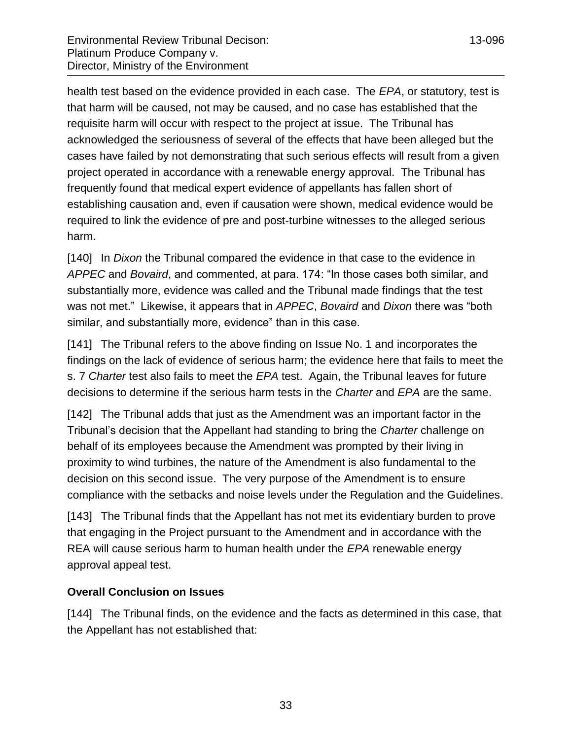health test based on the evidence provided in each case. The *EPA*, or statutory, test is that harm will be caused, not may be caused, and no case has established that the requisite harm will occur with respect to the project at issue. The Tribunal has acknowledged the seriousness of several of the effects that have been alleged but the cases have failed by not demonstrating that such serious effects will result from a given project operated in accordance with a renewable energy approval. The Tribunal has frequently found that medical expert evidence of appellants has fallen short of establishing causation and, even if causation were shown, medical evidence would be required to link the evidence of pre and post-turbine witnesses to the alleged serious harm.

[140] In *Dixon* the Tribunal compared the evidence in that case to the evidence in *APPEC* and *Bovaird*, and commented, at para. 174: "In those cases both similar, and substantially more, evidence was called and the Tribunal made findings that the test was not met." Likewise, it appears that in *APPEC*, *Bovaird* and *Dixon* there was "both similar, and substantially more, evidence" than in this case.

[141] The Tribunal refers to the above finding on Issue No. 1 and incorporates the findings on the lack of evidence of serious harm; the evidence here that fails to meet the s. 7 *Charter* test also fails to meet the *EPA* test. Again, the Tribunal leaves for future decisions to determine if the serious harm tests in the *Charter* and *EPA* are the same.

[142] The Tribunal adds that just as the Amendment was an important factor in the Tribunal's decision that the Appellant had standing to bring the *Charter* challenge on behalf of its employees because the Amendment was prompted by their living in proximity to wind turbines, the nature of the Amendment is also fundamental to the decision on this second issue. The very purpose of the Amendment is to ensure compliance with the setbacks and noise levels under the Regulation and the Guidelines.

[143] The Tribunal finds that the Appellant has not met its evidentiary burden to prove that engaging in the Project pursuant to the Amendment and in accordance with the REA will cause serious harm to human health under the *EPA* renewable energy approval appeal test.

## Overall Conclusion on Issues

[144] The Tribunal finds, on the evidence and the facts as determined in this case, that the Appellant has not established that: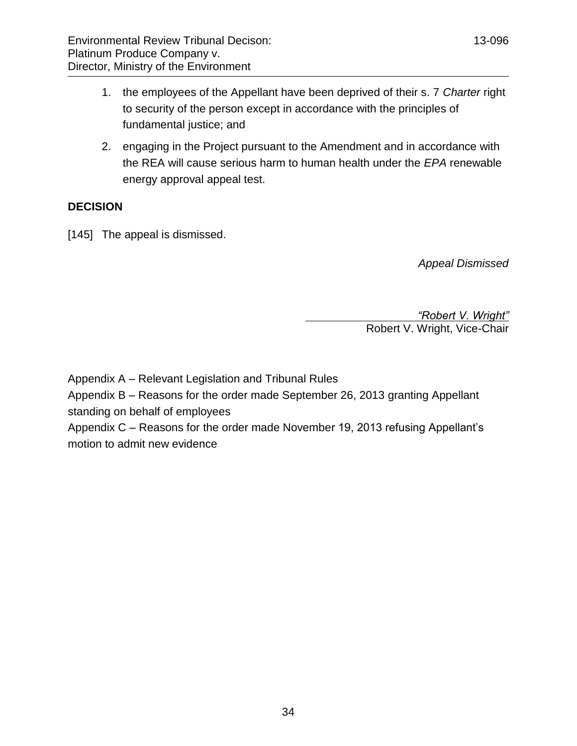1. the employees of the Appellant have been deprived of their s. 7 *Charter* right to security of the person except in accordance with the principles of fundamental justice; and

2. engaging in the Project pursuant to the Amendment and in accordance with the REA will cause serious harm to human health under the *EPA* renewable energy approval appeal test.

## DECISION

[145] The appeal is dismissed.

*Appeal Dismissed*

*"Robert V. Wright"*
Robert V. Wright, Vice-Chair

Appendix A – Relevant Legislation and Tribunal Rules

Appendix B – Reasons for the order made September 26, 2013 granting Appellant standing on behalf of employees

Appendix C – Reasons for the order made November 19, 2013 refusing Appellant's motion to admit new evidence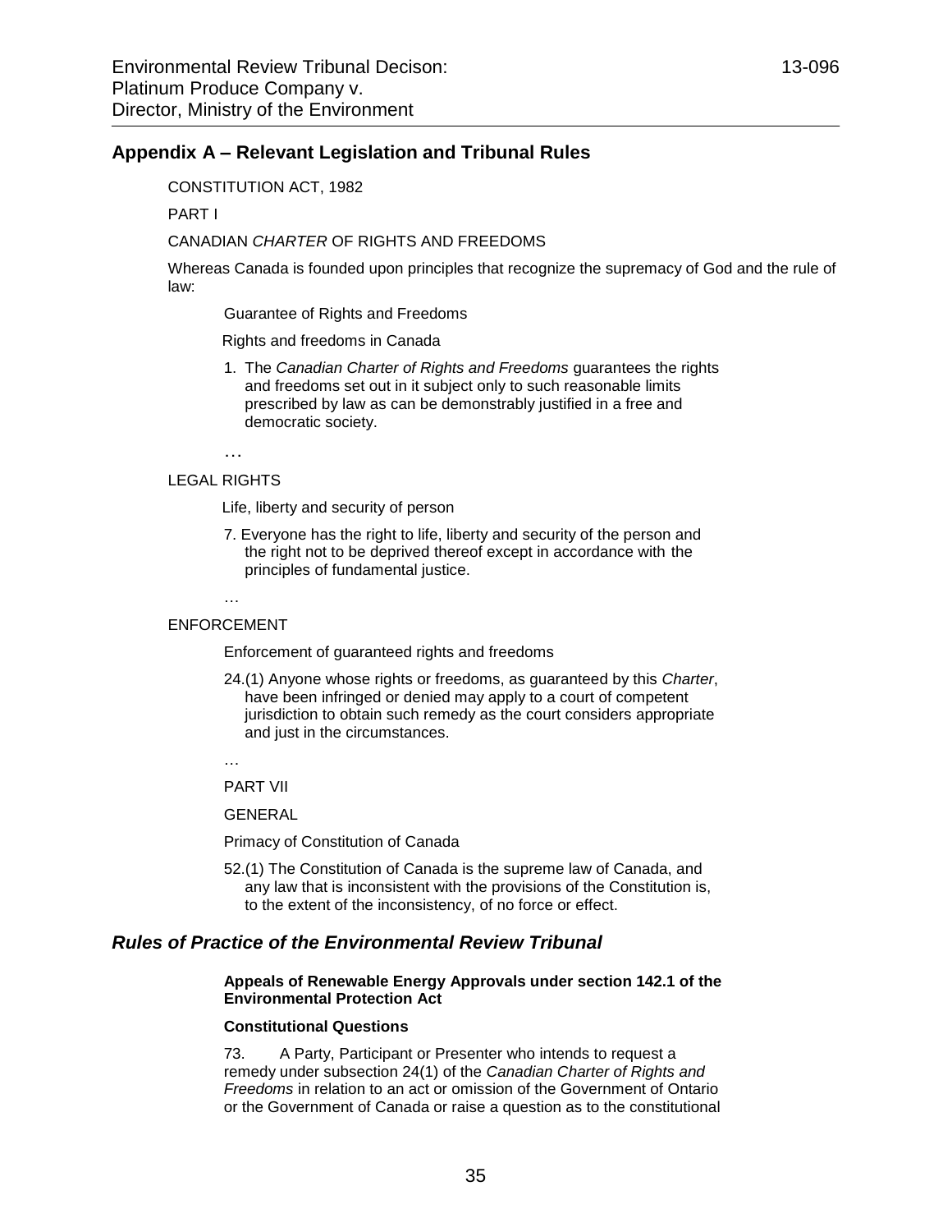## Appendix A – Relevant Legislation and Tribunal Rules

CONSTITUTION ACT, 1982

PART I

CANADIAN *CHARTER* OF RIGHTS AND FREEDOMS

Whereas Canada is founded upon principles that recognize the supremacy of God and the rule of law:

Guarantee of Rights and Freedoms

Rights and freedoms in Canada

1. The *Canadian Charter of Rights and Freedoms* guarantees the rights and freedoms set out in it subject only to such reasonable limits prescribed by law as can be demonstrably justified in a free and democratic society.

…

LEGAL RIGHTS

Life, liberty and security of person

7. Everyone has the right to life, liberty and security of the person and the right not to be deprived thereof except in accordance with the principles of fundamental justice.

…

ENFORCEMENT

Enforcement of guaranteed rights and freedoms

24.(1) Anyone whose rights or freedoms, as guaranteed by this *Charter*, have been infringed or denied may apply to a court of competent jurisdiction to obtain such remedy as the court considers appropriate and just in the circumstances.

…

PART VII

GENERAL

Primacy of Constitution of Canada

52.(1) The Constitution of Canada is the supreme law of Canada, and any law that is inconsistent with the provisions of the Constitution is, to the extent of the inconsistency, of no force or effect.

## *Rules of Practice of the Environmental Review Tribunal*

**Appeals of Renewable Energy Approvals under section 142.1 of the Environmental Protection Act**

**Constitutional Questions**

73. A Party, Participant or Presenter who intends to request a remedy under subsection 24(1) of the *Canadian Charter of Rights and Freedoms* in relation to an act or omission of the Government of Ontario or the Government of Canada or raise a question as to the constitutional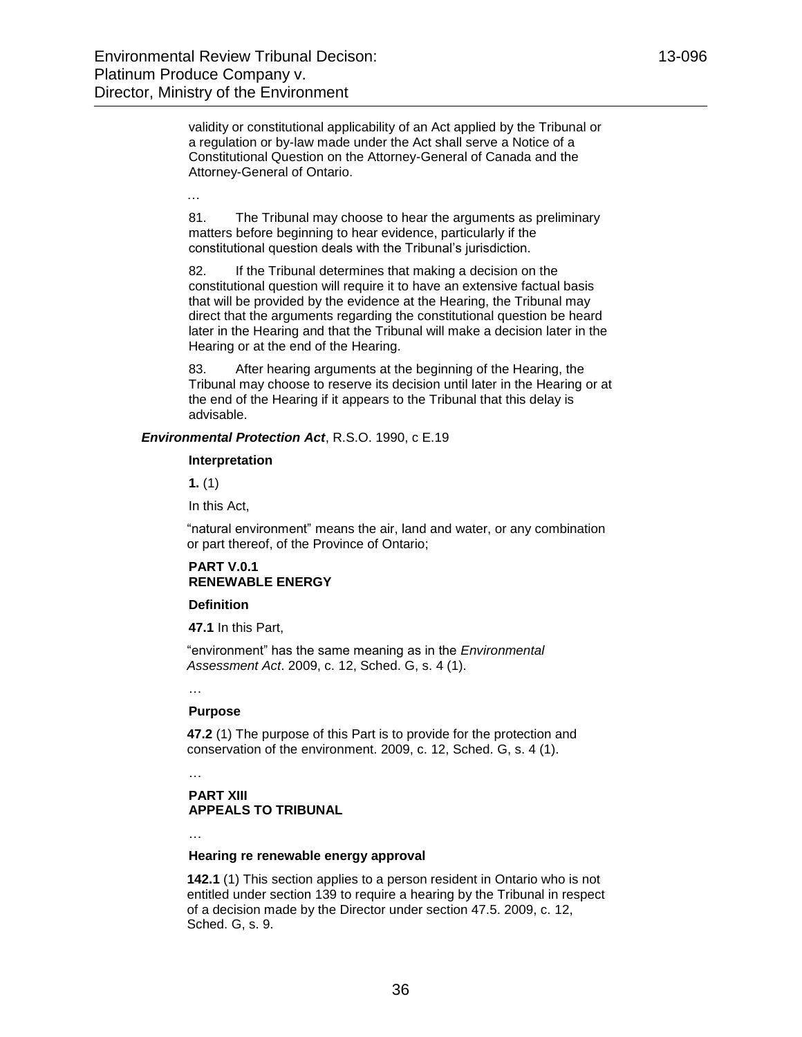validity or constitutional applicability of an Act applied by the Tribunal or a regulation or by-law made under the Act shall serve a Notice of a Constitutional Question on the Attorney-General of Canada and the Attorney-General of Ontario.

…

81. The Tribunal may choose to hear the arguments as preliminary matters before beginning to hear evidence, particularly if the constitutional question deals with the Tribunal's jurisdiction.

82. If the Tribunal determines that making a decision on the constitutional question will require it to have an extensive factual basis that will be provided by the evidence at the Hearing, the Tribunal may direct that the arguments regarding the constitutional question be heard later in the Hearing and that the Tribunal will make a decision later in the Hearing or at the end of the Hearing.

83. After hearing arguments at the beginning of the Hearing, the Tribunal may choose to reserve its decision until later in the Hearing or at the end of the Hearing if it appears to the Tribunal that this delay is advisable.

***Environmental Protection Act***, R.S.O. 1990, c E.19

**Interpretation**

**1.** (1)

In this Act,

"natural environment" means the air, land and water, or any combination or part thereof, of the Province of Ontario;

**PART V.0.1**
**RENEWABLE ENERGY**

**Definition**

**47.1** In this Part,

"environment" has the same meaning as in the *Environmental Assessment Act*. 2009, c. 12, Sched. G, s. 4 (1).

…

**Purpose**

**47.2** (1) The purpose of this Part is to provide for the protection and conservation of the environment. 2009, c. 12, Sched. G, s. 4 (1).

…

**PART XIII**
**APPEALS TO TRIBUNAL**

…

**Hearing re renewable energy approval**

**142.1** (1) This section applies to a person resident in Ontario who is not entitled under section 139 to require a hearing by the Tribunal in respect of a decision made by the Director under section 47.5. 2009, c. 12, Sched. G, s. 9.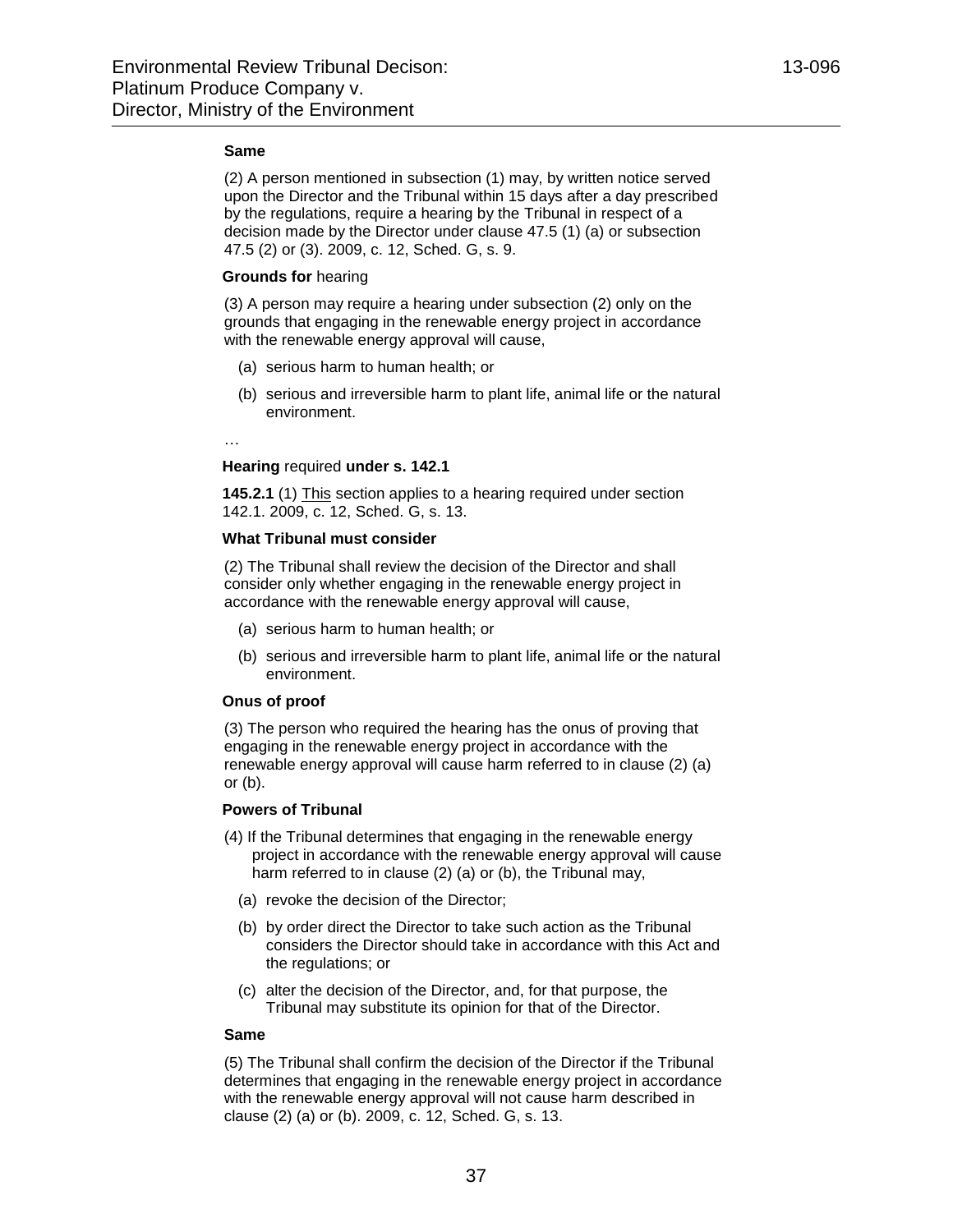**Same**

(2) A person mentioned in subsection (1) may, by written notice served upon the Director and the Tribunal within 15 days after a day prescribed by the regulations, require a hearing by the Tribunal in respect of a decision made by the Director under clause 47.5 (1) (a) or subsection 47.5 (2) or (3). 2009, c. 12, Sched. G, s. 9.

**Grounds for** hearing

(3) A person may require a hearing under subsection (2) only on the grounds that engaging in the renewable energy project in accordance with the renewable energy approval will cause,

- (a) serious harm to human health; or
- (b) serious and irreversible harm to plant life, animal life or the natural environment.

…

**Hearing** required **under s. 142.1**

**145.2.1** (1) This section applies to a hearing required under section 142.1. 2009, c. 12, Sched. G, s. 13.

**What Tribunal must consider**

(2) The Tribunal shall review the decision of the Director and shall consider only whether engaging in the renewable energy project in accordance with the renewable energy approval will cause,

- (a) serious harm to human health; or
- (b) serious and irreversible harm to plant life, animal life or the natural environment.

**Onus of proof**

(3) The person who required the hearing has the onus of proving that engaging in the renewable energy project in accordance with the renewable energy approval will cause harm referred to in clause (2) (a) or (b).

**Powers of Tribunal**

(4) If the Tribunal determines that engaging in the renewable energy project in accordance with the renewable energy approval will cause harm referred to in clause (2) (a) or (b), the Tribunal may,

- (a) revoke the decision of the Director;
- (b) by order direct the Director to take such action as the Tribunal considers the Director should take in accordance with this Act and the regulations; or
- (c) alter the decision of the Director, and, for that purpose, the Tribunal may substitute its opinion for that of the Director.

**Same**

(5) The Tribunal shall confirm the decision of the Director if the Tribunal determines that engaging in the renewable energy project in accordance with the renewable energy approval will not cause harm described in clause (2) (a) or (b). 2009, c. 12, Sched. G, s. 13.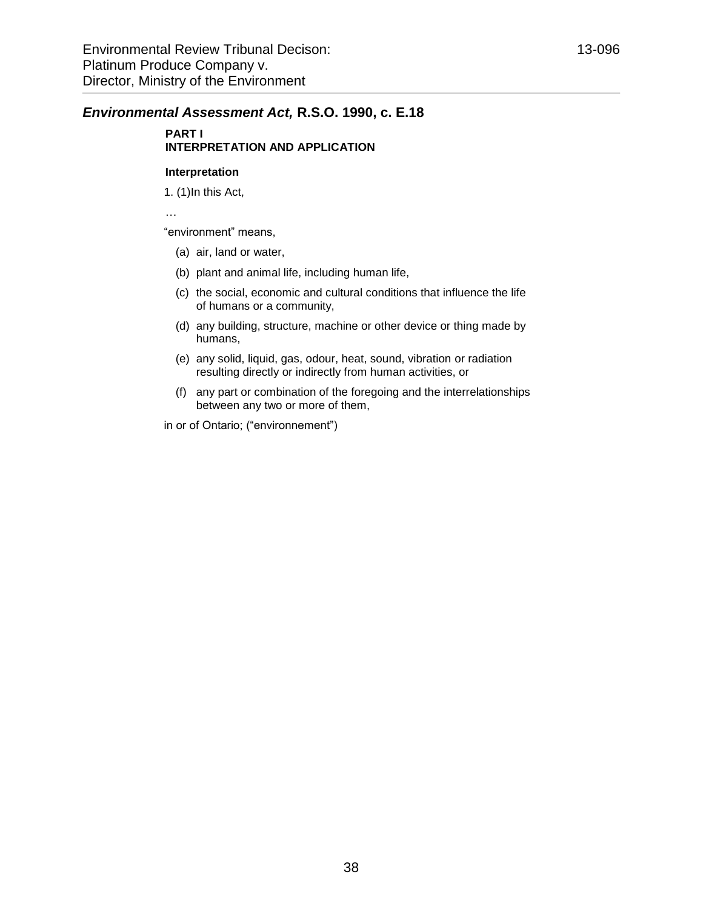## *Environmental Assessment Act,* R.S.O. 1990, c. E.18

**PART I**
**INTERPRETATION AND APPLICATION**

**Interpretation**

1. (1)In this Act,

…

“environment” means,

(a) air, land or water,

(b) plant and animal life, including human life,

(c) the social, economic and cultural conditions that influence the life of humans or a community,

(d) any building, structure, machine or other device or thing made by humans,

(e) any solid, liquid, gas, odour, heat, sound, vibration or radiation resulting directly or indirectly from human activities, or

(f) any part or combination of the foregoing and the interrelationships between any two or more of them,

in or of Ontario; (“environnement”)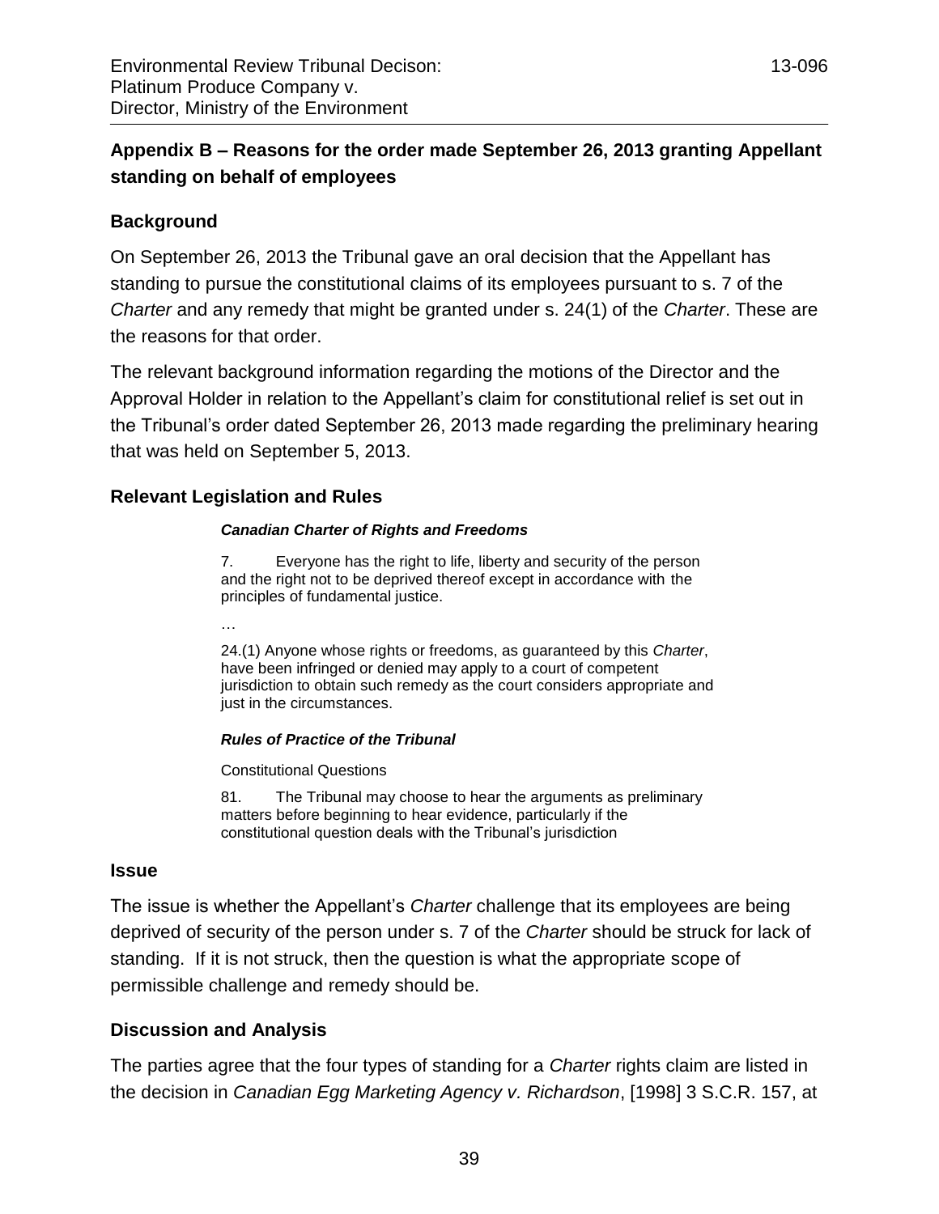## Appendix B – Reasons for the order made September 26, 2013 granting Appellant standing on behalf of employees

### Background

On September 26, 2013 the Tribunal gave an oral decision that the Appellant has standing to pursue the constitutional claims of its employees pursuant to s. 7 of the *Charter* and any remedy that might be granted under s. 24(1) of the *Charter*. These are the reasons for that order.

The relevant background information regarding the motions of the Director and the Approval Holder in relation to the Appellant's claim for constitutional relief is set out in the Tribunal's order dated September 26, 2013 made regarding the preliminary hearing that was held on September 5, 2013.

### Relevant Legislation and Rules

> ***Canadian Charter of Rights and Freedoms***
>
> 7. Everyone has the right to life, liberty and security of the person and the right not to be deprived thereof except in accordance with the principles of fundamental justice.
>
> …
>
> 24.(1) Anyone whose rights or freedoms, as guaranteed by this *Charter*, have been infringed or denied may apply to a court of competent jurisdiction to obtain such remedy as the court considers appropriate and just in the circumstances.
>
> ***Rules of Practice of the Tribunal***
>
> Constitutional Questions
>
> 81. The Tribunal may choose to hear the arguments as preliminary matters before beginning to hear evidence, particularly if the constitutional question deals with the Tribunal's jurisdiction

### Issue

The issue is whether the Appellant's *Charter* challenge that its employees are being deprived of security of the person under s. 7 of the *Charter* should be struck for lack of standing. If it is not struck, then the question is what the appropriate scope of permissible challenge and remedy should be.

### Discussion and Analysis

The parties agree that the four types of standing for a *Charter* rights claim are listed in the decision in *Canadian Egg Marketing Agency v. Richardson*, [1998] 3 S.C.R. 157, at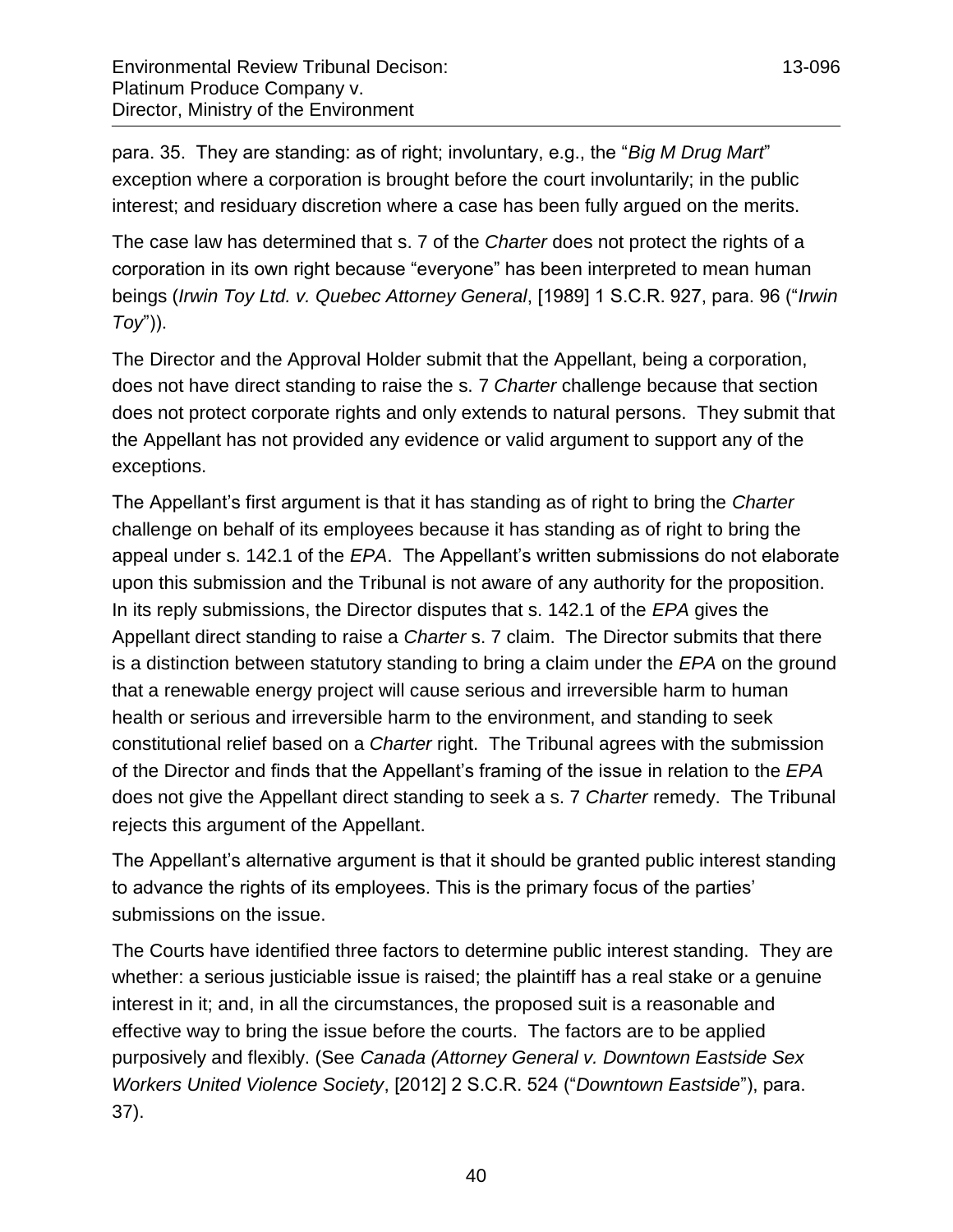para. 35. They are standing: as of right; involuntary, e.g., the "*Big M Drug Mart*" exception where a corporation is brought before the court involuntarily; in the public interest; and residuary discretion where a case has been fully argued on the merits.

The case law has determined that s. 7 of the *Charter* does not protect the rights of a corporation in its own right because "everyone" has been interpreted to mean human beings (*Irwin Toy Ltd. v. Quebec Attorney General*, [1989] 1 S.C.R. 927, para. 96 ("*Irwin Toy*")).

The Director and the Approval Holder submit that the Appellant, being a corporation, does not have direct standing to raise the s. 7 *Charter* challenge because that section does not protect corporate rights and only extends to natural persons. They submit that the Appellant has not provided any evidence or valid argument to support any of the exceptions.

The Appellant's first argument is that it has standing as of right to bring the *Charter* challenge on behalf of its employees because it has standing as of right to bring the appeal under s. 142.1 of the *EPA*. The Appellant's written submissions do not elaborate upon this submission and the Tribunal is not aware of any authority for the proposition. In its reply submissions, the Director disputes that s. 142.1 of the *EPA* gives the Appellant direct standing to raise a *Charter* s. 7 claim. The Director submits that there is a distinction between statutory standing to bring a claim under the *EPA* on the ground that a renewable energy project will cause serious and irreversible harm to human health or serious and irreversible harm to the environment, and standing to seek constitutional relief based on a *Charter* right. The Tribunal agrees with the submission of the Director and finds that the Appellant's framing of the issue in relation to the *EPA* does not give the Appellant direct standing to seek a s. 7 *Charter* remedy. The Tribunal rejects this argument of the Appellant.

The Appellant's alternative argument is that it should be granted public interest standing to advance the rights of its employees. This is the primary focus of the parties' submissions on the issue.

The Courts have identified three factors to determine public interest standing. They are whether: a serious justiciable issue is raised; the plaintiff has a real stake or a genuine interest in it; and, in all the circumstances, the proposed suit is a reasonable and effective way to bring the issue before the courts. The factors are to be applied purposively and flexibly. (See *Canada (Attorney General v. Downtown Eastside Sex Workers United Violence Society*, [2012] 2 S.C.R. 524 ("*Downtown Eastside*"), para. 37).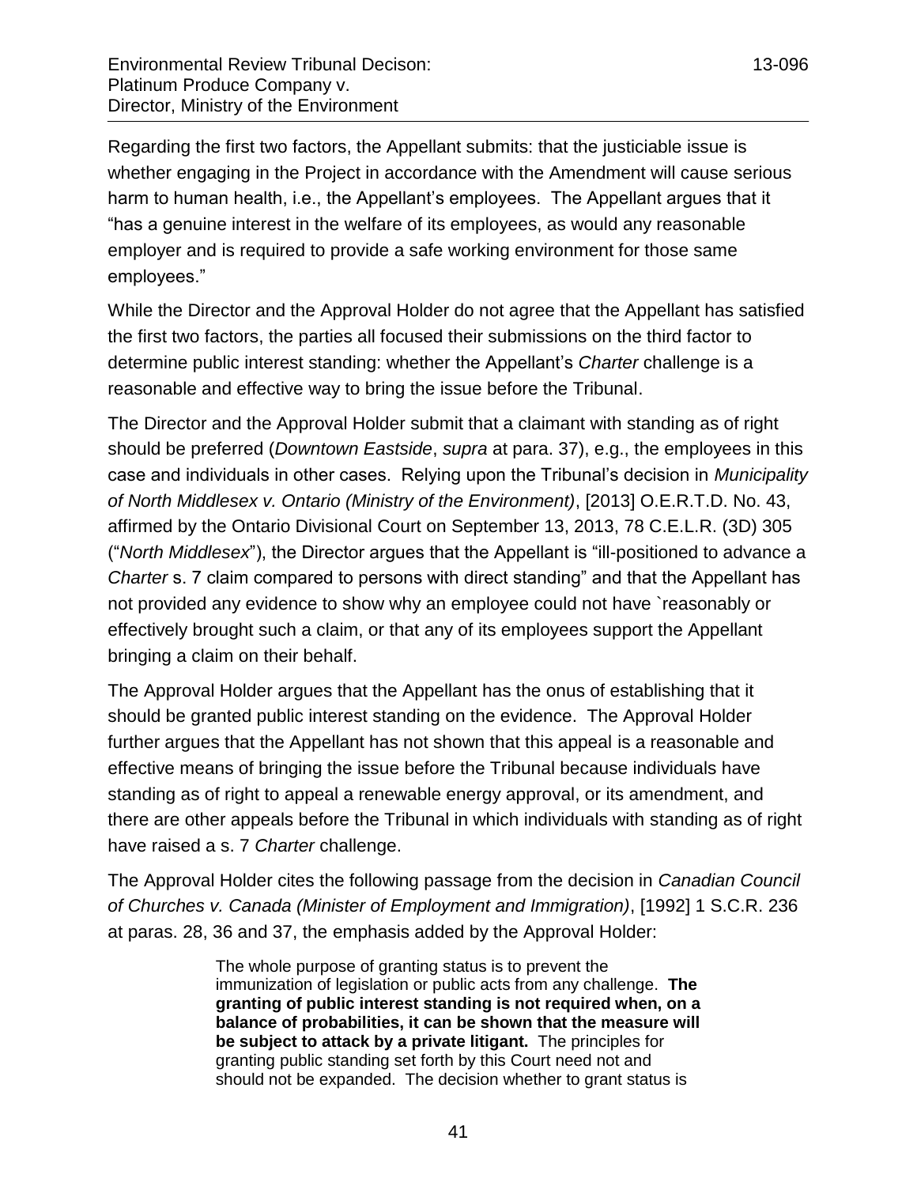Regarding the first two factors, the Appellant submits: that the justiciable issue is whether engaging in the Project in accordance with the Amendment will cause serious harm to human health, i.e., the Appellant's employees. The Appellant argues that it "has a genuine interest in the welfare of its employees, as would any reasonable employer and is required to provide a safe working environment for those same employees."

While the Director and the Approval Holder do not agree that the Appellant has satisfied the first two factors, the parties all focused their submissions on the third factor to determine public interest standing: whether the Appellant's *Charter* challenge is a reasonable and effective way to bring the issue before the Tribunal.

The Director and the Approval Holder submit that a claimant with standing as of right should be preferred (*Downtown Eastside*, *supra* at para. 37), e.g., the employees in this case and individuals in other cases. Relying upon the Tribunal's decision in *Municipality of North Middlesex v. Ontario (Ministry of the Environment)*, [2013] O.E.R.T.D. No. 43, affirmed by the Ontario Divisional Court on September 13, 2013, 78 C.E.L.R. (3D) 305 ("*North Middlesex*"), the Director argues that the Appellant is "ill-positioned to advance a *Charter* s. 7 claim compared to persons with direct standing" and that the Appellant has not provided any evidence to show why an employee could not have `reasonably or effectively brought such a claim, or that any of its employees support the Appellant bringing a claim on their behalf.

The Approval Holder argues that the Appellant has the onus of establishing that it should be granted public interest standing on the evidence. The Approval Holder further argues that the Appellant has not shown that this appeal is a reasonable and effective means of bringing the issue before the Tribunal because individuals have standing as of right to appeal a renewable energy approval, or its amendment, and there are other appeals before the Tribunal in which individuals with standing as of right have raised a s. 7 *Charter* challenge.

The Approval Holder cites the following passage from the decision in *Canadian Council of Churches v. Canada (Minister of Employment and Immigration)*, [1992] 1 S.C.R. 236 at paras. 28, 36 and 37, the emphasis added by the Approval Holder:

> The whole purpose of granting status is to prevent the immunization of legislation or public acts from any challenge. **The granting of public interest standing is not required when, on a balance of probabilities, it can be shown that the measure will be subject to attack by a private litigant.** The principles for granting public standing set forth by this Court need not and should not be expanded. The decision whether to grant status is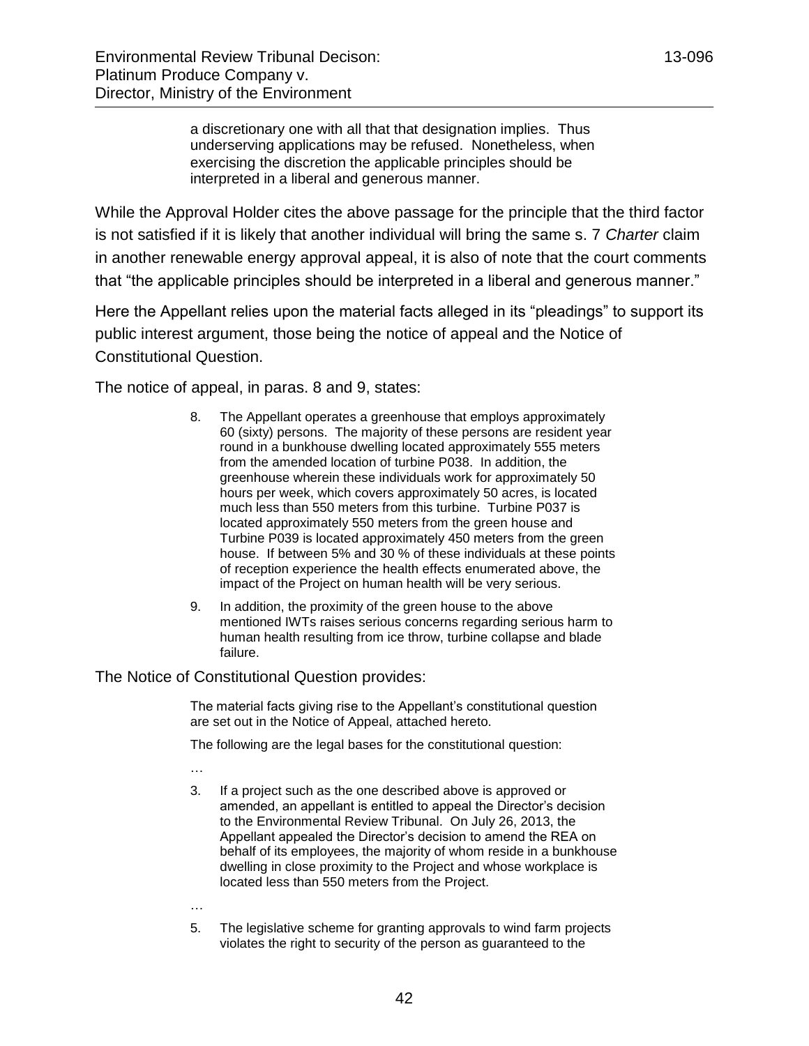> a discretionary one with all that that designation implies. Thus underserving applications may be refused. Nonetheless, when exercising the discretion the applicable principles should be interpreted in a liberal and generous manner.

While the Approval Holder cites the above passage for the principle that the third factor is not satisfied if it is likely that another individual will bring the same s. 7 *Charter* claim in another renewable energy approval appeal, it is also of note that the court comments that "the applicable principles should be interpreted in a liberal and generous manner."

Here the Appellant relies upon the material facts alleged in its "pleadings" to support its public interest argument, those being the notice of appeal and the Notice of Constitutional Question.

The notice of appeal, in paras. 8 and 9, states:

> 8. The Appellant operates a greenhouse that employs approximately 60 (sixty) persons. The majority of these persons are resident year round in a bunkhouse dwelling located approximately 555 meters from the amended location of turbine P038. In addition, the greenhouse wherein these individuals work for approximately 50 hours per week, which covers approximately 50 acres, is located much less than 550 meters from this turbine. Turbine P037 is located approximately 550 meters from the green house and Turbine P039 is located approximately 450 meters from the green house. If between 5% and 30 % of these individuals at these points of reception experience the health effects enumerated above, the impact of the Project on human health will be very serious.
>
> 9. In addition, the proximity of the green house to the above mentioned IWTs raises serious concerns regarding serious harm to human health resulting from ice throw, turbine collapse and blade failure.

The Notice of Constitutional Question provides:

> The material facts giving rise to the Appellant's constitutional question are set out in the Notice of Appeal, attached hereto.
>
> The following are the legal bases for the constitutional question:
>
> …
>
> 3. If a project such as the one described above is approved or amended, an appellant is entitled to appeal the Director's decision to the Environmental Review Tribunal. On July 26, 2013, the Appellant appealed the Director's decision to amend the REA on behalf of its employees, the majority of whom reside in a bunkhouse dwelling in close proximity to the Project and whose workplace is located less than 550 meters from the Project.
>
> …
>
> 5. The legislative scheme for granting approvals to wind farm projects violates the right to security of the person as guaranteed to the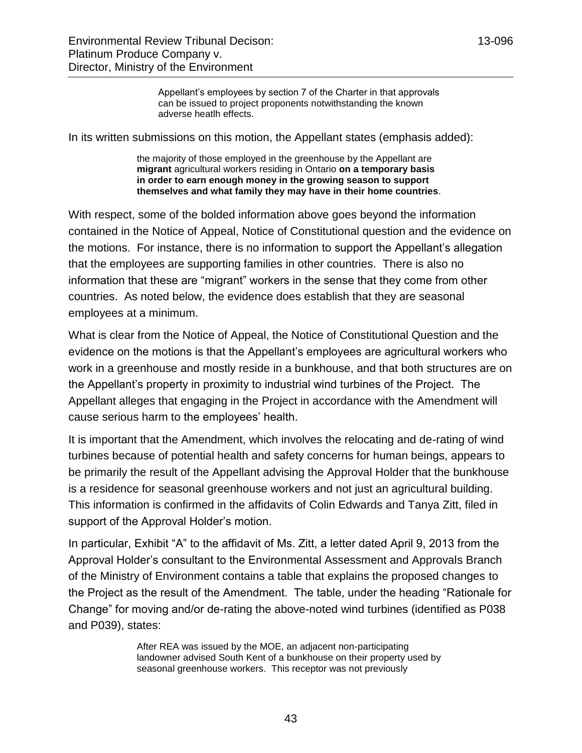> Appellant's employees by section 7 of the Charter in that approvals can be issued to project proponents notwithstanding the known adverse heatlh effects.

In its written submissions on this motion, the Appellant states (emphasis added):

> the majority of those employed in the greenhouse by the Appellant are **migrant** agricultural workers residing in Ontario **on a temporary basis in order to earn enough money in the growing season to support themselves and what family they may have in their home countries**.

With respect, some of the bolded information above goes beyond the information contained in the Notice of Appeal, Notice of Constitutional question and the evidence on the motions. For instance, there is no information to support the Appellant's allegation that the employees are supporting families in other countries. There is also no information that these are "migrant" workers in the sense that they come from other countries. As noted below, the evidence does establish that they are seasonal employees at a minimum.

What is clear from the Notice of Appeal, the Notice of Constitutional Question and the evidence on the motions is that the Appellant's employees are agricultural workers who work in a greenhouse and mostly reside in a bunkhouse, and that both structures are on the Appellant's property in proximity to industrial wind turbines of the Project. The Appellant alleges that engaging in the Project in accordance with the Amendment will cause serious harm to the employees' health.

It is important that the Amendment, which involves the relocating and de-rating of wind turbines because of potential health and safety concerns for human beings, appears to be primarily the result of the Appellant advising the Approval Holder that the bunkhouse is a residence for seasonal greenhouse workers and not just an agricultural building. This information is confirmed in the affidavits of Colin Edwards and Tanya Zitt, filed in support of the Approval Holder's motion.

In particular, Exhibit "A" to the affidavit of Ms. Zitt, a letter dated April 9, 2013 from the Approval Holder's consultant to the Environmental Assessment and Approvals Branch of the Ministry of Environment contains a table that explains the proposed changes to the Project as the result of the Amendment. The table, under the heading "Rationale for Change" for moving and/or de-rating the above-noted wind turbines (identified as P038 and P039), states:

> After REA was issued by the MOE, an adjacent non-participating landowner advised South Kent of a bunkhouse on their property used by seasonal greenhouse workers. This receptor was not previously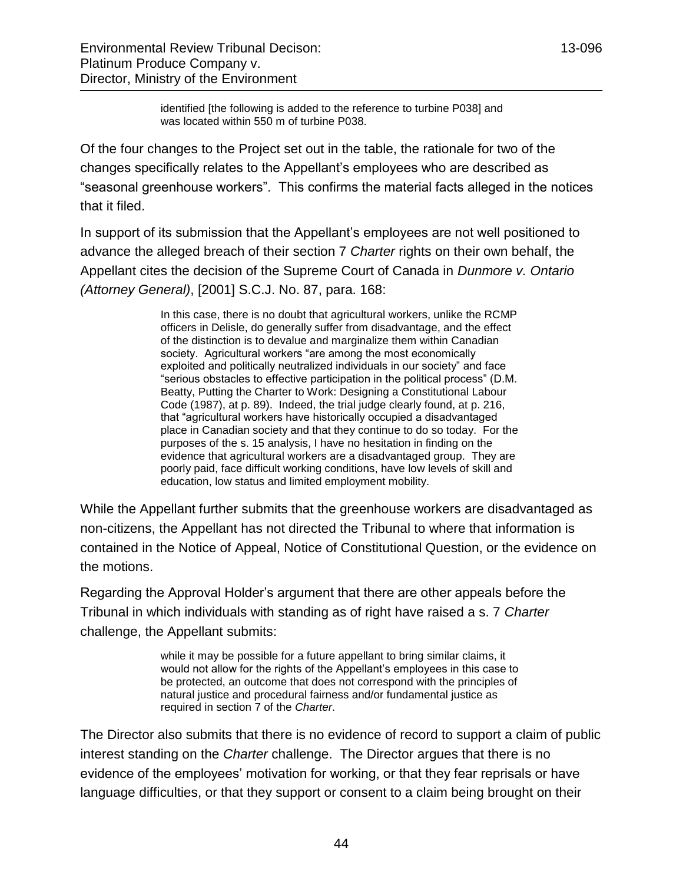> identified [the following is added to the reference to turbine P038] and was located within 550 m of turbine P038.

Of the four changes to the Project set out in the table, the rationale for two of the changes specifically relates to the Appellant's employees who are described as "seasonal greenhouse workers". This confirms the material facts alleged in the notices that it filed.

In support of its submission that the Appellant's employees are not well positioned to advance the alleged breach of their section 7 *Charter* rights on their own behalf, the Appellant cites the decision of the Supreme Court of Canada in *Dunmore v. Ontario (Attorney General)*, [2001] S.C.J. No. 87, para. 168:

> In this case, there is no doubt that agricultural workers, unlike the RCMP officers in Delisle, do generally suffer from disadvantage, and the effect of the distinction is to devalue and marginalize them within Canadian society. Agricultural workers "are among the most economically exploited and politically neutralized individuals in our society" and face "serious obstacles to effective participation in the political process" (D.M. Beatty, Putting the Charter to Work: Designing a Constitutional Labour Code (1987), at p. 89). Indeed, the trial judge clearly found, at p. 216, that "agricultural workers have historically occupied a disadvantaged place in Canadian society and that they continue to do so today. For the purposes of the s. 15 analysis, I have no hesitation in finding on the evidence that agricultural workers are a disadvantaged group. They are poorly paid, face difficult working conditions, have low levels of skill and education, low status and limited employment mobility.

While the Appellant further submits that the greenhouse workers are disadvantaged as non-citizens, the Appellant has not directed the Tribunal to where that information is contained in the Notice of Appeal, Notice of Constitutional Question, or the evidence on the motions.

Regarding the Approval Holder's argument that there are other appeals before the Tribunal in which individuals with standing as of right have raised a s. 7 *Charter* challenge, the Appellant submits:

> while it may be possible for a future appellant to bring similar claims, it would not allow for the rights of the Appellant's employees in this case to be protected, an outcome that does not correspond with the principles of natural justice and procedural fairness and/or fundamental justice as required in section 7 of the *Charter*.

The Director also submits that there is no evidence of record to support a claim of public interest standing on the *Charter* challenge. The Director argues that there is no evidence of the employees' motivation for working, or that they fear reprisals or have language difficulties, or that they support or consent to a claim being brought on their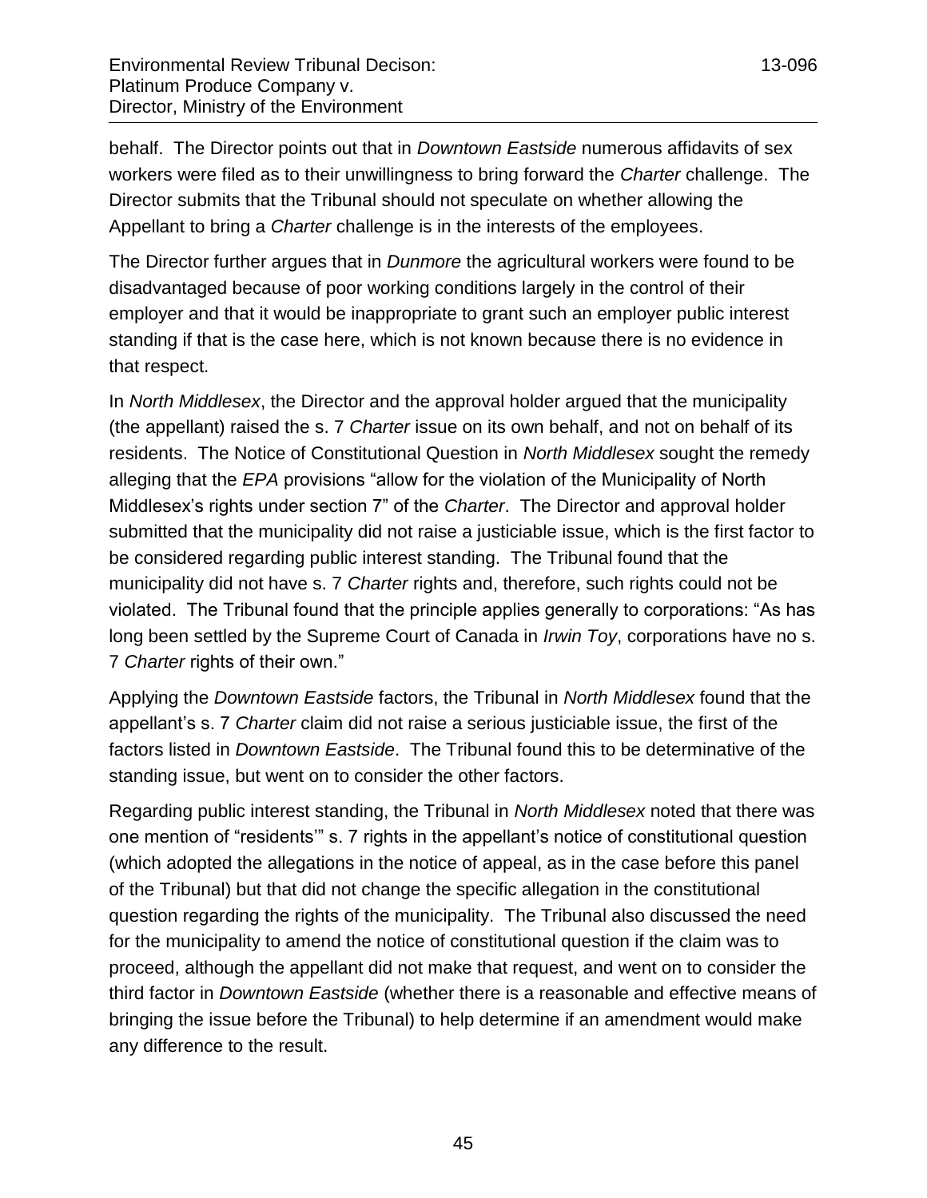behalf. The Director points out that in *Downtown Eastside* numerous affidavits of sex workers were filed as to their unwillingness to bring forward the *Charter* challenge. The Director submits that the Tribunal should not speculate on whether allowing the Appellant to bring a *Charter* challenge is in the interests of the employees.

The Director further argues that in *Dunmore* the agricultural workers were found to be disadvantaged because of poor working conditions largely in the control of their employer and that it would be inappropriate to grant such an employer public interest standing if that is the case here, which is not known because there is no evidence in that respect.

In *North Middlesex*, the Director and the approval holder argued that the municipality (the appellant) raised the s. 7 *Charter* issue on its own behalf, and not on behalf of its residents. The Notice of Constitutional Question in *North Middlesex* sought the remedy alleging that the *EPA* provisions "allow for the violation of the Municipality of North Middlesex's rights under section 7" of the *Charter*. The Director and approval holder submitted that the municipality did not raise a justiciable issue, which is the first factor to be considered regarding public interest standing. The Tribunal found that the municipality did not have s. 7 *Charter* rights and, therefore, such rights could not be violated. The Tribunal found that the principle applies generally to corporations: "As has long been settled by the Supreme Court of Canada in *Irwin Toy*, corporations have no s. 7 *Charter* rights of their own."

Applying the *Downtown Eastside* factors, the Tribunal in *North Middlesex* found that the appellant's s. 7 *Charter* claim did not raise a serious justiciable issue, the first of the factors listed in *Downtown Eastside*. The Tribunal found this to be determinative of the standing issue, but went on to consider the other factors.

Regarding public interest standing, the Tribunal in *North Middlesex* noted that there was one mention of "residents'" s. 7 rights in the appellant's notice of constitutional question (which adopted the allegations in the notice of appeal, as in the case before this panel of the Tribunal) but that did not change the specific allegation in the constitutional question regarding the rights of the municipality. The Tribunal also discussed the need for the municipality to amend the notice of constitutional question if the claim was to proceed, although the appellant did not make that request, and went on to consider the third factor in *Downtown Eastside* (whether there is a reasonable and effective means of bringing the issue before the Tribunal) to help determine if an amendment would make any difference to the result.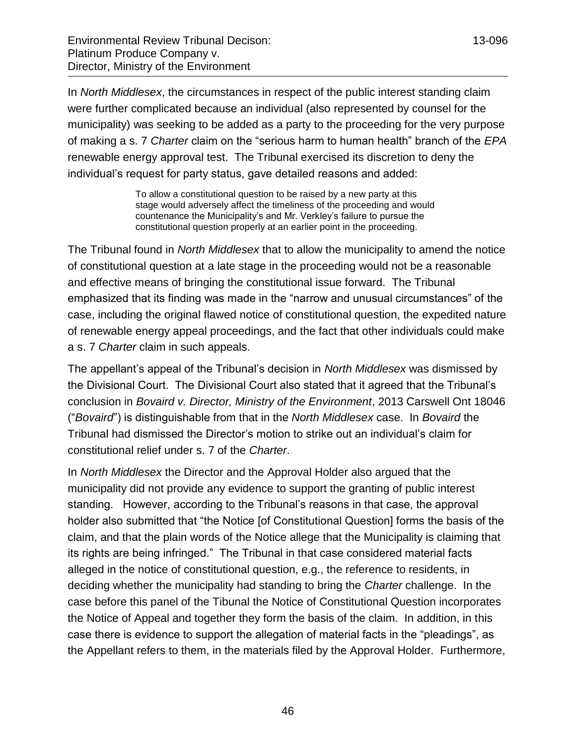In *North Middlesex*, the circumstances in respect of the public interest standing claim were further complicated because an individual (also represented by counsel for the municipality) was seeking to be added as a party to the proceeding for the very purpose of making a s. 7 *Charter* claim on the "serious harm to human health" branch of the *EPA* renewable energy approval test. The Tribunal exercised its discretion to deny the individual's request for party status, gave detailed reasons and added:

> To allow a constitutional question to be raised by a new party at this stage would adversely affect the timeliness of the proceeding and would countenance the Municipality's and Mr. Verkley's failure to pursue the constitutional question properly at an earlier point in the proceeding.

The Tribunal found in *North Middlesex* that to allow the municipality to amend the notice of constitutional question at a late stage in the proceeding would not be a reasonable and effective means of bringing the constitutional issue forward. The Tribunal emphasized that its finding was made in the "narrow and unusual circumstances" of the case, including the original flawed notice of constitutional question, the expedited nature of renewable energy appeal proceedings, and the fact that other individuals could make a s. 7 *Charter* claim in such appeals.

The appellant's appeal of the Tribunal's decision in *North Middlesex* was dismissed by the Divisional Court. The Divisional Court also stated that it agreed that the Tribunal's conclusion in *Bovaird v. Director, Ministry of the Environment*, 2013 Carswell Ont 18046 ("*Bovaird*") is distinguishable from that in the *North Middlesex* case. In *Bovaird* the Tribunal had dismissed the Director's motion to strike out an individual's claim for constitutional relief under s. 7 of the *Charter*.

In *North Middlesex* the Director and the Approval Holder also argued that the municipality did not provide any evidence to support the granting of public interest standing. However, according to the Tribunal's reasons in that case, the approval holder also submitted that "the Notice [of Constitutional Question] forms the basis of the claim, and that the plain words of the Notice allege that the Municipality is claiming that its rights are being infringed." The Tribunal in that case considered material facts alleged in the notice of constitutional question, e.g., the reference to residents, in deciding whether the municipality had standing to bring the *Charter* challenge. In the case before this panel of the Tibunal the Notice of Constitutional Question incorporates the Notice of Appeal and together they form the basis of the claim. In addition, in this case there is evidence to support the allegation of material facts in the "pleadings", as the Appellant refers to them, in the materials filed by the Approval Holder. Furthermore,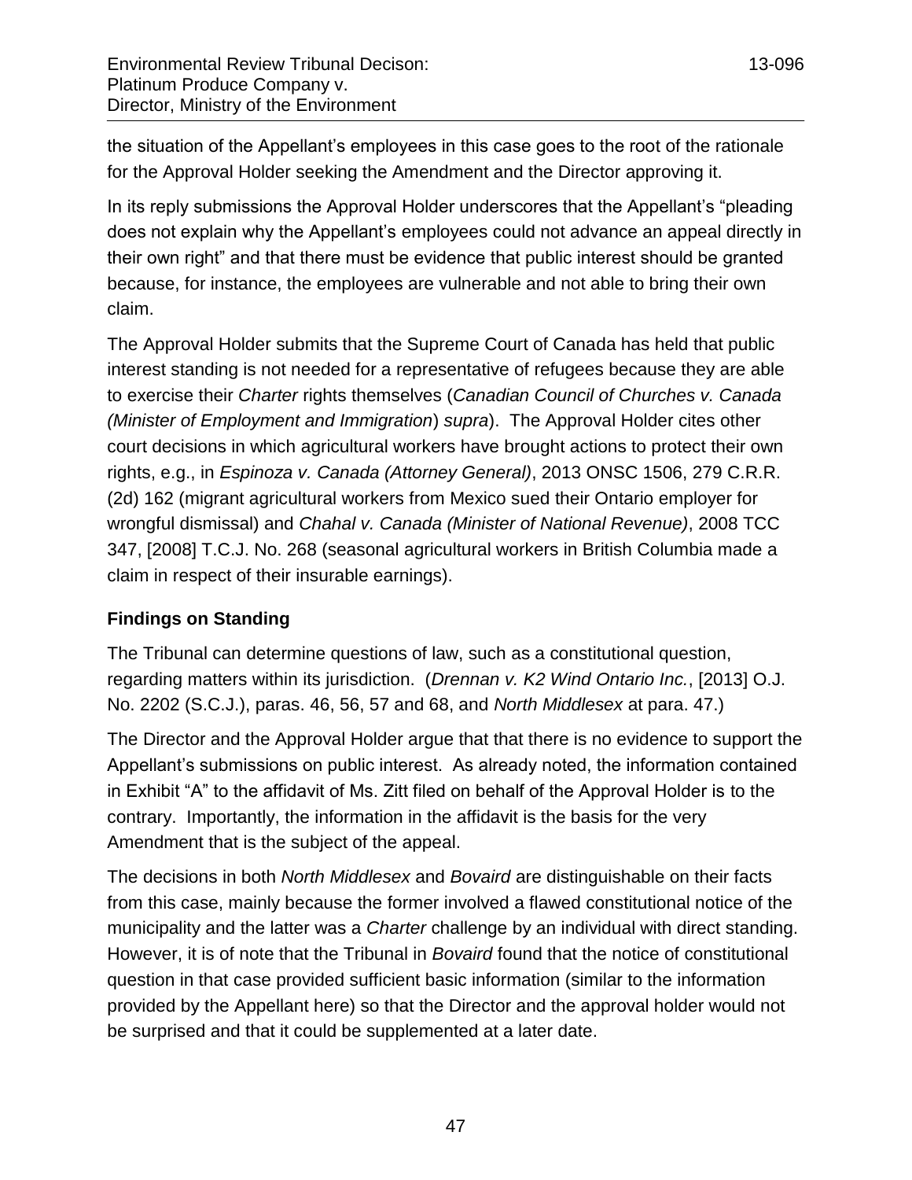the situation of the Appellant's employees in this case goes to the root of the rationale for the Approval Holder seeking the Amendment and the Director approving it.

In its reply submissions the Approval Holder underscores that the Appellant's "pleading does not explain why the Appellant's employees could not advance an appeal directly in their own right" and that there must be evidence that public interest should be granted because, for instance, the employees are vulnerable and not able to bring their own claim.

The Approval Holder submits that the Supreme Court of Canada has held that public interest standing is not needed for a representative of refugees because they are able to exercise their *Charter* rights themselves (*Canadian Council of Churches v. Canada (Minister of Employment and Immigration*) *supra*). The Approval Holder cites other court decisions in which agricultural workers have brought actions to protect their own rights, e.g., in *Espinoza v. Canada (Attorney General)*, 2013 ONSC 1506, 279 C.R.R. (2d) 162 (migrant agricultural workers from Mexico sued their Ontario employer for wrongful dismissal) and *Chahal v. Canada (Minister of National Revenue)*, 2008 TCC 347, [2008] T.C.J. No. 268 (seasonal agricultural workers in British Columbia made a claim in respect of their insurable earnings).

### Findings on Standing

The Tribunal can determine questions of law, such as a constitutional question, regarding matters within its jurisdiction. (*Drennan v. K2 Wind Ontario Inc.*, [2013] O.J. No. 2202 (S.C.J.), paras. 46, 56, 57 and 68, and *North Middlesex* at para. 47.)

The Director and the Approval Holder argue that that there is no evidence to support the Appellant's submissions on public interest. As already noted, the information contained in Exhibit "A" to the affidavit of Ms. Zitt filed on behalf of the Approval Holder is to the contrary. Importantly, the information in the affidavit is the basis for the very Amendment that is the subject of the appeal.

The decisions in both *North Middlesex* and *Bovaird* are distinguishable on their facts from this case, mainly because the former involved a flawed constitutional notice of the municipality and the latter was a *Charter* challenge by an individual with direct standing. However, it is of note that the Tribunal in *Bovaird* found that the notice of constitutional question in that case provided sufficient basic information (similar to the information provided by the Appellant here) so that the Director and the approval holder would not be surprised and that it could be supplemented at a later date.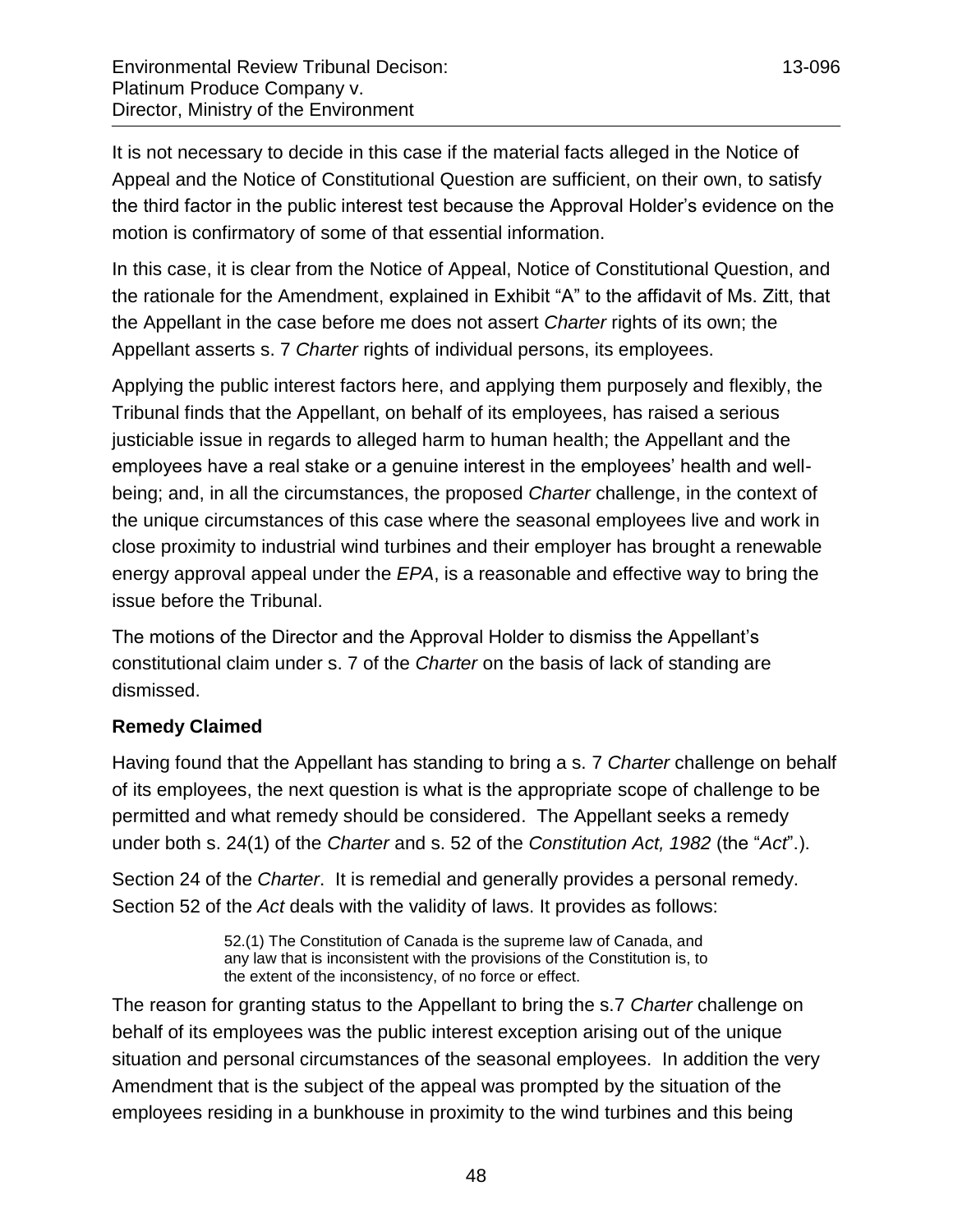It is not necessary to decide in this case if the material facts alleged in the Notice of Appeal and the Notice of Constitutional Question are sufficient, on their own, to satisfy the third factor in the public interest test because the Approval Holder's evidence on the motion is confirmatory of some of that essential information.

In this case, it is clear from the Notice of Appeal, Notice of Constitutional Question, and the rationale for the Amendment, explained in Exhibit "A" to the affidavit of Ms. Zitt, that the Appellant in the case before me does not assert *Charter* rights of its own; the Appellant asserts s. 7 *Charter* rights of individual persons, its employees.

Applying the public interest factors here, and applying them purposely and flexibly, the Tribunal finds that the Appellant, on behalf of its employees, has raised a serious justiciable issue in regards to alleged harm to human health; the Appellant and the employees have a real stake or a genuine interest in the employees' health and well-being; and, in all the circumstances, the proposed *Charter* challenge, in the context of the unique circumstances of this case where the seasonal employees live and work in close proximity to industrial wind turbines and their employer has brought a renewable energy approval appeal under the *EPA*, is a reasonable and effective way to bring the issue before the Tribunal.

The motions of the Director and the Approval Holder to dismiss the Appellant's constitutional claim under s. 7 of the *Charter* on the basis of lack of standing are dismissed.

**Remedy Claimed**

Having found that the Appellant has standing to bring a s. 7 *Charter* challenge on behalf of its employees, the next question is what is the appropriate scope of challenge to be permitted and what remedy should be considered. The Appellant seeks a remedy under both s. 24(1) of the *Charter* and s. 52 of the *Constitution Act, 1982* (the "*Act*".).

Section 24 of the *Charter*. It is remedial and generally provides a personal remedy. Section 52 of the *Act* deals with the validity of laws. It provides as follows:

> 52.(1) The Constitution of Canada is the supreme law of Canada, and any law that is inconsistent with the provisions of the Constitution is, to the extent of the inconsistency, of no force or effect.

The reason for granting status to the Appellant to bring the s.7 *Charter* challenge on behalf of its employees was the public interest exception arising out of the unique situation and personal circumstances of the seasonal employees. In addition the very Amendment that is the subject of the appeal was prompted by the situation of the employees residing in a bunkhouse in proximity to the wind turbines and this being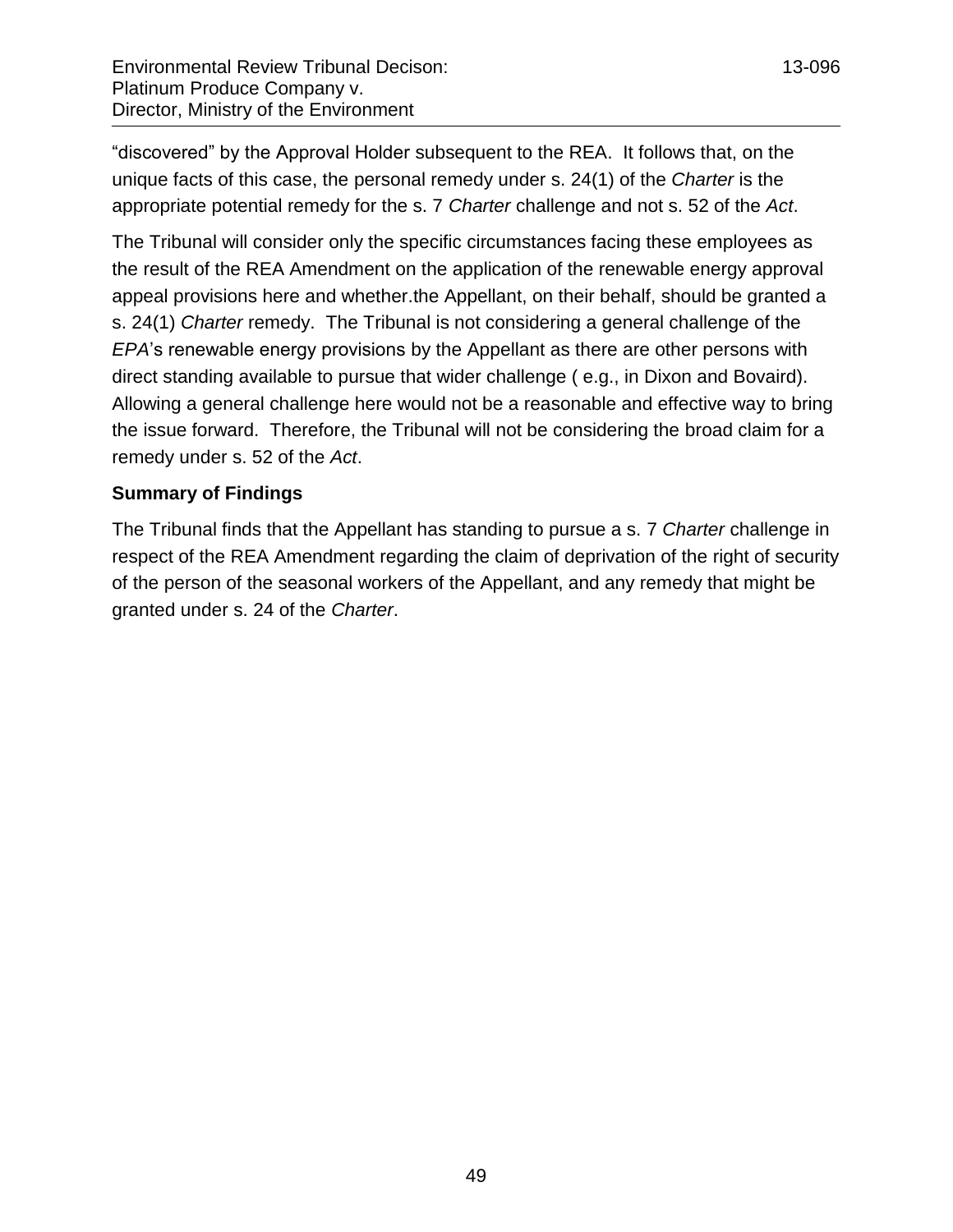"discovered" by the Approval Holder subsequent to the REA. It follows that, on the unique facts of this case, the personal remedy under s. 24(1) of the *Charter* is the appropriate potential remedy for the s. 7 *Charter* challenge and not s. 52 of the *Act*.

The Tribunal will consider only the specific circumstances facing these employees as the result of the REA Amendment on the application of the renewable energy approval appeal provisions here and whether.the Appellant, on their behalf, should be granted a s. 24(1) *Charter* remedy. The Tribunal is not considering a general challenge of the *EPA*'s renewable energy provisions by the Appellant as there are other persons with direct standing available to pursue that wider challenge ( e.g., in Dixon and Bovaird). Allowing a general challenge here would not be a reasonable and effective way to bring the issue forward. Therefore, the Tribunal will not be considering the broad claim for a remedy under s. 52 of the *Act*.

**Summary of Findings**

The Tribunal finds that the Appellant has standing to pursue a s. 7 *Charter* challenge in respect of the REA Amendment regarding the claim of deprivation of the right of security of the person of the seasonal workers of the Appellant, and any remedy that might be granted under s. 24 of the *Charter*.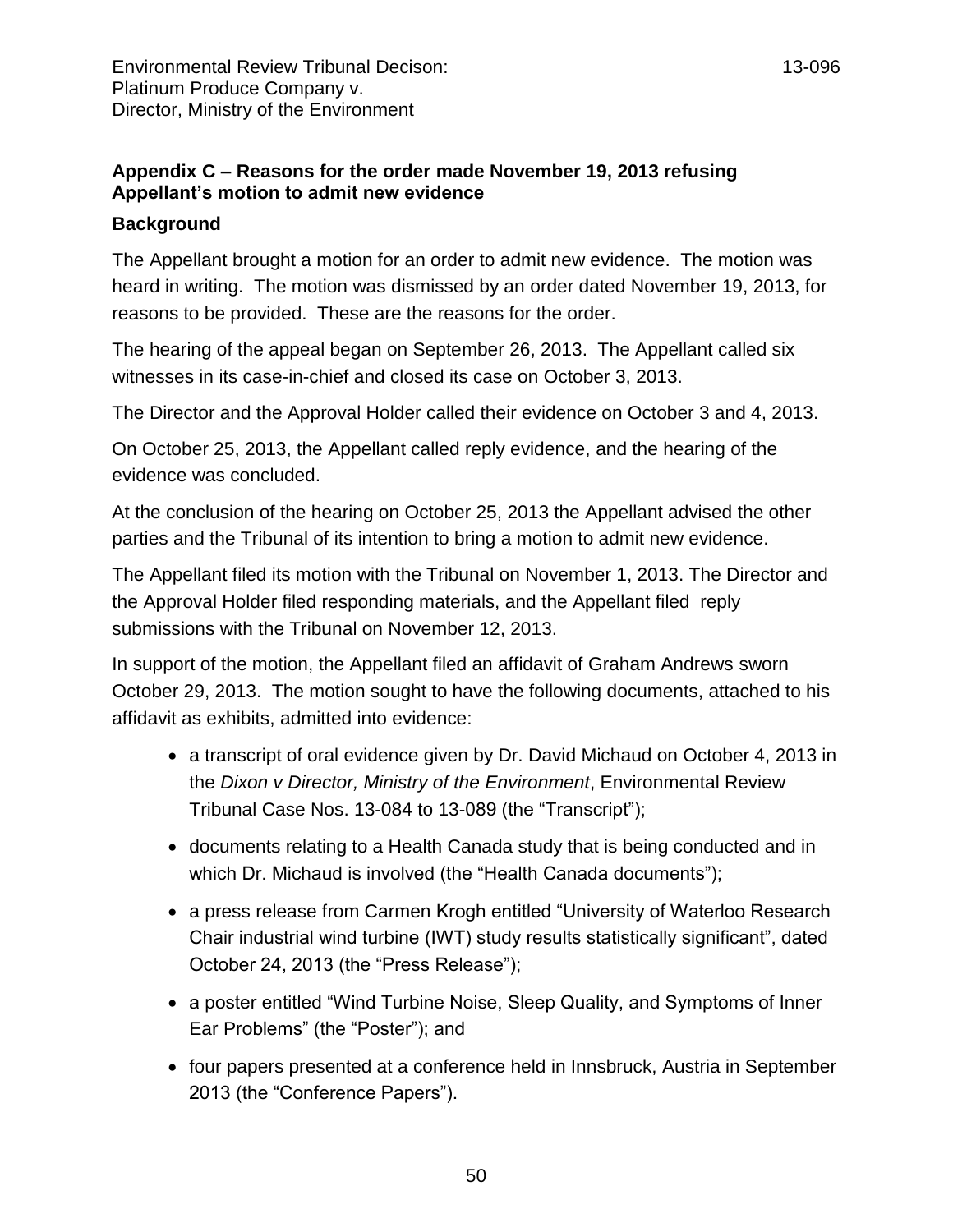## Appendix C – Reasons for the order made November 19, 2013 refusing Appellant's motion to admit new evidence

### Background

The Appellant brought a motion for an order to admit new evidence. The motion was heard in writing. The motion was dismissed by an order dated November 19, 2013, for reasons to be provided. These are the reasons for the order.

The hearing of the appeal began on September 26, 2013. The Appellant called six witnesses in its case-in-chief and closed its case on October 3, 2013.

The Director and the Approval Holder called their evidence on October 3 and 4, 2013.

On October 25, 2013, the Appellant called reply evidence, and the hearing of the evidence was concluded.

At the conclusion of the hearing on October 25, 2013 the Appellant advised the other parties and the Tribunal of its intention to bring a motion to admit new evidence.

The Appellant filed its motion with the Tribunal on November 1, 2013. The Director and the Approval Holder filed responding materials, and the Appellant filed reply submissions with the Tribunal on November 12, 2013.

In support of the motion, the Appellant filed an affidavit of Graham Andrews sworn October 29, 2013. The motion sought to have the following documents, attached to his affidavit as exhibits, admitted into evidence:

- a transcript of oral evidence given by Dr. David Michaud on October 4, 2013 in the *Dixon v Director, Ministry of the Environment*, Environmental Review Tribunal Case Nos. 13-084 to 13-089 (the "Transcript");
- documents relating to a Health Canada study that is being conducted and in which Dr. Michaud is involved (the "Health Canada documents");
- a press release from Carmen Krogh entitled "University of Waterloo Research Chair industrial wind turbine (IWT) study results statistically significant", dated October 24, 2013 (the "Press Release");
- a poster entitled "Wind Turbine Noise, Sleep Quality, and Symptoms of Inner Ear Problems" (the "Poster"); and
- four papers presented at a conference held in Innsbruck, Austria in September 2013 (the "Conference Papers").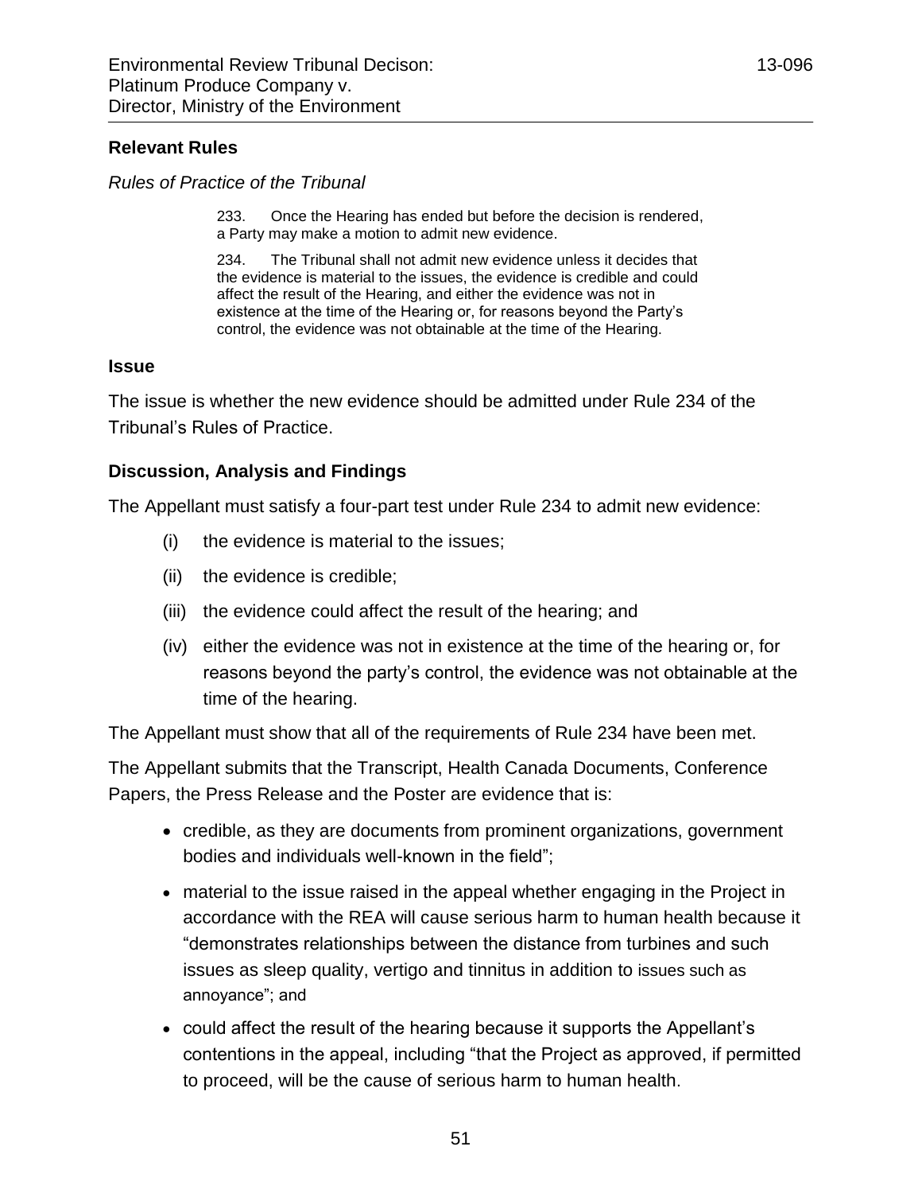### Relevant Rules

*Rules of Practice of the Tribunal*

> 233. Once the Hearing has ended but before the decision is rendered, a Party may make a motion to admit new evidence.
>
> 234. The Tribunal shall not admit new evidence unless it decides that the evidence is material to the issues, the evidence is credible and could affect the result of the Hearing, and either the evidence was not in existence at the time of the Hearing or, for reasons beyond the Party's control, the evidence was not obtainable at the time of the Hearing.

### Issue

The issue is whether the new evidence should be admitted under Rule 234 of the Tribunal's Rules of Practice.

### Discussion, Analysis and Findings

The Appellant must satisfy a four-part test under Rule 234 to admit new evidence:

(i) the evidence is material to the issues;

(ii) the evidence is credible;

(iii) the evidence could affect the result of the hearing; and

(iv) either the evidence was not in existence at the time of the hearing or, for reasons beyond the party's control, the evidence was not obtainable at the time of the hearing.

The Appellant must show that all of the requirements of Rule 234 have been met.

The Appellant submits that the Transcript, Health Canada Documents, Conference Papers, the Press Release and the Poster are evidence that is:

- credible, as they are documents from prominent organizations, government bodies and individuals well-known in the field";
- material to the issue raised in the appeal whether engaging in the Project in accordance with the REA will cause serious harm to human health because it "demonstrates relationships between the distance from turbines and such issues as sleep quality, vertigo and tinnitus in addition to issues such as annoyance"; and
- could affect the result of the hearing because it supports the Appellant's contentions in the appeal, including "that the Project as approved, if permitted to proceed, will be the cause of serious harm to human health.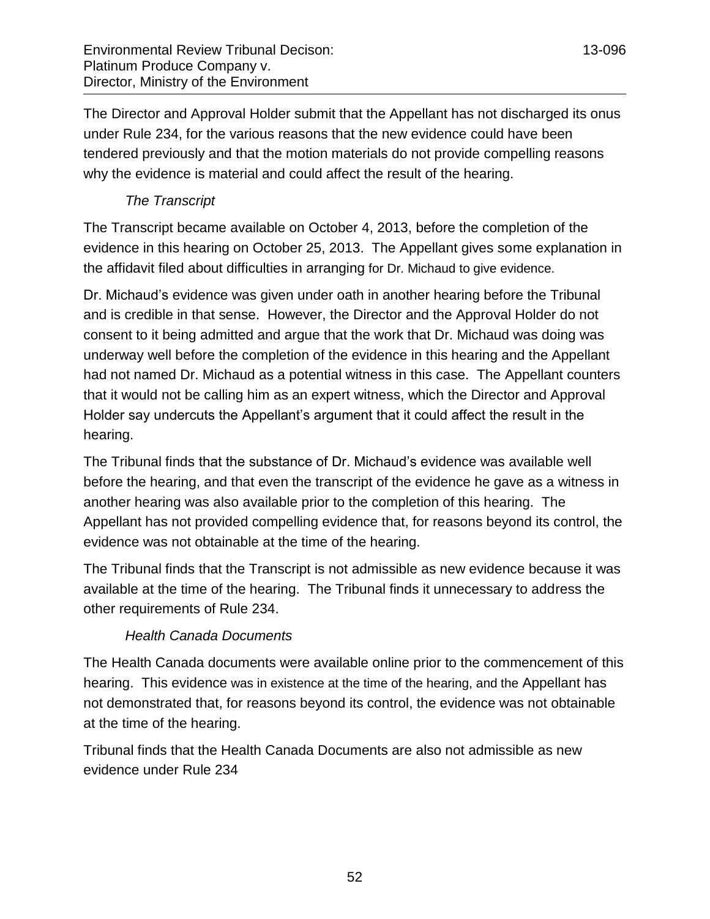The Director and Approval Holder submit that the Appellant has not discharged its onus under Rule 234, for the various reasons that the new evidence could have been tendered previously and that the motion materials do not provide compelling reasons why the evidence is material and could affect the result of the hearing.

*The Transcript*

The Transcript became available on October 4, 2013, before the completion of the evidence in this hearing on October 25, 2013. The Appellant gives some explanation in the affidavit filed about difficulties in arranging for Dr. Michaud to give evidence.

Dr. Michaud's evidence was given under oath in another hearing before the Tribunal and is credible in that sense. However, the Director and the Approval Holder do not consent to it being admitted and argue that the work that Dr. Michaud was doing was underway well before the completion of the evidence in this hearing and the Appellant had not named Dr. Michaud as a potential witness in this case. The Appellant counters that it would not be calling him as an expert witness, which the Director and Approval Holder say undercuts the Appellant's argument that it could affect the result in the hearing.

The Tribunal finds that the substance of Dr. Michaud's evidence was available well before the hearing, and that even the transcript of the evidence he gave as a witness in another hearing was also available prior to the completion of this hearing. The Appellant has not provided compelling evidence that, for reasons beyond its control, the evidence was not obtainable at the time of the hearing.

The Tribunal finds that the Transcript is not admissible as new evidence because it was available at the time of the hearing. The Tribunal finds it unnecessary to address the other requirements of Rule 234.

*Health Canada Documents*

The Health Canada documents were available online prior to the commencement of this hearing. This evidence was in existence at the time of the hearing, and the Appellant has not demonstrated that, for reasons beyond its control, the evidence was not obtainable at the time of the hearing.

Tribunal finds that the Health Canada Documents are also not admissible as new evidence under Rule 234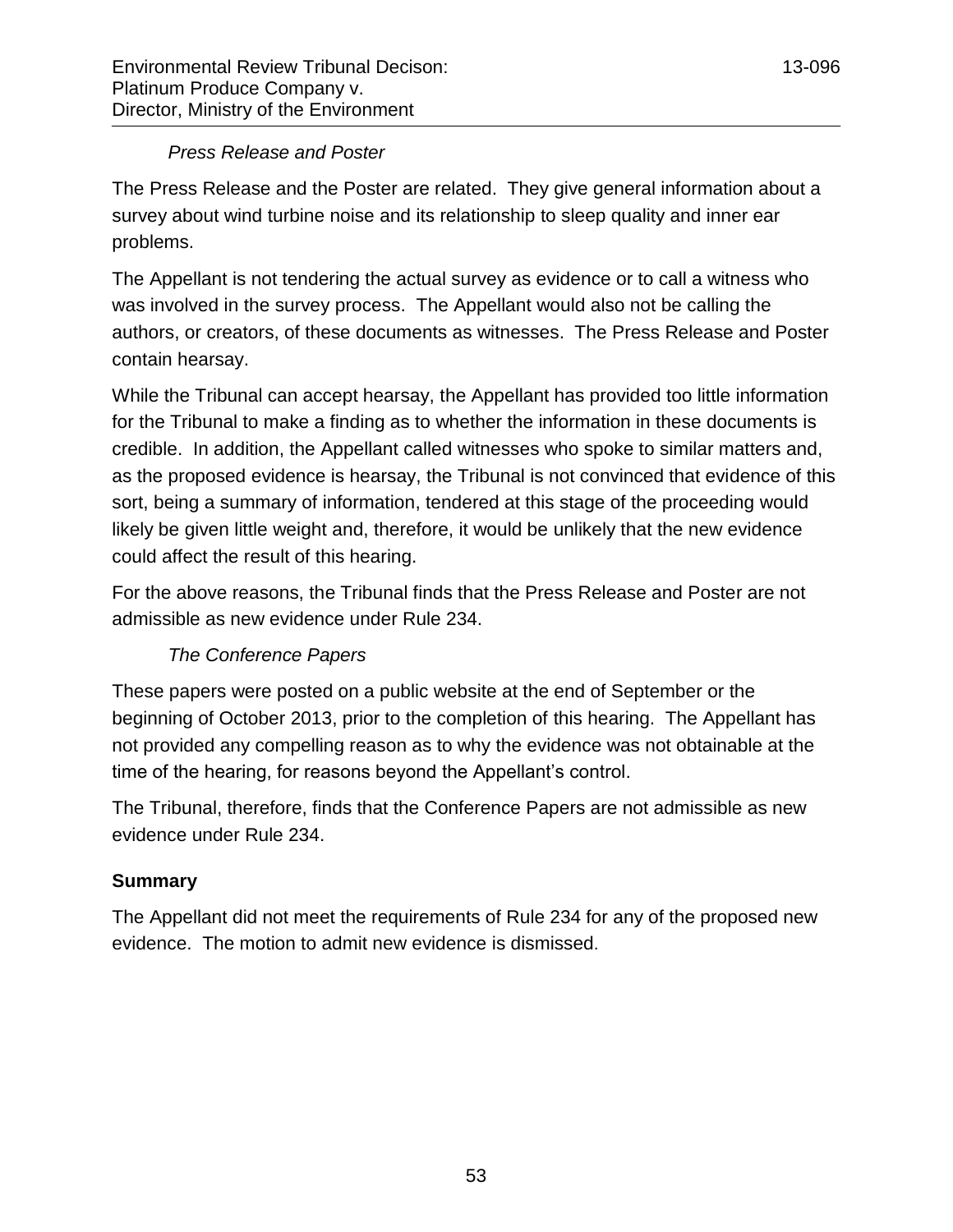*Press Release and Poster*

The Press Release and the Poster are related. They give general information about a survey about wind turbine noise and its relationship to sleep quality and inner ear problems.

The Appellant is not tendering the actual survey as evidence or to call a witness who was involved in the survey process. The Appellant would also not be calling the authors, or creators, of these documents as witnesses. The Press Release and Poster contain hearsay.

While the Tribunal can accept hearsay, the Appellant has provided too little information for the Tribunal to make a finding as to whether the information in these documents is credible. In addition, the Appellant called witnesses who spoke to similar matters and, as the proposed evidence is hearsay, the Tribunal is not convinced that evidence of this sort, being a summary of information, tendered at this stage of the proceeding would likely be given little weight and, therefore, it would be unlikely that the new evidence could affect the result of this hearing.

For the above reasons, the Tribunal finds that the Press Release and Poster are not admissible as new evidence under Rule 234.

*The Conference Papers*

These papers were posted on a public website at the end of September or the beginning of October 2013, prior to the completion of this hearing. The Appellant has not provided any compelling reason as to why the evidence was not obtainable at the time of the hearing, for reasons beyond the Appellant's control.

The Tribunal, therefore, finds that the Conference Papers are not admissible as new evidence under Rule 234.

**Summary**

The Appellant did not meet the requirements of Rule 234 for any of the proposed new evidence. The motion to admit new evidence is dismissed.